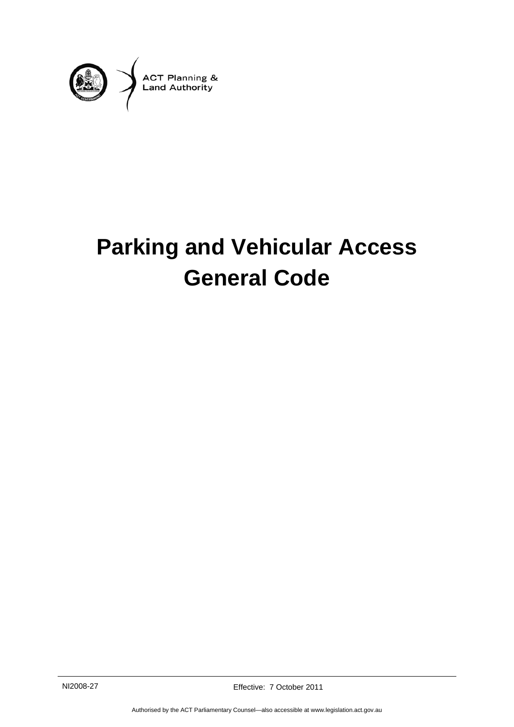ACT Planning & Land Authority

# Parking and Vehicular Access General Code

NI2008-27

Effective: 7 October 2011

Authorised by the ACT Parliamentary Counsel—also accessible at www.legislation.act.gov.au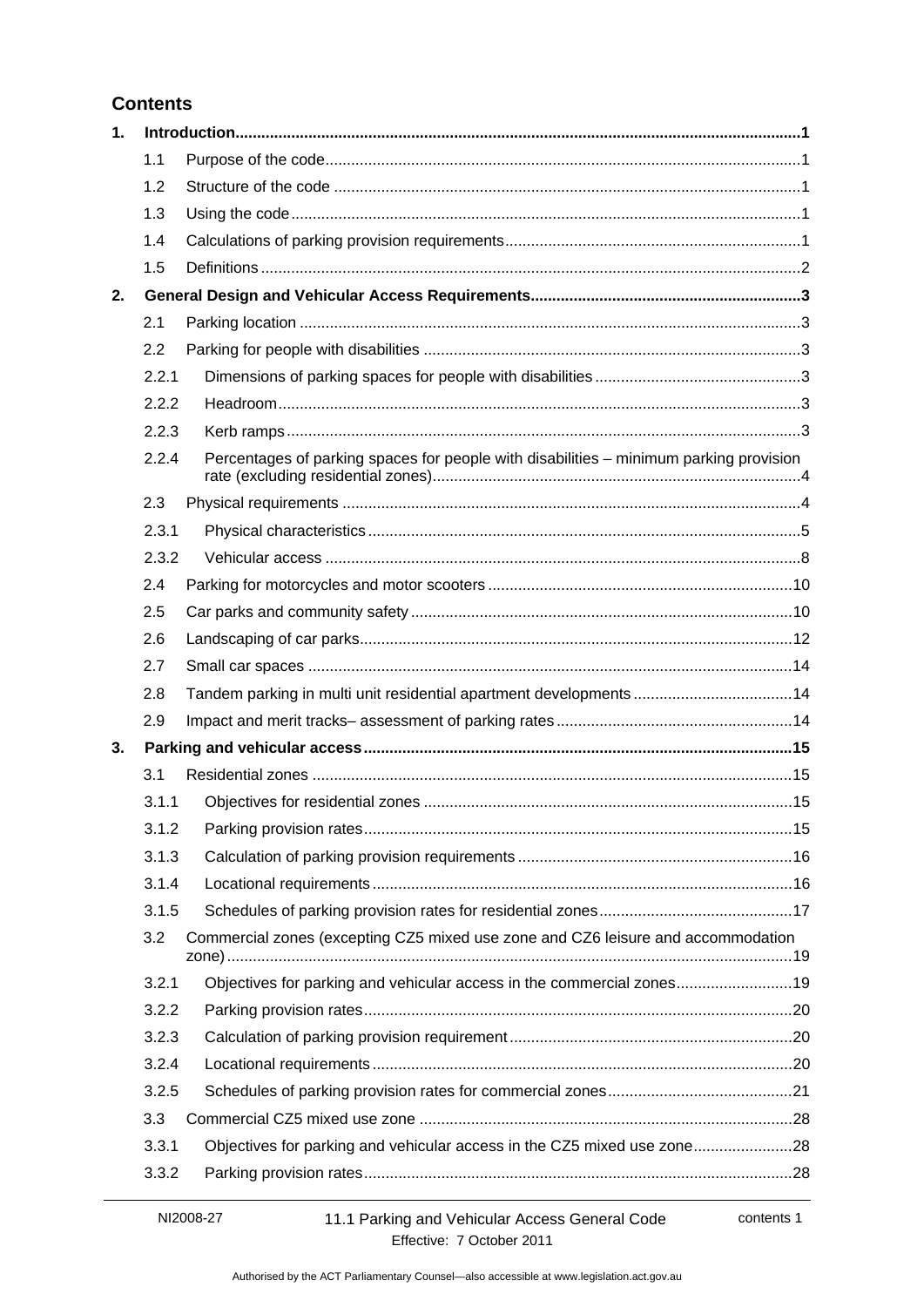## Contents

| | | | |
|---|---|---|---|
| **1.** | **Introduction** | | **1** |
| | 1.1 | Purpose of the code | 1 |
| | 1.2 | Structure of the code | 1 |
| | 1.3 | Using the code | 1 |
| | 1.4 | Calculations of parking provision requirements | 1 |
| | 1.5 | Definitions | 2 |
| **2.** | **General Design and Vehicular Access Requirements** | | **3** |
| | 2.1 | Parking location | 3 |
| | 2.2 | Parking for people with disabilities | 3 |
| | 2.2.1 | Dimensions of parking spaces for people with disabilities | 3 |
| | 2.2.2 | Headroom | 3 |
| | 2.2.3 | Kerb ramps | 3 |
| | 2.2.4 | Percentages of parking spaces for people with disabilities – minimum parking provision rate (excluding residential zones) | 4 |
| | 2.3 | Physical requirements | 4 |
| | 2.3.1 | Physical characteristics | 5 |
| | 2.3.2 | Vehicular access | 8 |
| | 2.4 | Parking for motorcycles and motor scooters | 10 |
| | 2.5 | Car parks and community safety | 10 |
| | 2.6 | Landscaping of car parks | 12 |
| | 2.7 | Small car spaces | 14 |
| | 2.8 | Tandem parking in multi unit residential apartment developments | 14 |
| | 2.9 | Impact and merit tracks– assessment of parking rates | 14 |
| **3.** | **Parking and vehicular access** | | **15** |
| | 3.1 | Residential zones | 15 |
| | 3.1.1 | Objectives for residential zones | 15 |
| | 3.1.2 | Parking provision rates | 15 |
| | 3.1.3 | Calculation of parking provision requirements | 16 |
| | 3.1.4 | Locational requirements | 16 |
| | 3.1.5 | Schedules of parking provision rates for residential zones | 17 |
| | 3.2 | Commercial zones (excepting CZ5 mixed use zone and CZ6 leisure and accommodation zone) | 19 |
| | 3.2.1 | Objectives for parking and vehicular access in the commercial zones | 19 |
| | 3.2.2 | Parking provision rates | 20 |
| | 3.2.3 | Calculation of parking provision requirement | 20 |
| | 3.2.4 | Locational requirements | 20 |
| | 3.2.5 | Schedules of parking provision rates for commercial zones | 21 |
| | 3.3 | Commercial CZ5 mixed use zone | 28 |
| | 3.3.1 | Objectives for parking and vehicular access in the CZ5 mixed use zone | 28 |
| | 3.3.2 | Parking provision rates | 28 |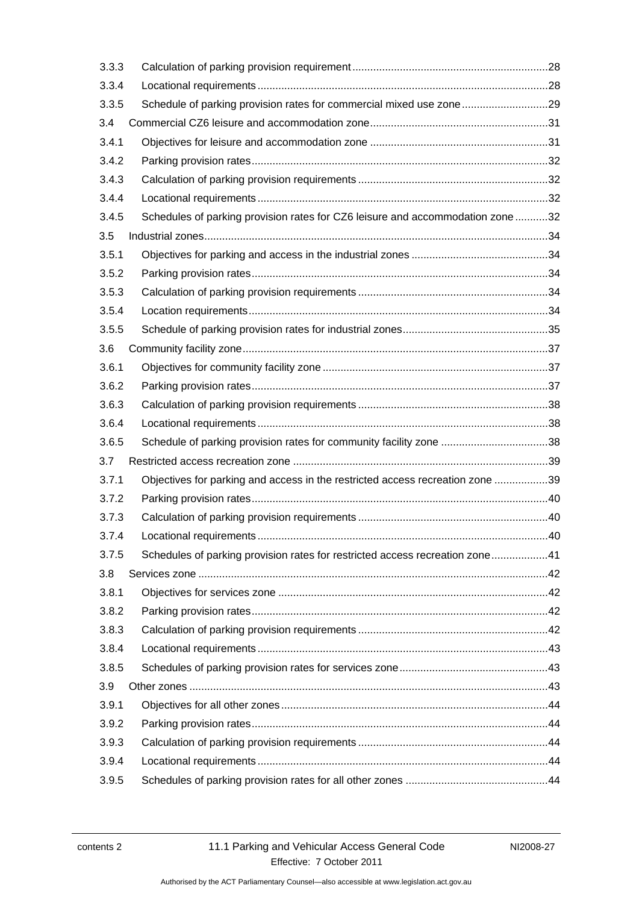| | | |
|---|---|---|
| 3.3.3 | Calculation of parking provision requirement | 28 |
| 3.3.4 | Locational requirements | 28 |
| 3.3.5 | Schedule of parking provision rates for commercial mixed use zone | 29 |
| 3.4 | Commercial CZ6 leisure and accommodation zone | 31 |
| 3.4.1 | Objectives for leisure and accommodation zone | 31 |
| 3.4.2 | Parking provision rates | 32 |
| 3.4.3 | Calculation of parking provision requirements | 32 |
| 3.4.4 | Locational requirements | 32 |
| 3.4.5 | Schedules of parking provision rates for CZ6 leisure and accommodation zone | 32 |
| 3.5 | Industrial zones | 34 |
| 3.5.1 | Objectives for parking and access in the industrial zones | 34 |
| 3.5.2 | Parking provision rates | 34 |
| 3.5.3 | Calculation of parking provision requirements | 34 |
| 3.5.4 | Location requirements | 34 |
| 3.5.5 | Schedule of parking provision rates for industrial zones | 35 |
| 3.6 | Community facility zone | 37 |
| 3.6.1 | Objectives for community facility zone | 37 |
| 3.6.2 | Parking provision rates | 37 |
| 3.6.3 | Calculation of parking provision requirements | 38 |
| 3.6.4 | Locational requirements | 38 |
| 3.6.5 | Schedule of parking provision rates for community facility zone | 38 |
| 3.7 | Restricted access recreation zone | 39 |
| 3.7.1 | Objectives for parking and access in the restricted access recreation zone | 39 |
| 3.7.2 | Parking provision rates | 40 |
| 3.7.3 | Calculation of parking provision requirements | 40 |
| 3.7.4 | Locational requirements | 40 |
| 3.7.5 | Schedules of parking provision rates for restricted access recreation zone | 41 |
| 3.8 | Services zone | 42 |
| 3.8.1 | Objectives for services zone | 42 |
| 3.8.2 | Parking provision rates | 42 |
| 3.8.3 | Calculation of parking provision requirements | 42 |
| 3.8.4 | Locational requirements | 43 |
| 3.8.5 | Schedules of parking provision rates for services zone | 43 |
| 3.9 | Other zones | 43 |
| 3.9.1 | Objectives for all other zones | 44 |
| 3.9.2 | Parking provision rates | 44 |
| 3.9.3 | Calculation of parking provision requirements | 44 |
| 3.9.4 | Locational requirements | 44 |
| 3.9.5 | Schedules of parking provision rates for all other zones | 44 |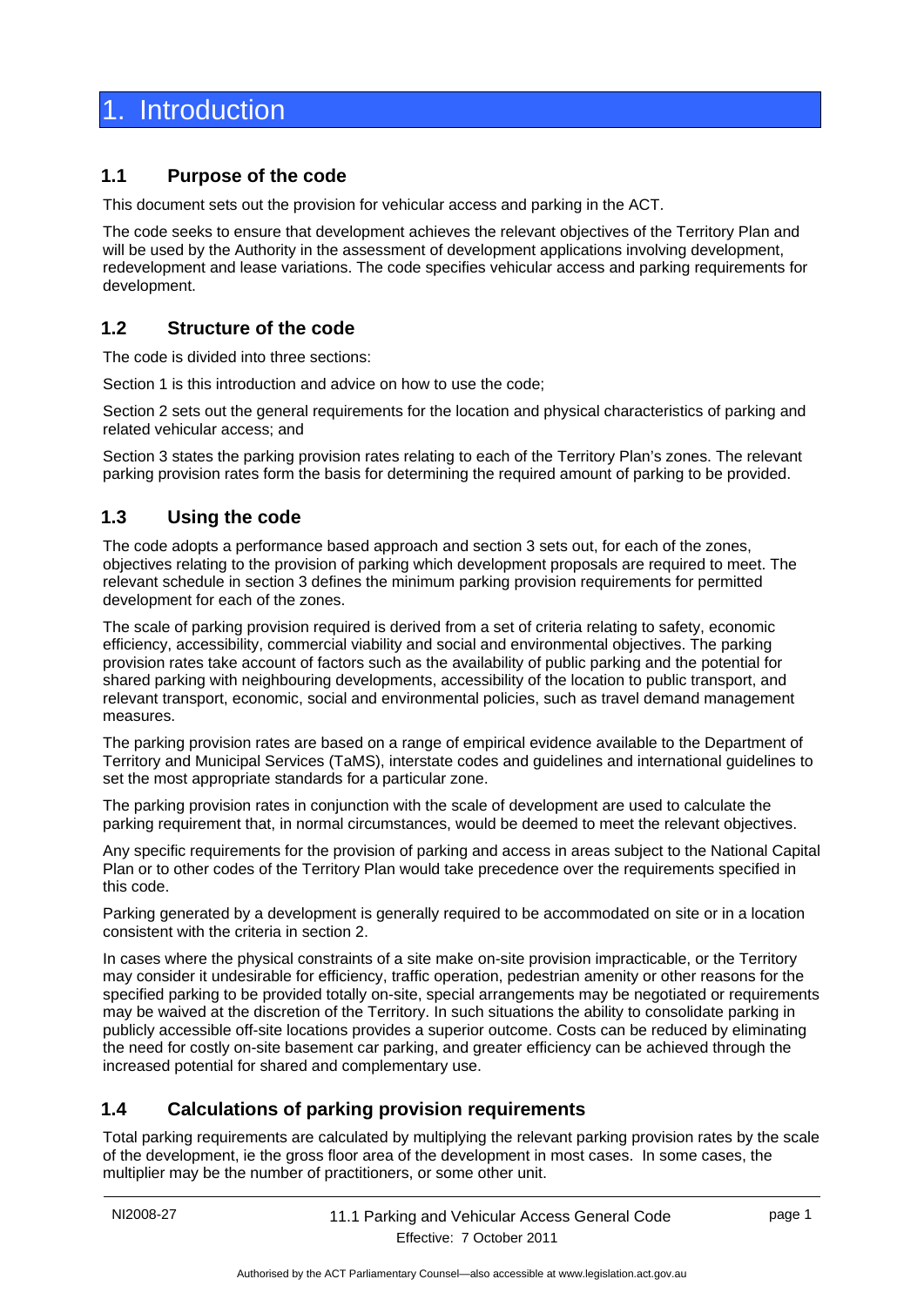# 1. Introduction

## 1.1 Purpose of the code

This document sets out the provision for vehicular access and parking in the ACT.

The code seeks to ensure that development achieves the relevant objectives of the Territory Plan and will be used by the Authority in the assessment of development applications involving development, redevelopment and lease variations. The code specifies vehicular access and parking requirements for development.

## 1.2 Structure of the code

The code is divided into three sections:

Section 1 is this introduction and advice on how to use the code;

Section 2 sets out the general requirements for the location and physical characteristics of parking and related vehicular access; and

Section 3 states the parking provision rates relating to each of the Territory Plan's zones. The relevant parking provision rates form the basis for determining the required amount of parking to be provided.

## 1.3 Using the code

The code adopts a performance based approach and section 3 sets out, for each of the zones, objectives relating to the provision of parking which development proposals are required to meet. The relevant schedule in section 3 defines the minimum parking provision requirements for permitted development for each of the zones.

The scale of parking provision required is derived from a set of criteria relating to safety, economic efficiency, accessibility, commercial viability and social and environmental objectives. The parking provision rates take account of factors such as the availability of public parking and the potential for shared parking with neighbouring developments, accessibility of the location to public transport, and relevant transport, economic, social and environmental policies, such as travel demand management measures.

The parking provision rates are based on a range of empirical evidence available to the Department of Territory and Municipal Services (TaMS), interstate codes and guidelines and international guidelines to set the most appropriate standards for a particular zone.

The parking provision rates in conjunction with the scale of development are used to calculate the parking requirement that, in normal circumstances, would be deemed to meet the relevant objectives.

Any specific requirements for the provision of parking and access in areas subject to the National Capital Plan or to other codes of the Territory Plan would take precedence over the requirements specified in this code.

Parking generated by a development is generally required to be accommodated on site or in a location consistent with the criteria in section 2.

In cases where the physical constraints of a site make on-site provision impracticable, or the Territory may consider it undesirable for efficiency, traffic operation, pedestrian amenity or other reasons for the specified parking to be provided totally on-site, special arrangements may be negotiated or requirements may be waived at the discretion of the Territory. In such situations the ability to consolidate parking in publicly accessible off-site locations provides a superior outcome. Costs can be reduced by eliminating the need for costly on-site basement car parking, and greater efficiency can be achieved through the increased potential for shared and complementary use.

## 1.4 Calculations of parking provision requirements

Total parking requirements are calculated by multiplying the relevant parking provision rates by the scale of the development, ie the gross floor area of the development in most cases. In some cases, the multiplier may be the number of practitioners, or some other unit.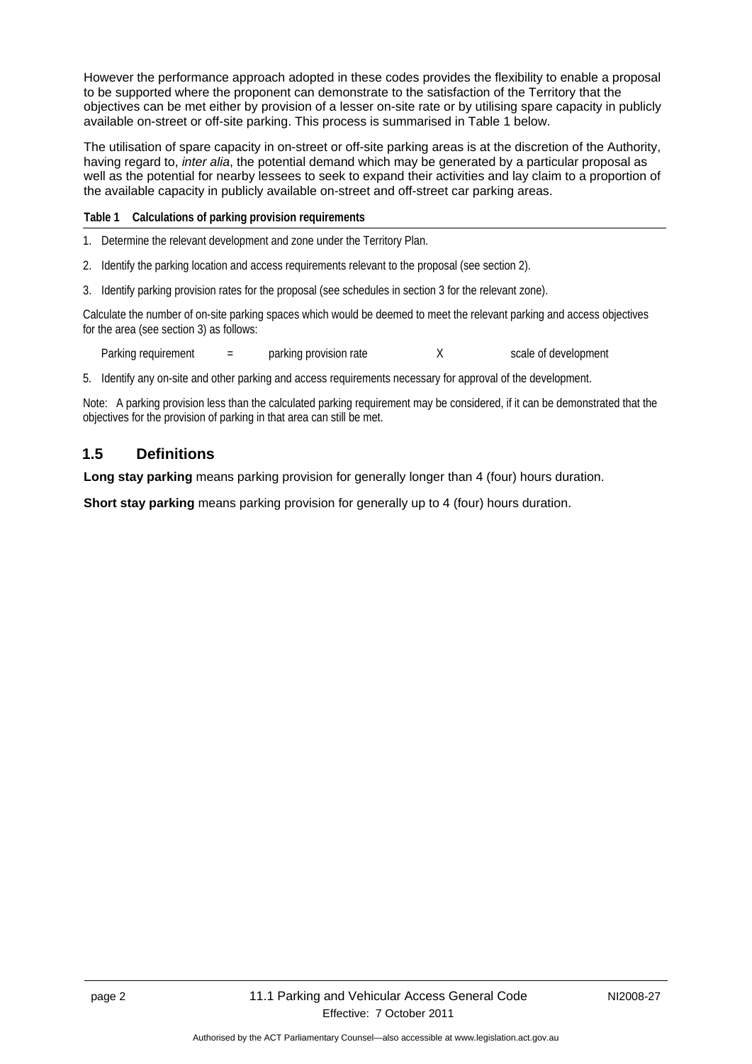However the performance approach adopted in these codes provides the flexibility to enable a proposal to be supported where the proponent can demonstrate to the satisfaction of the Territory that the objectives can be met either by provision of a lesser on-site rate or by utilising spare capacity in publicly available on-street or off-site parking. This process is summarised in Table 1 below.

The utilisation of spare capacity in on-street or off-site parking areas is at the discretion of the Authority, having regard to, *inter alia*, the potential demand which may be generated by a particular proposal as well as the potential for nearby lessees to seek to expand their activities and lay claim to a proportion of the available capacity in publicly available on-street and off-street car parking areas.

**Table 1 Calculations of parking provision requirements**

1. Determine the relevant development and zone under the Territory Plan.
2. Identify the parking location and access requirements relevant to the proposal (see section 2).
3. Identify parking provision rates for the proposal (see schedules in section 3 for the relevant zone).

Calculate the number of on-site parking spaces which would be deemed to meet the relevant parking and access objectives for the area (see section 3) as follows:

Parking requirement = parking provision rate X scale of development

5. Identify any on-site and other parking and access requirements necessary for approval of the development.

Note: A parking provision less than the calculated parking requirement may be considered, if it can be demonstrated that the objectives for the provision of parking in that area can still be met.

## 1.5 Definitions

**Long stay parking** means parking provision for generally longer than 4 (four) hours duration.

**Short stay parking** means parking provision for generally up to 4 (four) hours duration.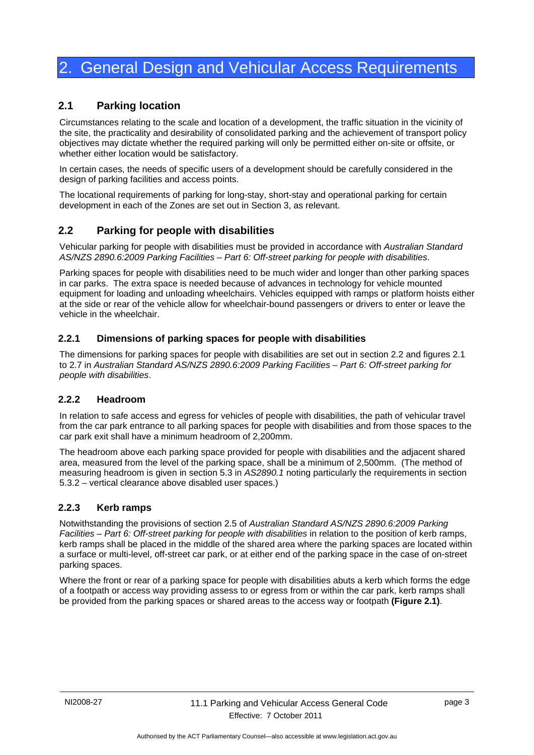# 2. General Design and Vehicular Access Requirements

## 2.1 Parking location

Circumstances relating to the scale and location of a development, the traffic situation in the vicinity of the site, the practicality and desirability of consolidated parking and the achievement of transport policy objectives may dictate whether the required parking will only be permitted either on-site or offsite, or whether either location would be satisfactory.

In certain cases, the needs of specific users of a development should be carefully considered in the design of parking facilities and access points.

The locational requirements of parking for long-stay, short-stay and operational parking for certain development in each of the Zones are set out in Section 3, as relevant.

## 2.2 Parking for people with disabilities

Vehicular parking for people with disabilities must be provided in accordance with *Australian Standard AS/NZS 2890.6:2009 Parking Facilities – Part 6: Off-street parking for people with disabilities*.

Parking spaces for people with disabilities need to be much wider and longer than other parking spaces in car parks. The extra space is needed because of advances in technology for vehicle mounted equipment for loading and unloading wheelchairs. Vehicles equipped with ramps or platform hoists either at the side or rear of the vehicle allow for wheelchair-bound passengers or drivers to enter or leave the vehicle in the wheelchair.

### 2.2.1 Dimensions of parking spaces for people with disabilities

The dimensions for parking spaces for people with disabilities are set out in section 2.2 and figures 2.1 to 2.7 in *Australian Standard AS/NZS 2890.6:2009 Parking Facilities – Part 6: Off-street parking for people with disabilities*.

### 2.2.2 Headroom

In relation to safe access and egress for vehicles of people with disabilities, the path of vehicular travel from the car park entrance to all parking spaces for people with disabilities and from those spaces to the car park exit shall have a minimum headroom of 2,200mm.

The headroom above each parking space provided for people with disabilities and the adjacent shared area, measured from the level of the parking space, shall be a minimum of 2,500mm. (The method of measuring headroom is given in section 5.3 in *AS2890.1* noting particularly the requirements in section 5.3.2 – vertical clearance above disabled user spaces.)

### 2.2.3 Kerb ramps

Notwithstanding the provisions of section 2.5 of *Australian Standard AS/NZS 2890.6:2009 Parking Facilities – Part 6: Off-street parking for people with disabilities* in relation to the position of kerb ramps, kerb ramps shall be placed in the middle of the shared area where the parking spaces are located within a surface or multi-level, off-street car park, or at either end of the parking space in the case of on-street parking spaces.

Where the front or rear of a parking space for people with disabilities abuts a kerb which forms the edge of a footpath or access way providing assess to or egress from or within the car park, kerb ramps shall be provided from the parking spaces or shared areas to the access way or footpath **(Figure 2.1)**.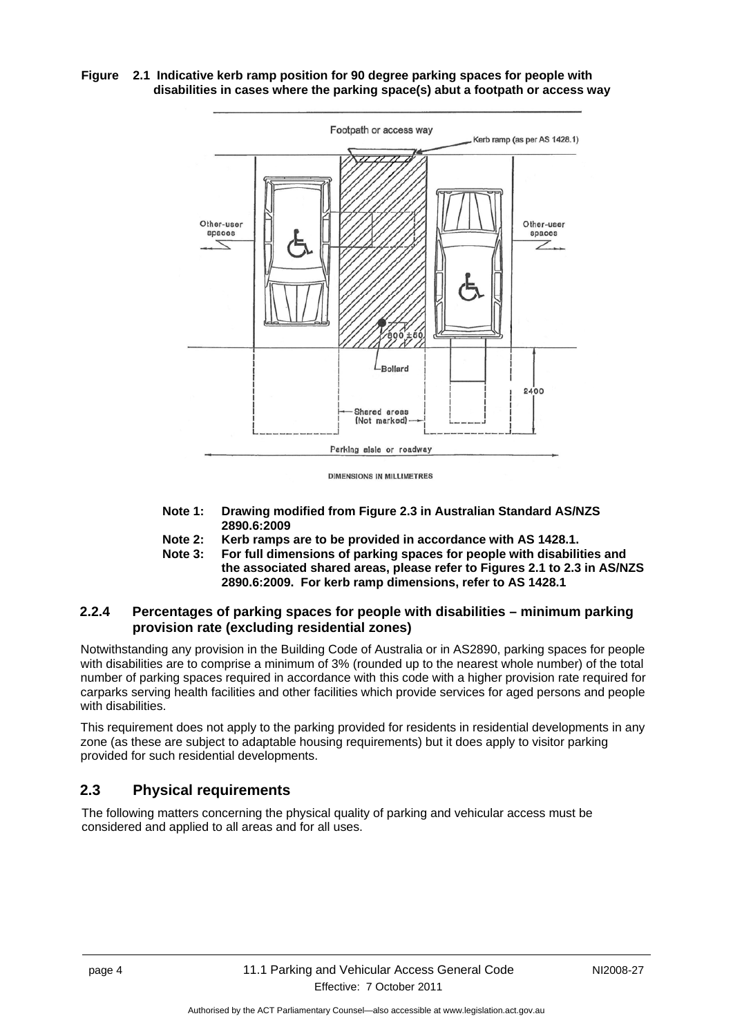**Figure 2.1 Indicative kerb ramp position for 90 degree parking spaces for people with disabilities in cases where the parking space(s) abut a footpath or access way**

**Note 1: Drawing modified from Figure 2.3 in Australian Standard AS/NZS 2890.6:2009**

**Note 2: Kerb ramps are to be provided in accordance with AS 1428.1.**

**Note 3: For full dimensions of parking spaces for people with disabilities and the associated shared areas, please refer to Figures 2.1 to 2.3 in AS/NZS 2890.6:2009. For kerb ramp dimensions, refer to AS 1428.1**

### 2.2.4 Percentages of parking spaces for people with disabilities – minimum parking provision rate (excluding residential zones)

Notwithstanding any provision in the Building Code of Australia or in AS2890, parking spaces for people with disabilities are to comprise a minimum of 3% (rounded up to the nearest whole number) of the total number of parking spaces required in accordance with this code with a higher provision rate required for carparks serving health facilities and other facilities which provide services for aged persons and people with disabilities.

This requirement does not apply to the parking provided for residents in residential developments in any zone (as these are subject to adaptable housing requirements) but it does apply to visitor parking provided for such residential developments.

## 2.3 Physical requirements

The following matters concerning the physical quality of parking and vehicular access must be considered and applied to all areas and for all uses.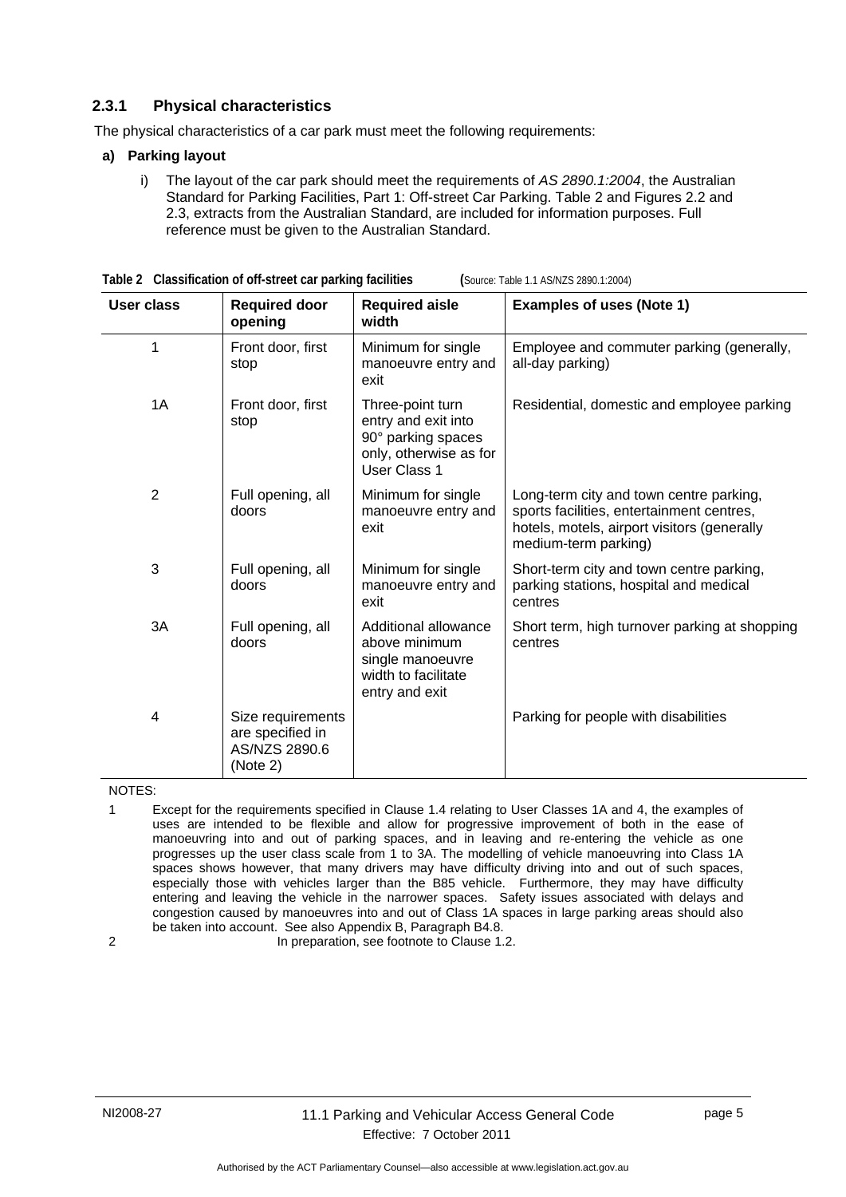### 2.3.1 Physical characteristics

The physical characteristics of a car park must meet the following requirements:

**a) Parking layout**

i) The layout of the car park should meet the requirements of *AS 2890.1:2004*, the Australian Standard for Parking Facilities, Part 1: Off-street Car Parking. Table 2 and Figures 2.2 and 2.3, extracts from the Australian Standard, are included for information purposes. Full reference must be given to the Australian Standard.

**Table 2 Classification of off-street car parking facilities** (Source: Table 1.1 AS/NZS 2890.1:2004)

| User class | Required door opening | Required aisle width | Examples of uses (Note 1) |
|---|---|---|---|
| 1 | Front door, first stop | Minimum for single manoeuvre entry and exit | Employee and commuter parking (generally, all-day parking) |
| 1A | Front door, first stop | Three-point turn entry and exit into 90° parking spaces only, otherwise as for User Class 1 | Residential, domestic and employee parking |
| 2 | Full opening, all doors | Minimum for single manoeuvre entry and exit | Long-term city and town centre parking, sports facilities, entertainment centres, hotels, motels, airport visitors (generally medium-term parking) |
| 3 | Full opening, all doors | Minimum for single manoeuvre entry and exit | Short-term city and town centre parking, parking stations, hospital and medical centres |
| 3A | Full opening, all doors | Additional allowance above minimum single manoeuvre width to facilitate entry and exit | Short term, high turnover parking at shopping centres |
| 4 | Size requirements are specified in AS/NZS 2890.6 (Note 2) | | Parking for people with disabilities |

NOTES:

1 Except for the requirements specified in Clause 1.4 relating to User Classes 1A and 4, the examples of uses are intended to be flexible and allow for progressive improvement of both in the ease of manoeuvring into and out of parking spaces, and in leaving and re-entering the vehicle as one progresses up the user class scale from 1 to 3A. The modelling of vehicle manoeuvring into Class 1A spaces shows however, that many drivers may have difficulty driving into and out of such spaces, especially those with vehicles larger than the B85 vehicle. Furthermore, they may have difficulty entering and leaving the vehicle in the narrower spaces. Safety issues associated with delays and congestion caused by manoeuvres into and out of Class 1A spaces in large parking areas should also be taken into account. See also Appendix B, Paragraph B4.8.

2 In preparation, see footnote to Clause 1.2.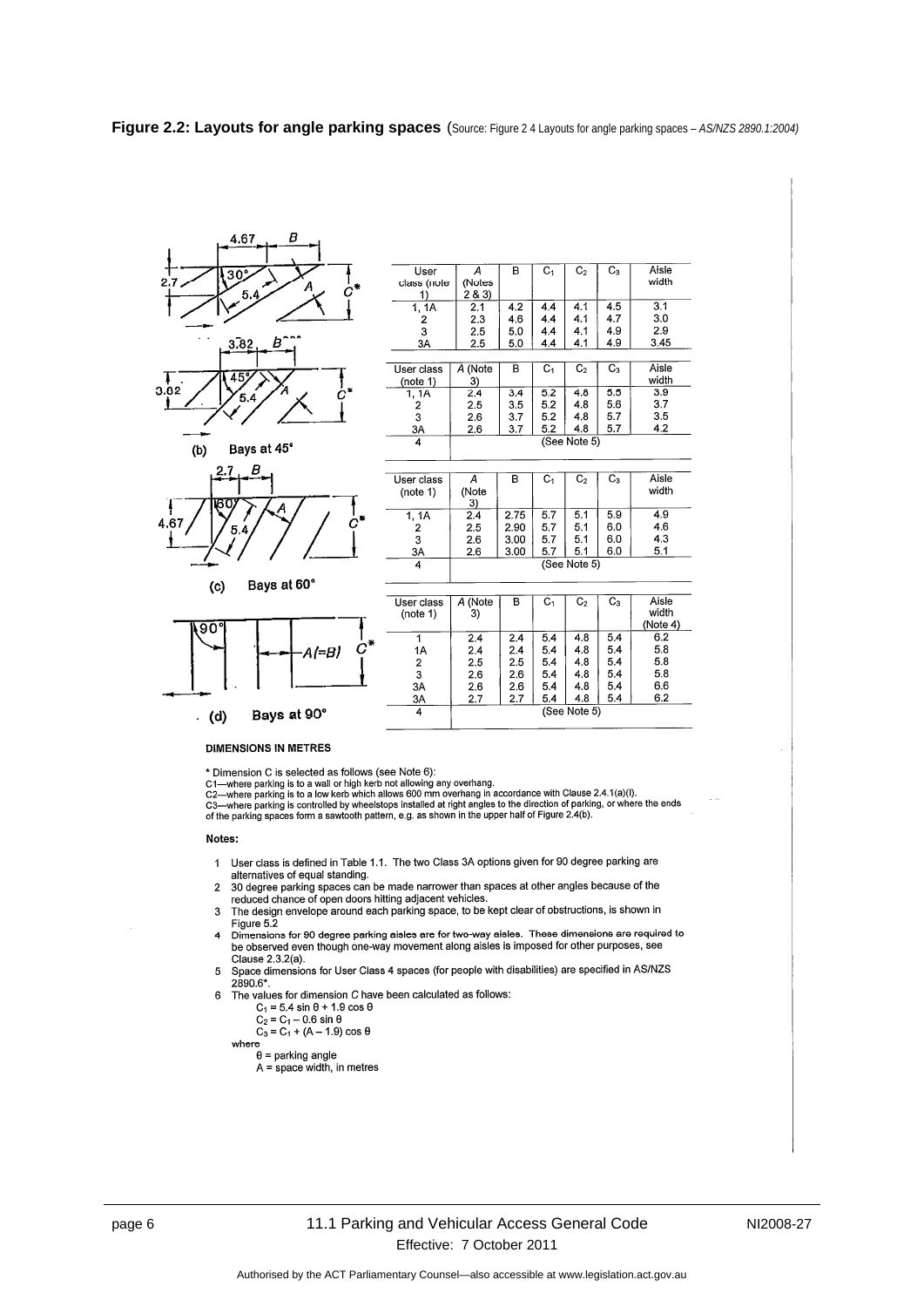**Figure 2.2: Layouts for angle parking spaces** (Source: Figure 2 4 Layouts for angle parking spaces – *AS/NZS 2890.1:2004)*

| User class (note 1) | A (Notes 2 & 3) | B | $C_1$ | $C_2$ | $C_3$ | Aisle width |
|---|---|---|---|---|---|---|
| 1, 1A | 2.1 | 4.2 | 4.4 | 4.1 | 4.5 | 3.1 |
| 2 | 2.3 | 4.6 | 4.4 | 4.1 | 4.7 | 3.0 |
| 3 | 2.5 | 5.0 | 4.4 | 4.1 | 4.9 | 2.9 |
| 3A | 2.5 | 5.0 | 4.4 | 4.1 | 4.9 | 3.45 |

(b) Bays at 45°

| User class (note 1) | A (Note 3) | B | $C_1$ | $C_2$ | $C_3$ | Aisle width |
|---|---|---|---|---|---|---|
| 1, 1A | 2.4 | 3.4 | 5.2 | 4.8 | 5.5 | 3.9 |
| 2 | 2.5 | 3.5 | 5.2 | 4.8 | 5.6 | 3.7 |
| 3 | 2.6 | 3.7 | 5.2 | 4.8 | 5.7 | 3.5 |
| 3A | 2.6 | 3.7 | 5.2 | 4.8 | 5.7 | 4.2 |
| 4 | (See Note 5) | | | | | |

(c) Bays at 60°

| User class (note 1) | A (Note 3) | B | $C_1$ | $C_2$ | $C_3$ | Aisle width |
|---|---|---|---|---|---|---|
| 1, 1A | 2.4 | 2.75 | 5.7 | 5.1 | 5.9 | 4.9 |
| 2 | 2.5 | 2.90 | 5.7 | 5.1 | 6.0 | 4.6 |
| 3 | 2.6 | 3.00 | 5.7 | 5.1 | 6.0 | 4.3 |
| 3A | 2.6 | 3.00 | 5.7 | 5.1 | 6.0 | 5.1 |
| 4 | (See Note 5) | | | | | |

(d) Bays at 90°

| User class (note 1) | A (Note 3) | B | $C_1$ | $C_2$ | $C_3$ | Aisle width (Note 4) |
|---|---|---|---|---|---|---|
| 1 | 2.4 | 2.4 | 5.4 | 4.8 | 5.4 | 6.2 |
| 1A | 2.4 | 2.4 | 5.4 | 4.8 | 5.4 | 5.8 |
| 2 | 2.5 | 2.5 | 5.4 | 4.8 | 5.4 | 5.8 |
| 3 | 2.6 | 2.6 | 5.4 | 4.8 | 5.4 | 5.8 |
| 3A | 2.6 | 2.6 | 5.4 | 4.8 | 5.4 | 6.6 |
| 3A | 2.7 | 2.7 | 5.4 | 4.8 | 5.4 | 6.2 |
| 4 | (See Note 5) | | | | | |

**DIMENSIONS IN METRES**

\* Dimension C is selected as follows (see Note 6):
C1—where parking is to a wall or high kerb not allowing any overhang.
C2—where parking is to a low kerb which allows 600 mm overhang in accordance with Clause 2.4.1(a)(I).
C3—where parking is controlled by wheelstops installed at right angles to the direction of parking, or where the ends of the parking spaces form a sawtooth pattern, e.g. as shown in the upper half of Figure 2.4(b).

**Notes:**

1. User class is defined in Table 1.1. The two Class 3A options given for 90 degree parking are alternatives of equal standing.
2. 30 degree parking spaces can be made narrower than spaces at other angles because of the reduced chance of open doors hitting adjacent vehicles.
3. The design envelope around each parking space, to be kept clear of obstructions, is shown in Figure 5.2
4. Dimensions for 90 degree parking aisles are for two-way aisles. These dimensions are required to be observed even though one-way movement along aisles is imposed for other purposes, see Clause 2.3.2(a).
5. Space dimensions for User Class 4 spaces (for people with disabilities) are specified in AS/NZS 2890.6\*.
6. The values for dimension C have been calculated as follows:

$$C_1 = 5.4 \sin \theta + 1.9 \cos \theta$$
$$C_2 = C_1 - 0.6 \sin \theta$$
$$C_3 = C_1 + (A - 1.9) \cos \theta$$

where

$\theta$ = parking angle
A = space width, in metres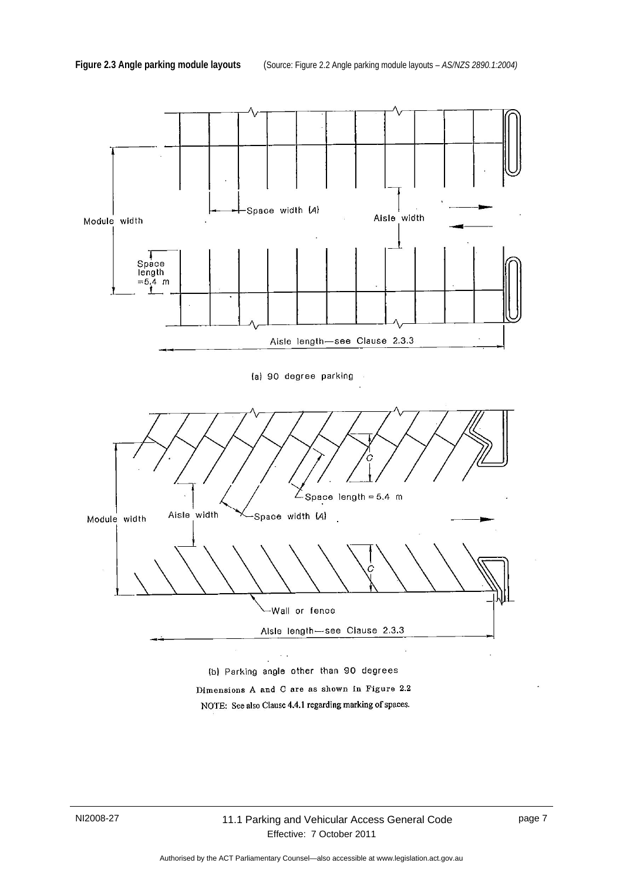**Figure 2.3 Angle parking module layouts** (Source: Figure 2.2 Angle parking module layouts – *AS/NZS 2890.1:2004)*

Module width

Space width (A)

Aisle width

Space length =5.4 m

Aisle length—see Clause 2.3.3

(a) 90 degree parking

C

Space length = 5.4 m

Module width

Aisle width

Space width (A)

Wall or fence

Aisle length—see Clause 2.3.3

(b) Parking angle other than 90 degrees

Dimensions A and C are as shown in Figure 2.2

NOTE: See also Clause 4.4.1 regarding marking of spaces.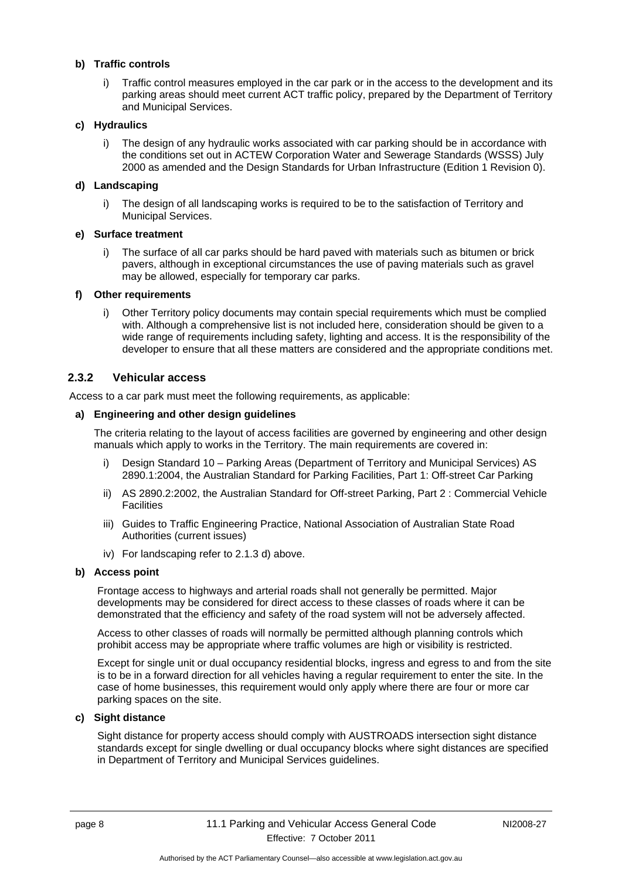**b) Traffic controls**

i) Traffic control measures employed in the car park or in the access to the development and its parking areas should meet current ACT traffic policy, prepared by the Department of Territory and Municipal Services.

**c) Hydraulics**

i) The design of any hydraulic works associated with car parking should be in accordance with the conditions set out in ACTEW Corporation Water and Sewerage Standards (WSSS) July 2000 as amended and the Design Standards for Urban Infrastructure (Edition 1 Revision 0).

**d) Landscaping**

i) The design of all landscaping works is required to be to the satisfaction of Territory and Municipal Services.

**e) Surface treatment**

i) The surface of all car parks should be hard paved with materials such as bitumen or brick pavers, although in exceptional circumstances the use of paving materials such as gravel may be allowed, especially for temporary car parks.

**f) Other requirements**

i) Other Territory policy documents may contain special requirements which must be complied with. Although a comprehensive list is not included here, consideration should be given to a wide range of requirements including safety, lighting and access. It is the responsibility of the developer to ensure that all these matters are considered and the appropriate conditions met.

### 2.3.2 Vehicular access

Access to a car park must meet the following requirements, as applicable:

**a) Engineering and other design guidelines**

The criteria relating to the layout of access facilities are governed by engineering and other design manuals which apply to works in the Territory. The main requirements are covered in:

i) Design Standard 10 – Parking Areas (Department of Territory and Municipal Services) AS 2890.1:2004, the Australian Standard for Parking Facilities, Part 1: Off-street Car Parking

ii) AS 2890.2:2002, the Australian Standard for Off-street Parking, Part 2 : Commercial Vehicle Facilities

iii) Guides to Traffic Engineering Practice, National Association of Australian State Road Authorities (current issues)

iv) For landscaping refer to 2.1.3 d) above.

**b) Access point**

Frontage access to highways and arterial roads shall not generally be permitted. Major developments may be considered for direct access to these classes of roads where it can be demonstrated that the efficiency and safety of the road system will not be adversely affected.

Access to other classes of roads will normally be permitted although planning controls which prohibit access may be appropriate where traffic volumes are high or visibility is restricted.

Except for single unit or dual occupancy residential blocks, ingress and egress to and from the site is to be in a forward direction for all vehicles having a regular requirement to enter the site. In the case of home businesses, this requirement would only apply where there are four or more car parking spaces on the site.

**c) Sight distance**

Sight distance for property access should comply with AUSTROADS intersection sight distance standards except for single dwelling or dual occupancy blocks where sight distances are specified in Department of Territory and Municipal Services guidelines.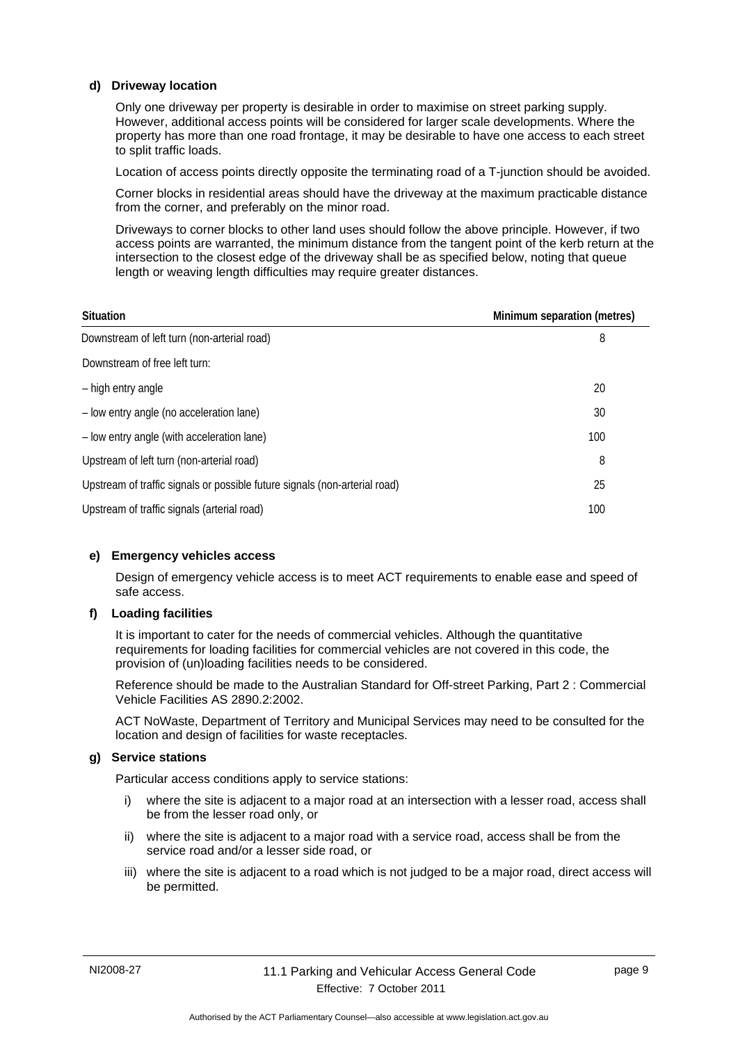**d) Driveway location**

Only one driveway per property is desirable in order to maximise on street parking supply. However, additional access points will be considered for larger scale developments. Where the property has more than one road frontage, it may be desirable to have one access to each street to split traffic loads.

Location of access points directly opposite the terminating road of a T-junction should be avoided.

Corner blocks in residential areas should have the driveway at the maximum practicable distance from the corner, and preferably on the minor road.

Driveways to corner blocks to other land uses should follow the above principle. However, if two access points are warranted, the minimum distance from the tangent point of the kerb return at the intersection to the closest edge of the driveway shall be as specified below, noting that queue length or weaving length difficulties may require greater distances.

| Situation | Minimum separation (metres) |
|---|---|
| Downstream of left turn (non-arterial road) | 8 |
| Downstream of free left turn: | |
| – high entry angle | 20 |
| – low entry angle (no acceleration lane) | 30 |
| – low entry angle (with acceleration lane) | 100 |
| Upstream of left turn (non-arterial road) | 8 |
| Upstream of traffic signals or possible future signals (non-arterial road) | 25 |
| Upstream of traffic signals (arterial road) | 100 |

**e) Emergency vehicles access**

Design of emergency vehicle access is to meet ACT requirements to enable ease and speed of safe access.

**f) Loading facilities**

It is important to cater for the needs of commercial vehicles. Although the quantitative requirements for loading facilities for commercial vehicles are not covered in this code, the provision of (un)loading facilities needs to be considered.

Reference should be made to the Australian Standard for Off-street Parking, Part 2 : Commercial Vehicle Facilities AS 2890.2:2002.

ACT NoWaste, Department of Territory and Municipal Services may need to be consulted for the location and design of facilities for waste receptacles.

**g) Service stations**

Particular access conditions apply to service stations:

i) where the site is adjacent to a major road at an intersection with a lesser road, access shall be from the lesser road only, or

ii) where the site is adjacent to a major road with a service road, access shall be from the service road and/or a lesser side road, or

iii) where the site is adjacent to a road which is not judged to be a major road, direct access will be permitted.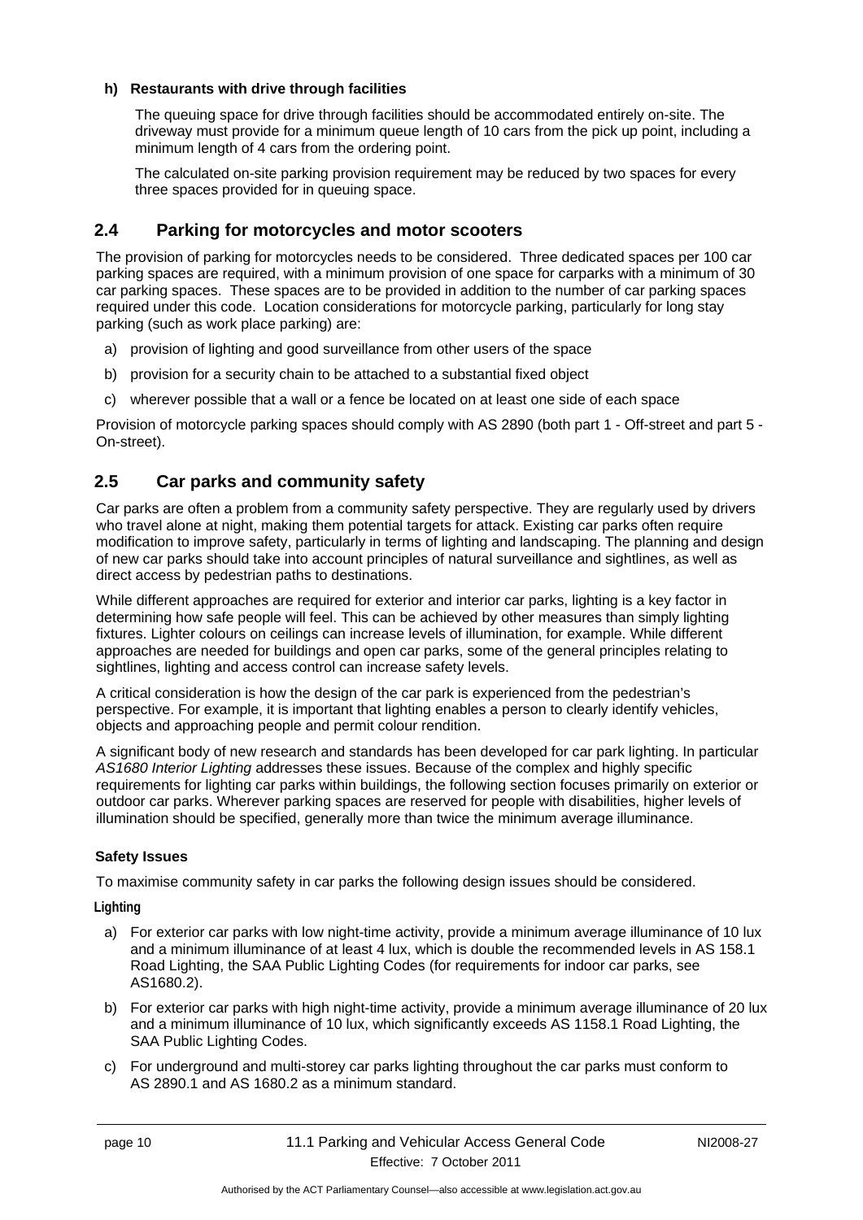**h) Restaurants with drive through facilities**

The queuing space for drive through facilities should be accommodated entirely on-site. The driveway must provide for a minimum queue length of 10 cars from the pick up point, including a minimum length of 4 cars from the ordering point.

The calculated on-site parking provision requirement may be reduced by two spaces for every three spaces provided for in queuing space.

## 2.4 Parking for motorcycles and motor scooters

The provision of parking for motorcycles needs to be considered. Three dedicated spaces per 100 car parking spaces are required, with a minimum provision of one space for carparks with a minimum of 30 car parking spaces. These spaces are to be provided in addition to the number of car parking spaces required under this code. Location considerations for motorcycle parking, particularly for long stay parking (such as work place parking) are:

a) provision of lighting and good surveillance from other users of the space

b) provision for a security chain to be attached to a substantial fixed object

c) wherever possible that a wall or a fence be located on at least one side of each space

Provision of motorcycle parking spaces should comply with AS 2890 (both part 1 - Off-street and part 5 - On-street).

## 2.5 Car parks and community safety

Car parks are often a problem from a community safety perspective. They are regularly used by drivers who travel alone at night, making them potential targets for attack. Existing car parks often require modification to improve safety, particularly in terms of lighting and landscaping. The planning and design of new car parks should take into account principles of natural surveillance and sightlines, as well as direct access by pedestrian paths to destinations.

While different approaches are required for exterior and interior car parks, lighting is a key factor in determining how safe people will feel. This can be achieved by other measures than simply lighting fixtures. Lighter colours on ceilings can increase levels of illumination, for example. While different approaches are needed for buildings and open car parks, some of the general principles relating to sightlines, lighting and access control can increase safety levels.

A critical consideration is how the design of the car park is experienced from the pedestrian's perspective. For example, it is important that lighting enables a person to clearly identify vehicles, objects and approaching people and permit colour rendition.

A significant body of new research and standards has been developed for car park lighting. In particular *AS1680 Interior Lighting* addresses these issues. Because of the complex and highly specific requirements for lighting car parks within buildings, the following section focuses primarily on exterior or outdoor car parks. Wherever parking spaces are reserved for people with disabilities, higher levels of illumination should be specified, generally more than twice the minimum average illuminance.

**Safety Issues**

To maximise community safety in car parks the following design issues should be considered.

**Lighting**

a) For exterior car parks with low night-time activity, provide a minimum average illuminance of 10 lux and a minimum illuminance of at least 4 lux, which is double the recommended levels in AS 158.1 Road Lighting, the SAA Public Lighting Codes (for requirements for indoor car parks, see AS1680.2).

b) For exterior car parks with high night-time activity, provide a minimum average illuminance of 20 lux and a minimum illuminance of 10 lux, which significantly exceeds AS 1158.1 Road Lighting, the SAA Public Lighting Codes.

c) For underground and multi-storey car parks lighting throughout the car parks must conform to AS 2890.1 and AS 1680.2 as a minimum standard.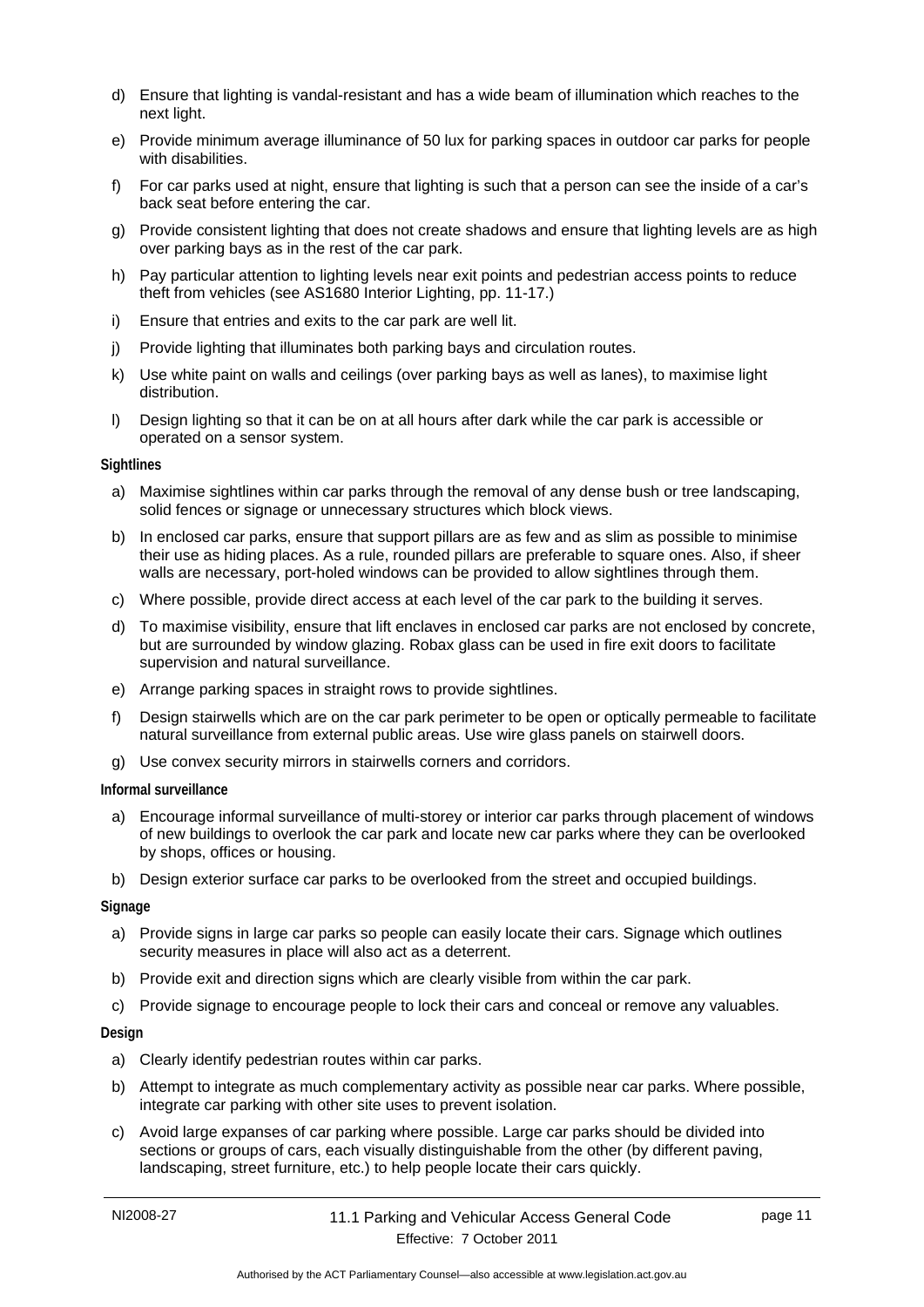d) Ensure that lighting is vandal-resistant and has a wide beam of illumination which reaches to the next light.

e) Provide minimum average illuminance of 50 lux for parking spaces in outdoor car parks for people with disabilities.

f) For car parks used at night, ensure that lighting is such that a person can see the inside of a car's back seat before entering the car.

g) Provide consistent lighting that does not create shadows and ensure that lighting levels are as high over parking bays as in the rest of the car park.

h) Pay particular attention to lighting levels near exit points and pedestrian access points to reduce theft from vehicles (see AS1680 Interior Lighting, pp. 11-17.)

i) Ensure that entries and exits to the car park are well lit.

j) Provide lighting that illuminates both parking bays and circulation routes.

k) Use white paint on walls and ceilings (over parking bays as well as lanes), to maximise light distribution.

l) Design lighting so that it can be on at all hours after dark while the car park is accessible or operated on a sensor system.

**Sightlines**

a) Maximise sightlines within car parks through the removal of any dense bush or tree landscaping, solid fences or signage or unnecessary structures which block views.

b) In enclosed car parks, ensure that support pillars are as few and as slim as possible to minimise their use as hiding places. As a rule, rounded pillars are preferable to square ones. Also, if sheer walls are necessary, port-holed windows can be provided to allow sightlines through them.

c) Where possible, provide direct access at each level of the car park to the building it serves.

d) To maximise visibility, ensure that lift enclaves in enclosed car parks are not enclosed by concrete, but are surrounded by window glazing. Robax glass can be used in fire exit doors to facilitate supervision and natural surveillance.

e) Arrange parking spaces in straight rows to provide sightlines.

f) Design stairwells which are on the car park perimeter to be open or optically permeable to facilitate natural surveillance from external public areas. Use wire glass panels on stairwell doors.

g) Use convex security mirrors in stairwells corners and corridors.

**Informal surveillance**

a) Encourage informal surveillance of multi-storey or interior car parks through placement of windows of new buildings to overlook the car park and locate new car parks where they can be overlooked by shops, offices or housing.

b) Design exterior surface car parks to be overlooked from the street and occupied buildings.

**Signage**

a) Provide signs in large car parks so people can easily locate their cars. Signage which outlines security measures in place will also act as a deterrent.

b) Provide exit and direction signs which are clearly visible from within the car park.

c) Provide signage to encourage people to lock their cars and conceal or remove any valuables.

**Design**

a) Clearly identify pedestrian routes within car parks.

b) Attempt to integrate as much complementary activity as possible near car parks. Where possible, integrate car parking with other site uses to prevent isolation.

c) Avoid large expanses of car parking where possible. Large car parks should be divided into sections or groups of cars, each visually distinguishable from the other (by different paving, landscaping, street furniture, etc.) to help people locate their cars quickly.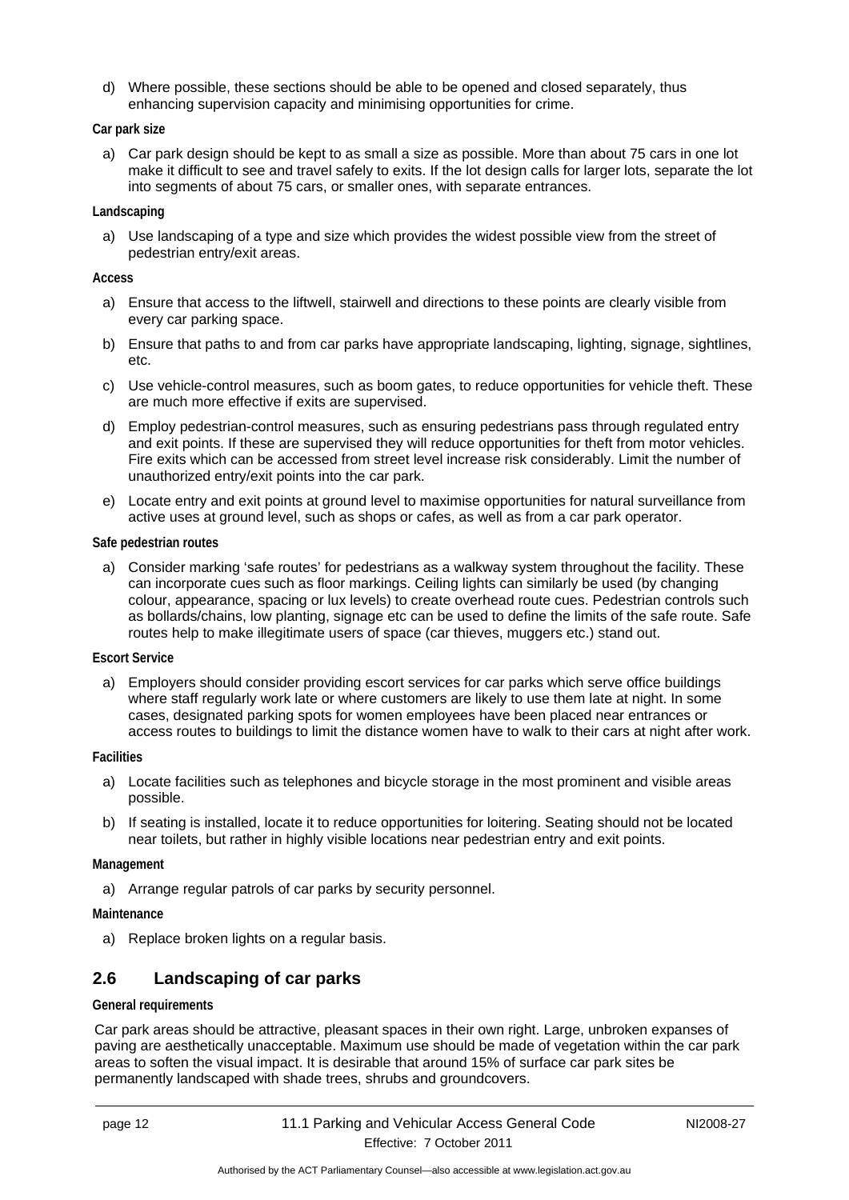d) Where possible, these sections should be able to be opened and closed separately, thus enhancing supervision capacity and minimising opportunities for crime.

**Car park size**

a) Car park design should be kept to as small a size as possible. More than about 75 cars in one lot make it difficult to see and travel safely to exits. If the lot design calls for larger lots, separate the lot into segments of about 75 cars, or smaller ones, with separate entrances.

**Landscaping**

a) Use landscaping of a type and size which provides the widest possible view from the street of pedestrian entry/exit areas.

**Access**

a) Ensure that access to the liftwell, stairwell and directions to these points are clearly visible from every car parking space.

b) Ensure that paths to and from car parks have appropriate landscaping, lighting, signage, sightlines, etc.

c) Use vehicle-control measures, such as boom gates, to reduce opportunities for vehicle theft. These are much more effective if exits are supervised.

d) Employ pedestrian-control measures, such as ensuring pedestrians pass through regulated entry and exit points. If these are supervised they will reduce opportunities for theft from motor vehicles. Fire exits which can be accessed from street level increase risk considerably. Limit the number of unauthorized entry/exit points into the car park.

e) Locate entry and exit points at ground level to maximise opportunities for natural surveillance from active uses at ground level, such as shops or cafes, as well as from a car park operator.

**Safe pedestrian routes**

a) Consider marking 'safe routes' for pedestrians as a walkway system throughout the facility. These can incorporate cues such as floor markings. Ceiling lights can similarly be used (by changing colour, appearance, spacing or lux levels) to create overhead route cues. Pedestrian controls such as bollards/chains, low planting, signage etc can be used to define the limits of the safe route. Safe routes help to make illegitimate users of space (car thieves, muggers etc.) stand out.

**Escort Service**

a) Employers should consider providing escort services for car parks which serve office buildings where staff regularly work late or where customers are likely to use them late at night. In some cases, designated parking spots for women employees have been placed near entrances or access routes to buildings to limit the distance women have to walk to their cars at night after work.

**Facilities**

a) Locate facilities such as telephones and bicycle storage in the most prominent and visible areas possible.

b) If seating is installed, locate it to reduce opportunities for loitering. Seating should not be located near toilets, but rather in highly visible locations near pedestrian entry and exit points.

**Management**

a) Arrange regular patrols of car parks by security personnel.

**Maintenance**

a) Replace broken lights on a regular basis.

## 2.6 Landscaping of car parks

**General requirements**

Car park areas should be attractive, pleasant spaces in their own right. Large, unbroken expanses of paving are aesthetically unacceptable. Maximum use should be made of vegetation within the car park areas to soften the visual impact. It is desirable that around 15% of surface car park sites be permanently landscaped with shade trees, shrubs and groundcovers.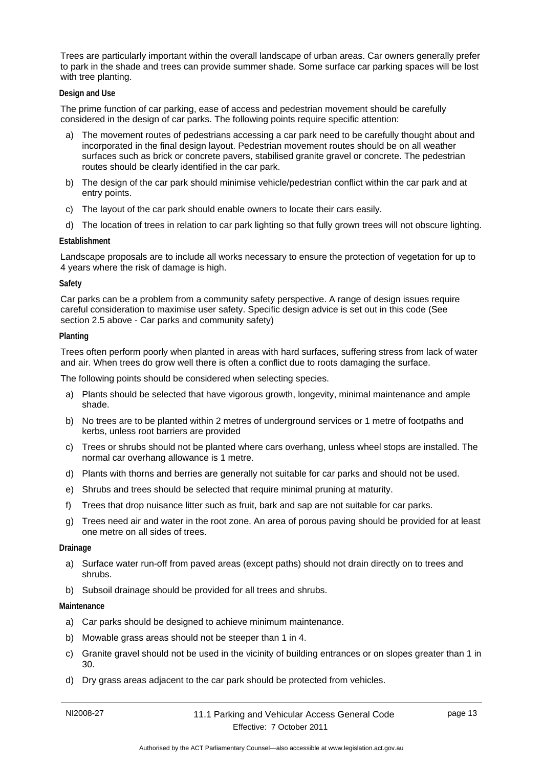Trees are particularly important within the overall landscape of urban areas. Car owners generally prefer to park in the shade and trees can provide summer shade. Some surface car parking spaces will be lost with tree planting.

**Design and Use**

The prime function of car parking, ease of access and pedestrian movement should be carefully considered in the design of car parks. The following points require specific attention:

a) The movement routes of pedestrians accessing a car park need to be carefully thought about and incorporated in the final design layout. Pedestrian movement routes should be on all weather surfaces such as brick or concrete pavers, stabilised granite gravel or concrete. The pedestrian routes should be clearly identified in the car park.

b) The design of the car park should minimise vehicle/pedestrian conflict within the car park and at entry points.

c) The layout of the car park should enable owners to locate their cars easily.

d) The location of trees in relation to car park lighting so that fully grown trees will not obscure lighting.

**Establishment**

Landscape proposals are to include all works necessary to ensure the protection of vegetation for up to 4 years where the risk of damage is high.

**Safety**

Car parks can be a problem from a community safety perspective. A range of design issues require careful consideration to maximise user safety. Specific design advice is set out in this code (See section 2.5 above - Car parks and community safety)

**Planting**

Trees often perform poorly when planted in areas with hard surfaces, suffering stress from lack of water and air. When trees do grow well there is often a conflict due to roots damaging the surface.

The following points should be considered when selecting species.

a) Plants should be selected that have vigorous growth, longevity, minimal maintenance and ample shade.

b) No trees are to be planted within 2 metres of underground services or 1 metre of footpaths and kerbs, unless root barriers are provided

c) Trees or shrubs should not be planted where cars overhang, unless wheel stops are installed. The normal car overhang allowance is 1 metre.

d) Plants with thorns and berries are generally not suitable for car parks and should not be used.

e) Shrubs and trees should be selected that require minimal pruning at maturity.

f) Trees that drop nuisance litter such as fruit, bark and sap are not suitable for car parks.

g) Trees need air and water in the root zone. An area of porous paving should be provided for at least one metre on all sides of trees.

**Drainage**

a) Surface water run-off from paved areas (except paths) should not drain directly on to trees and shrubs.

b) Subsoil drainage should be provided for all trees and shrubs.

**Maintenance**

a) Car parks should be designed to achieve minimum maintenance.

b) Mowable grass areas should not be steeper than 1 in 4.

c) Granite gravel should not be used in the vicinity of building entrances or on slopes greater than 1 in 30.

d) Dry grass areas adjacent to the car park should be protected from vehicles.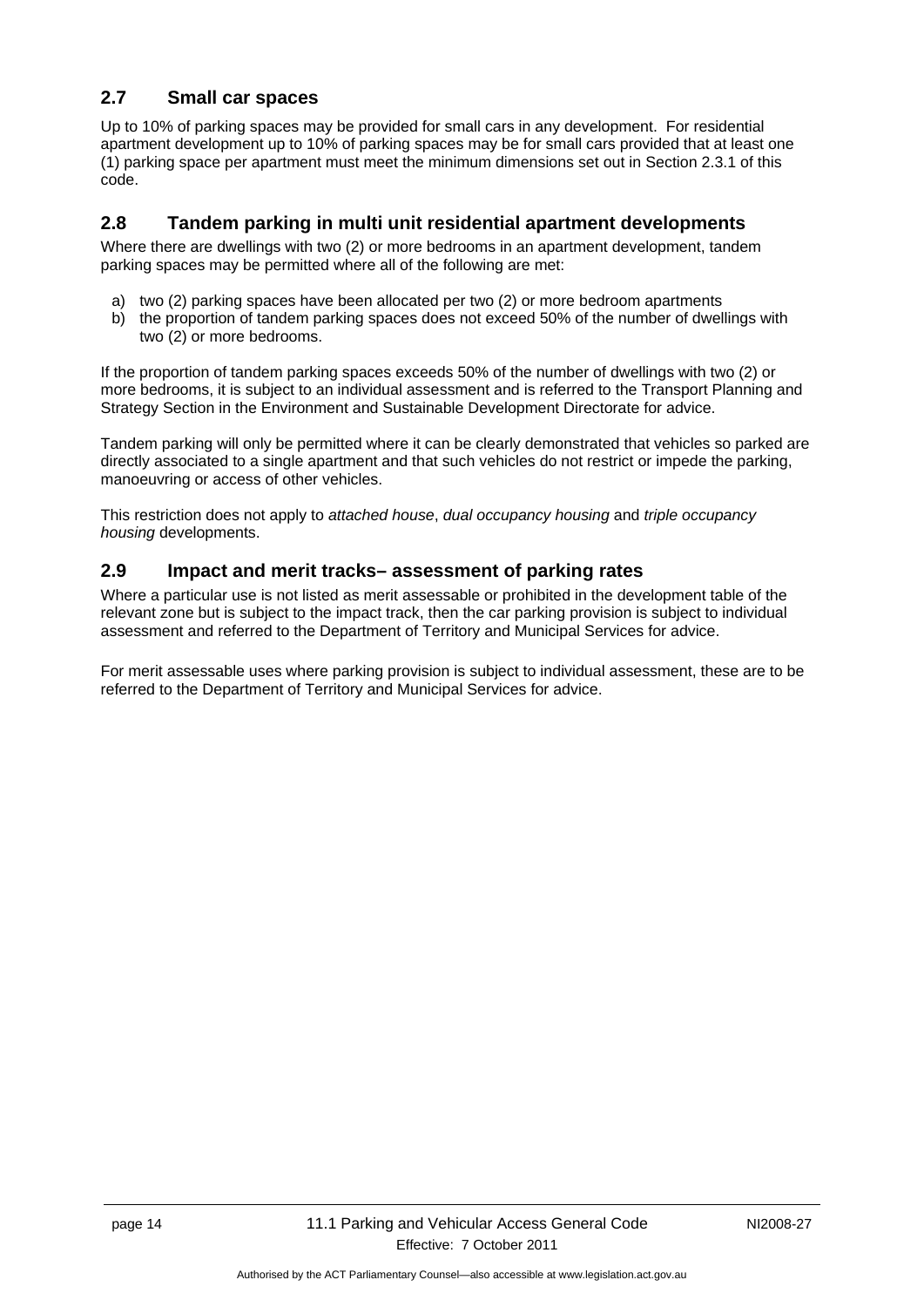## 2.7 Small car spaces

Up to 10% of parking spaces may be provided for small cars in any development. For residential apartment development up to 10% of parking spaces may be for small cars provided that at least one (1) parking space per apartment must meet the minimum dimensions set out in Section 2.3.1 of this code.

## 2.8 Tandem parking in multi unit residential apartment developments

Where there are dwellings with two (2) or more bedrooms in an apartment development, tandem parking spaces may be permitted where all of the following are met:

a) two (2) parking spaces have been allocated per two (2) or more bedroom apartments
b) the proportion of tandem parking spaces does not exceed 50% of the number of dwellings with two (2) or more bedrooms.

If the proportion of tandem parking spaces exceeds 50% of the number of dwellings with two (2) or more bedrooms, it is subject to an individual assessment and is referred to the Transport Planning and Strategy Section in the Environment and Sustainable Development Directorate for advice.

Tandem parking will only be permitted where it can be clearly demonstrated that vehicles so parked are directly associated to a single apartment and that such vehicles do not restrict or impede the parking, manoeuvring or access of other vehicles.

This restriction does not apply to *attached house*, *dual occupancy housing* and *triple occupancy housing* developments.

## 2.9 Impact and merit tracks– assessment of parking rates

Where a particular use is not listed as merit assessable or prohibited in the development table of the relevant zone but is subject to the impact track, then the car parking provision is subject to individual assessment and referred to the Department of Territory and Municipal Services for advice.

For merit assessable uses where parking provision is subject to individual assessment, these are to be referred to the Department of Territory and Municipal Services for advice.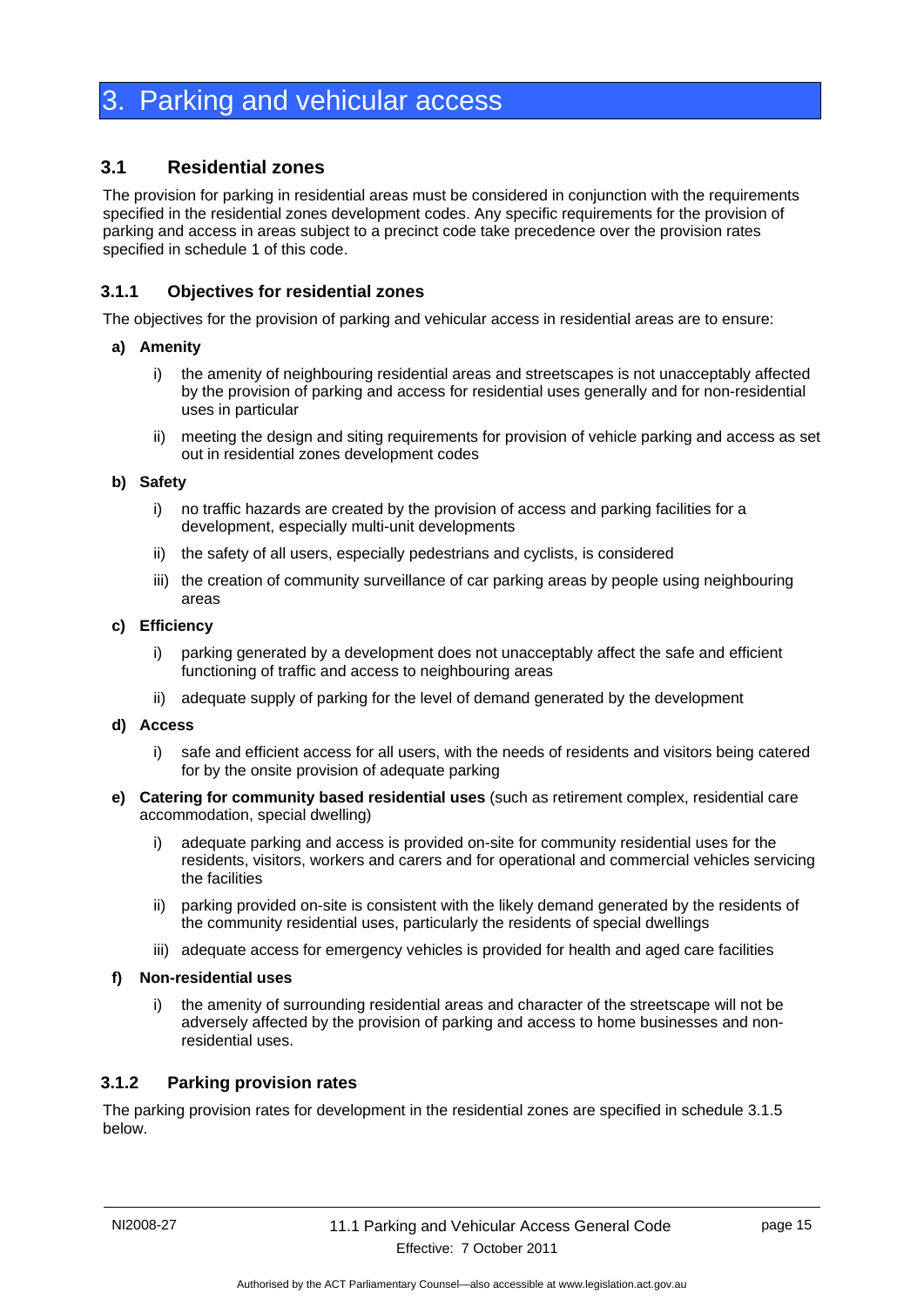# 3. Parking and vehicular access

## 3.1 Residential zones

The provision for parking in residential areas must be considered in conjunction with the requirements specified in the residential zones development codes. Any specific requirements for the provision of parking and access in areas subject to a precinct code take precedence over the provision rates specified in schedule 1 of this code.

### 3.1.1 Objectives for residential zones

The objectives for the provision of parking and vehicular access in residential areas are to ensure:

**a) Amenity**

- i) the amenity of neighbouring residential areas and streetscapes is not unacceptably affected by the provision of parking and access for residential uses generally and for non-residential uses in particular
- ii) meeting the design and siting requirements for provision of vehicle parking and access as set out in residential zones development codes

**b) Safety**

- i) no traffic hazards are created by the provision of access and parking facilities for a development, especially multi-unit developments
- ii) the safety of all users, especially pedestrians and cyclists, is considered
- iii) the creation of community surveillance of car parking areas by people using neighbouring areas

**c) Efficiency**

- i) parking generated by a development does not unacceptably affect the safe and efficient functioning of traffic and access to neighbouring areas
- ii) adequate supply of parking for the level of demand generated by the development

**d) Access**

- i) safe and efficient access for all users, with the needs of residents and visitors being catered for by the onsite provision of adequate parking

**e) Catering for community based residential uses** (such as retirement complex, residential care accommodation, special dwelling)

- i) adequate parking and access is provided on-site for community residential uses for the residents, visitors, workers and carers and for operational and commercial vehicles servicing the facilities
- ii) parking provided on-site is consistent with the likely demand generated by the residents of the community residential uses, particularly the residents of special dwellings
- iii) adequate access for emergency vehicles is provided for health and aged care facilities

**f) Non-residential uses**

- i) the amenity of surrounding residential areas and character of the streetscape will not be adversely affected by the provision of parking and access to home businesses and non-residential uses.

### 3.1.2 Parking provision rates

The parking provision rates for development in the residential zones are specified in schedule 3.1.5 below.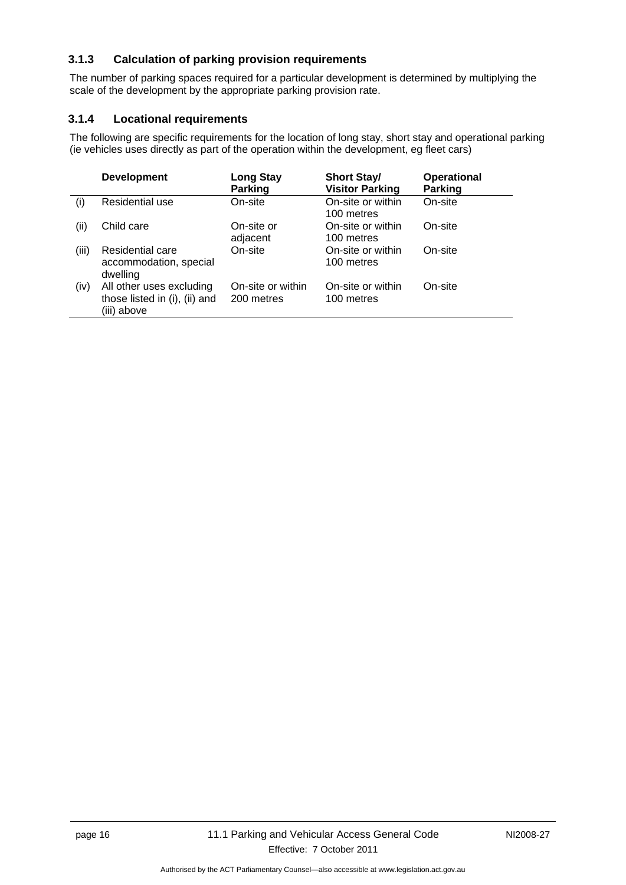### 3.1.3 Calculation of parking provision requirements

The number of parking spaces required for a particular development is determined by multiplying the scale of the development by the appropriate parking provision rate.

### 3.1.4 Locational requirements

The following are specific requirements for the location of long stay, short stay and operational parking (ie vehicles uses directly as part of the operation within the development, eg fleet cars)

| | Development | Long Stay Parking | Short Stay/ Visitor Parking | Operational Parking |
|---|---|---|---|---|
| (i) | Residential use | On-site | On-site or within 100 metres | On-site |
| (ii) | Child care | On-site or adjacent | On-site or within 100 metres | On-site |
| (iii) | Residential care accommodation, special dwelling | On-site | On-site or within 100 metres | On-site |
| (iv) | All other uses excluding those listed in (i), (ii) and (iii) above | On-site or within 200 metres | On-site or within 100 metres | On-site |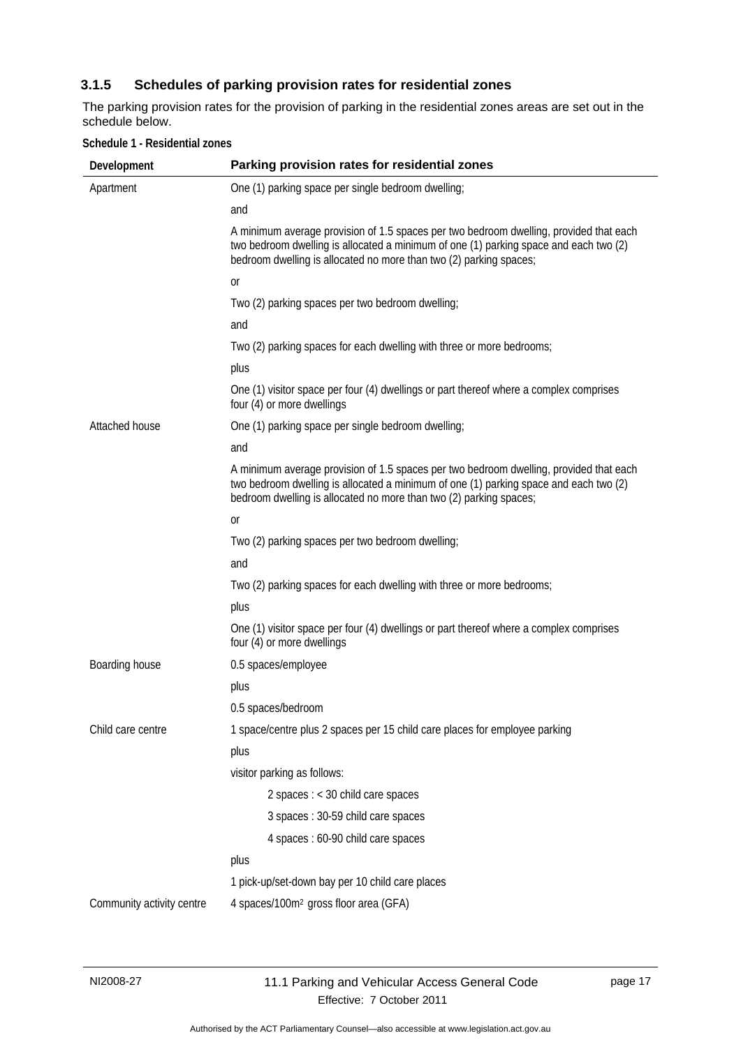### 3.1.5 Schedules of parking provision rates for residential zones

The parking provision rates for the provision of parking in the residential zones areas are set out in the schedule below.

**Schedule 1 - Residential zones**

| Development | Parking provision rates for residential zones |
|---|---|
| Apartment | One (1) parking space per single bedroom dwelling; |
| | and |
| | A minimum average provision of 1.5 spaces per two bedroom dwelling, provided that each two bedroom dwelling is allocated a minimum of one (1) parking space and each two (2) bedroom dwelling is allocated no more than two (2) parking spaces; |
| | or |
| | Two (2) parking spaces per two bedroom dwelling; |
| | and |
| | Two (2) parking spaces for each dwelling with three or more bedrooms; |
| | plus |
| | One (1) visitor space per four (4) dwellings or part thereof where a complex comprises four (4) or more dwellings |
| Attached house | One (1) parking space per single bedroom dwelling; |
| | and |
| | A minimum average provision of 1.5 spaces per two bedroom dwelling, provided that each two bedroom dwelling is allocated a minimum of one (1) parking space and each two (2) bedroom dwelling is allocated no more than two (2) parking spaces; |
| | or |
| | Two (2) parking spaces per two bedroom dwelling; |
| | and |
| | Two (2) parking spaces for each dwelling with three or more bedrooms; |
| | plus |
| | One (1) visitor space per four (4) dwellings or part thereof where a complex comprises four (4) or more dwellings |
| Boarding house | 0.5 spaces/employee |
| | plus |
| | 0.5 spaces/bedroom |
| Child care centre | 1 space/centre plus 2 spaces per 15 child care places for employee parking |
| | plus |
| | visitor parking as follows: |
| | 2 spaces : < 30 child care spaces |
| | 3 spaces : 30-59 child care spaces |
| | 4 spaces : 60-90 child care spaces |
| | plus |
| | 1 pick-up/set-down bay per 10 child care places |
| Community activity centre | 4 spaces/100m² gross floor area (GFA) |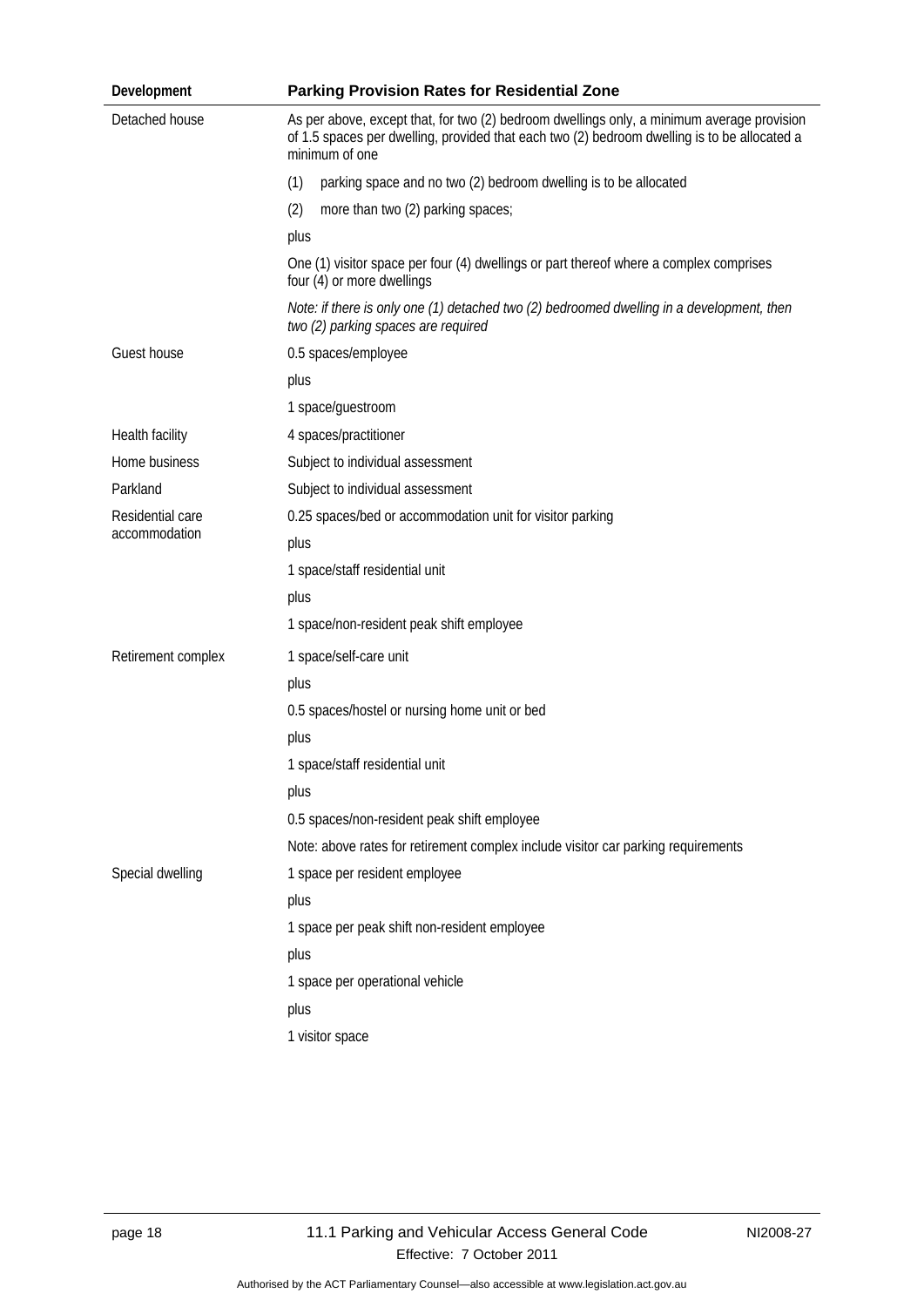| Development | Parking Provision Rates for Residential Zone |
|---|---|
| Detached house | As per above, except that, for two (2) bedroom dwellings only, a minimum average provision of 1.5 spaces per dwelling, provided that each two (2) bedroom dwelling is to be allocated a minimum of one |
| | (1) parking space and no two (2) bedroom dwelling is to be allocated |
| | (2) more than two (2) parking spaces; |
| | plus |
| | One (1) visitor space per four (4) dwellings or part thereof where a complex comprises four (4) or more dwellings |
| | *Note: if there is only one (1) detached two (2) bedroomed dwelling in a development, then two (2) parking spaces are required* |
| Guest house | 0.5 spaces/employee |
| | plus |
| | 1 space/guestroom |
| Health facility | 4 spaces/practitioner |
| Home business | Subject to individual assessment |
| Parkland | Subject to individual assessment |
| Residential care accommodation | 0.25 spaces/bed or accommodation unit for visitor parking |
| | plus |
| | 1 space/staff residential unit |
| | plus |
| | 1 space/non-resident peak shift employee |
| Retirement complex | 1 space/self-care unit |
| | plus |
| | 0.5 spaces/hostel or nursing home unit or bed |
| | plus |
| | 1 space/staff residential unit |
| | plus |
| | 0.5 spaces/non-resident peak shift employee |
| | Note: above rates for retirement complex include visitor car parking requirements |
| Special dwelling | 1 space per resident employee |
| | plus |
| | 1 space per peak shift non-resident employee |
| | plus |
| | 1 space per operational vehicle |
| | plus |
| | 1 visitor space |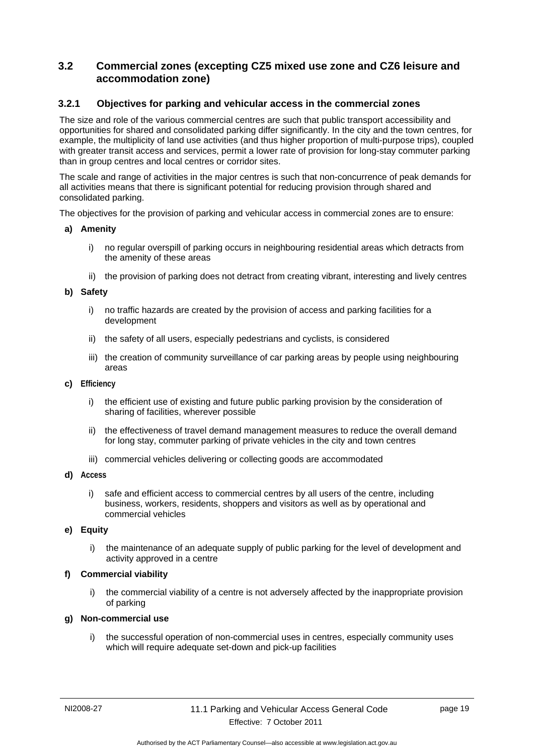## 3.2 Commercial zones (excepting CZ5 mixed use zone and CZ6 leisure and accommodation zone)

### 3.2.1 Objectives for parking and vehicular access in the commercial zones

The size and role of the various commercial centres are such that public transport accessibility and opportunities for shared and consolidated parking differ significantly. In the city and the town centres, for example, the multiplicity of land use activities (and thus higher proportion of multi-purpose trips), coupled with greater transit access and services, permit a lower rate of provision for long-stay commuter parking than in group centres and local centres or corridor sites.

The scale and range of activities in the major centres is such that non-concurrence of peak demands for all activities means that there is significant potential for reducing provision through shared and consolidated parking.

The objectives for the provision of parking and vehicular access in commercial zones are to ensure:

**a) Amenity**

i) no regular overspill of parking occurs in neighbouring residential areas which detracts from the amenity of these areas

ii) the provision of parking does not detract from creating vibrant, interesting and lively centres

**b) Safety**

i) no traffic hazards are created by the provision of access and parking facilities for a development

ii) the safety of all users, especially pedestrians and cyclists, is considered

iii) the creation of community surveillance of car parking areas by people using neighbouring areas

**c) Efficiency**

i) the efficient use of existing and future public parking provision by the consideration of sharing of facilities, wherever possible

ii) the effectiveness of travel demand management measures to reduce the overall demand for long stay, commuter parking of private vehicles in the city and town centres

iii) commercial vehicles delivering or collecting goods are accommodated

**d) Access**

i) safe and efficient access to commercial centres by all users of the centre, including business, workers, residents, shoppers and visitors as well as by operational and commercial vehicles

**e) Equity**

i) the maintenance of an adequate supply of public parking for the level of development and activity approved in a centre

**f) Commercial viability**

i) the commercial viability of a centre is not adversely affected by the inappropriate provision of parking

**g) Non-commercial use**

i) the successful operation of non-commercial uses in centres, especially community uses which will require adequate set-down and pick-up facilities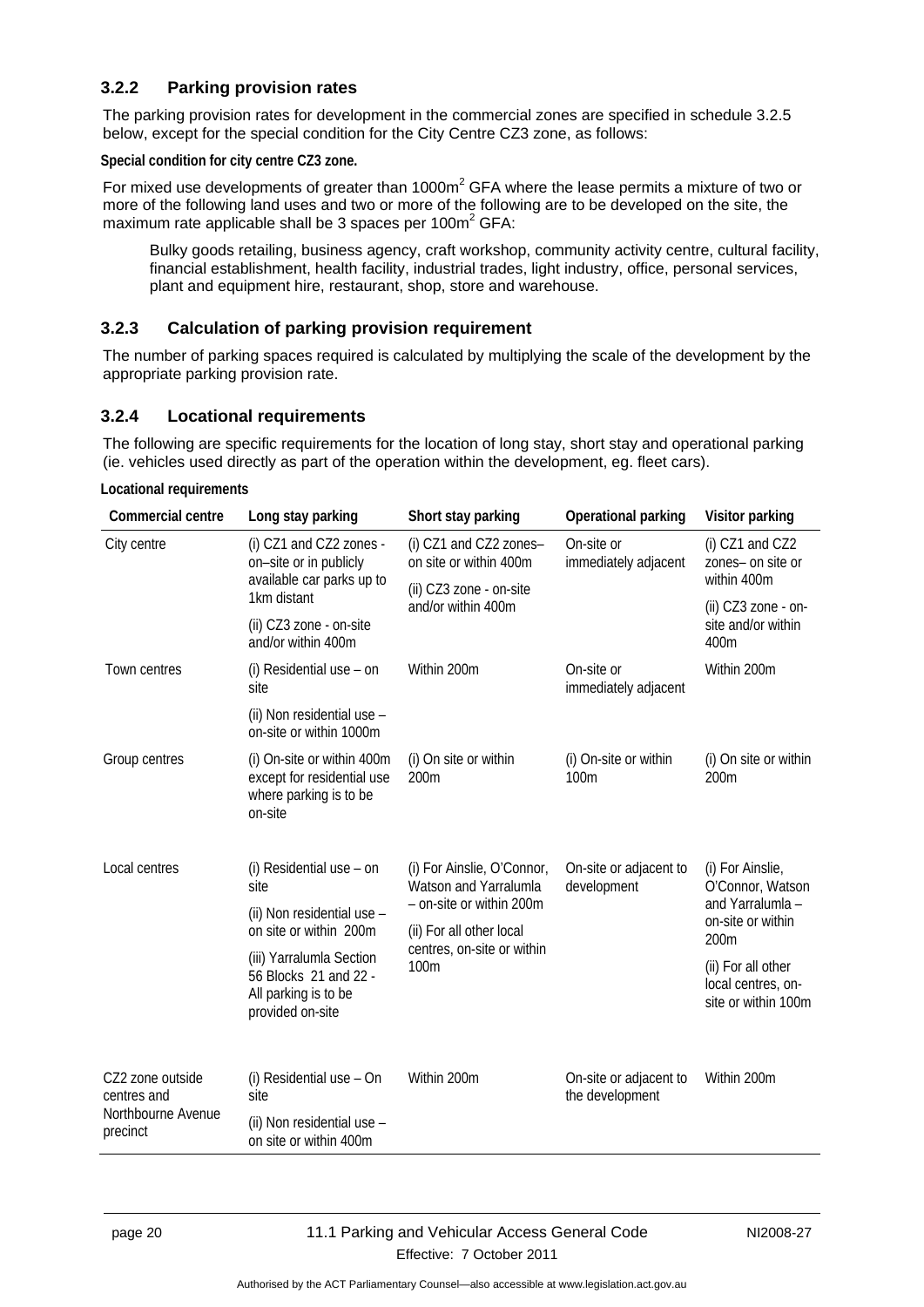### 3.2.2 Parking provision rates

The parking provision rates for development in the commercial zones are specified in schedule 3.2.5 below, except for the special condition for the City Centre CZ3 zone, as follows:

**Special condition for city centre CZ3 zone.**

For mixed use developments of greater than 1000m$^2$ GFA where the lease permits a mixture of two or more of the following land uses and two or more of the following are to be developed on the site, the maximum rate applicable shall be 3 spaces per 100m$^2$ GFA:

> Bulky goods retailing, business agency, craft workshop, community activity centre, cultural facility, financial establishment, health facility, industrial trades, light industry, office, personal services, plant and equipment hire, restaurant, shop, store and warehouse.

### 3.2.3 Calculation of parking provision requirement

The number of parking spaces required is calculated by multiplying the scale of the development by the appropriate parking provision rate.

### 3.2.4 Locational requirements

The following are specific requirements for the location of long stay, short stay and operational parking (ie. vehicles used directly as part of the operation within the development, eg. fleet cars).

**Locational requirements**

| Commercial centre | Long stay parking | Short stay parking | Operational parking | Visitor parking |
|---|---|---|---|---|
| City centre | (i) CZ1 and CZ2 zones - on–site or in publicly available car parks up to 1km distant<br>(ii) CZ3 zone - on-site and/or within 400m | (i) CZ1 and CZ2 zones– on site or within 400m<br>(ii) CZ3 zone - on-site and/or within 400m | On-site or immediately adjacent | (i) CZ1 and CZ2 zones– on site or within 400m<br>(ii) CZ3 zone - on-site and/or within 400m |
| Town centres | (i) Residential use – on site<br>(ii) Non residential use – on-site or within 1000m | Within 200m | On-site or immediately adjacent | Within 200m |
| Group centres | (i) On-site or within 400m except for residential use where parking is to be on-site | (i) On site or within 200m | (i) On-site or within 100m | (i) On site or within 200m |
| Local centres | (i) Residential use – on site<br>(ii) Non residential use – on site or within 200m<br>(iii) Yarralumla Section 56 Blocks 21 and 22 - All parking is to be provided on-site | (i) For Ainslie, O'Connor, Watson and Yarralumla – on-site or within 200m<br>(ii) For all other local centres, on-site or within 100m | On-site or adjacent to development | (i) For Ainslie, O'Connor, Watson and Yarralumla – on-site or within 200m<br>(ii) For all other local centres, on-site or within 100m |
| CZ2 zone outside centres and Northbourne Avenue precinct | (i) Residential use – On site<br>(ii) Non residential use – on site or within 400m | Within 200m | On-site or adjacent to the development | Within 200m |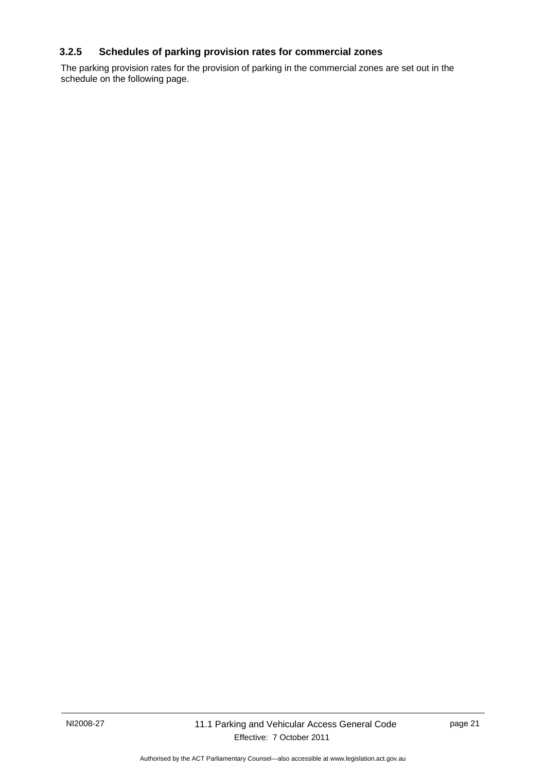### 3.2.5 Schedules of parking provision rates for commercial zones

The parking provision rates for the provision of parking in the commercial zones are set out in the schedule on the following page.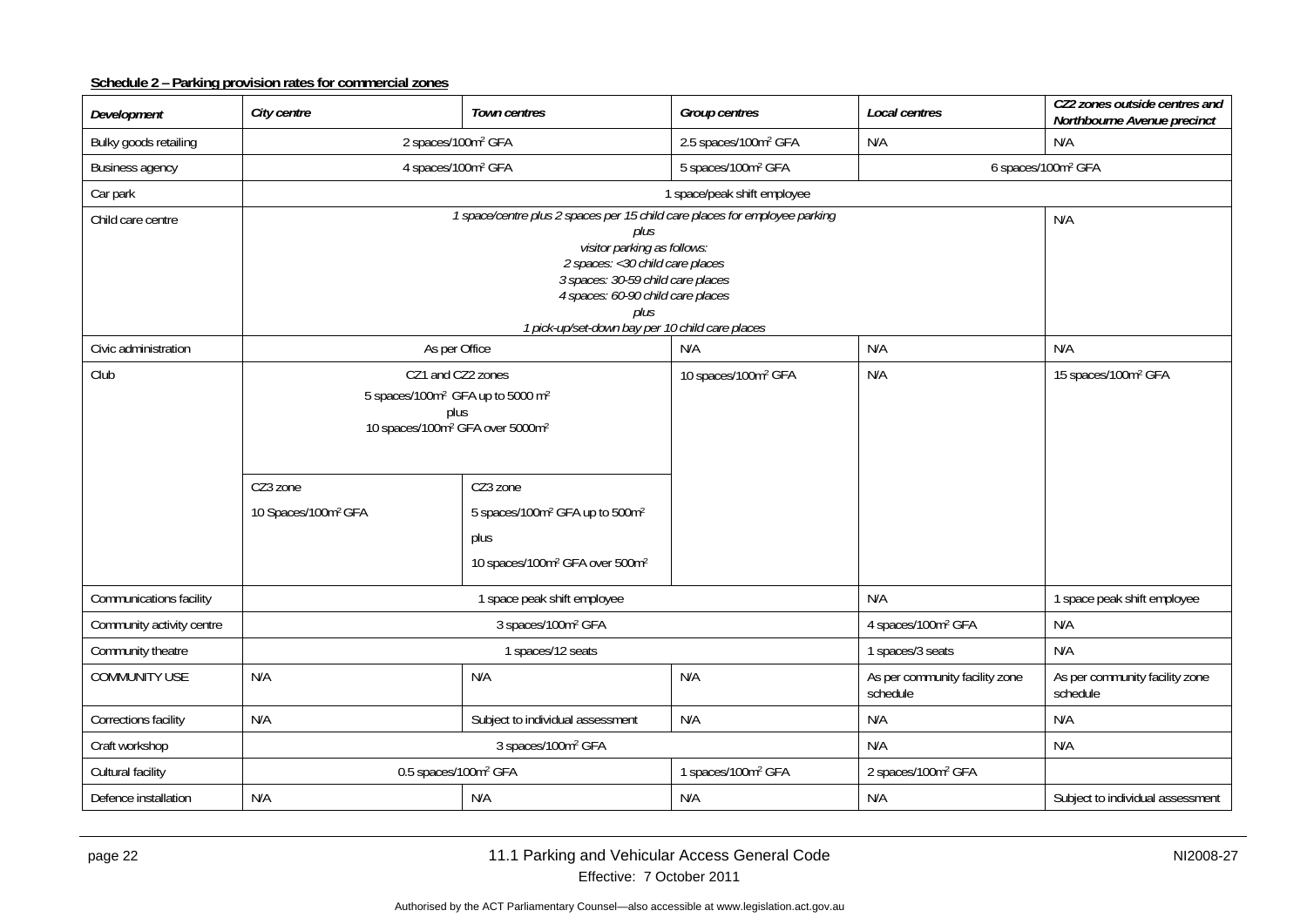**Schedule 2 – Parking provision rates for commercial zones**

| *Development* | *City centre* | *Town centres* | *Group centres* | *Local centres* | *CZ2 zones outside centres and Northbourne Avenue precinct* |
|---|---|---|---|---|---|
| Bulky goods retailing | 2 spaces/100m² GFA | | 2.5 spaces/100m² GFA | N/A | N/A |
| Business agency | 4 spaces/100m² GFA | | 5 spaces/100m² GFA | 6 spaces/100m² GFA | |
| Car park | 1 space/peak shift employee | | | | |
| Child care centre | *1 space/centre plus 2 spaces per 15 child care places for employee parking* *plus* *visitor parking as follows:* *2 spaces: <30 child care places* *3 spaces: 30-59 child care places* *4 spaces: 60-90 child care places* *plus* *1 pick-up/set-down bay per 10 child care places* | | | | N/A |
| Civic administration | As per Office | | N/A | N/A | N/A |
| Club | CZ1 and CZ2 zones 5 spaces/100m² GFA up to 5000 m² plus 10 spaces/100m² GFA over 5000m² | | 10 spaces/100m² GFA | N/A | 15 spaces/100m² GFA |
| | CZ3 zone 10 Spaces/100m² GFA | CZ3 zone 5 spaces/100m² GFA up to 500m² plus 10 spaces/100m² GFA over 500m² | | | |
| Communications facility | 1 space peak shift employee | | | N/A | 1 space peak shift employee |
| Community activity centre | 3 spaces/100m² GFA | | | 4 spaces/100m² GFA | N/A |
| Community theatre | 1 spaces/12 seats | | | 1 spaces/3 seats | N/A |
| COMMUNITY USE | N/A | N/A | N/A | As per community facility zone schedule | As per community facility zone schedule |
| Corrections facility | N/A | Subject to individual assessment | N/A | N/A | N/A |
| Craft workshop | 3 spaces/100m² GFA | | | N/A | N/A |
| Cultural facility | 0.5 spaces/100m² GFA | | 1 spaces/100m² GFA | 2 spaces/100m² GFA | |
| Defence installation | N/A | N/A | N/A | N/A | Subject to individual assessment |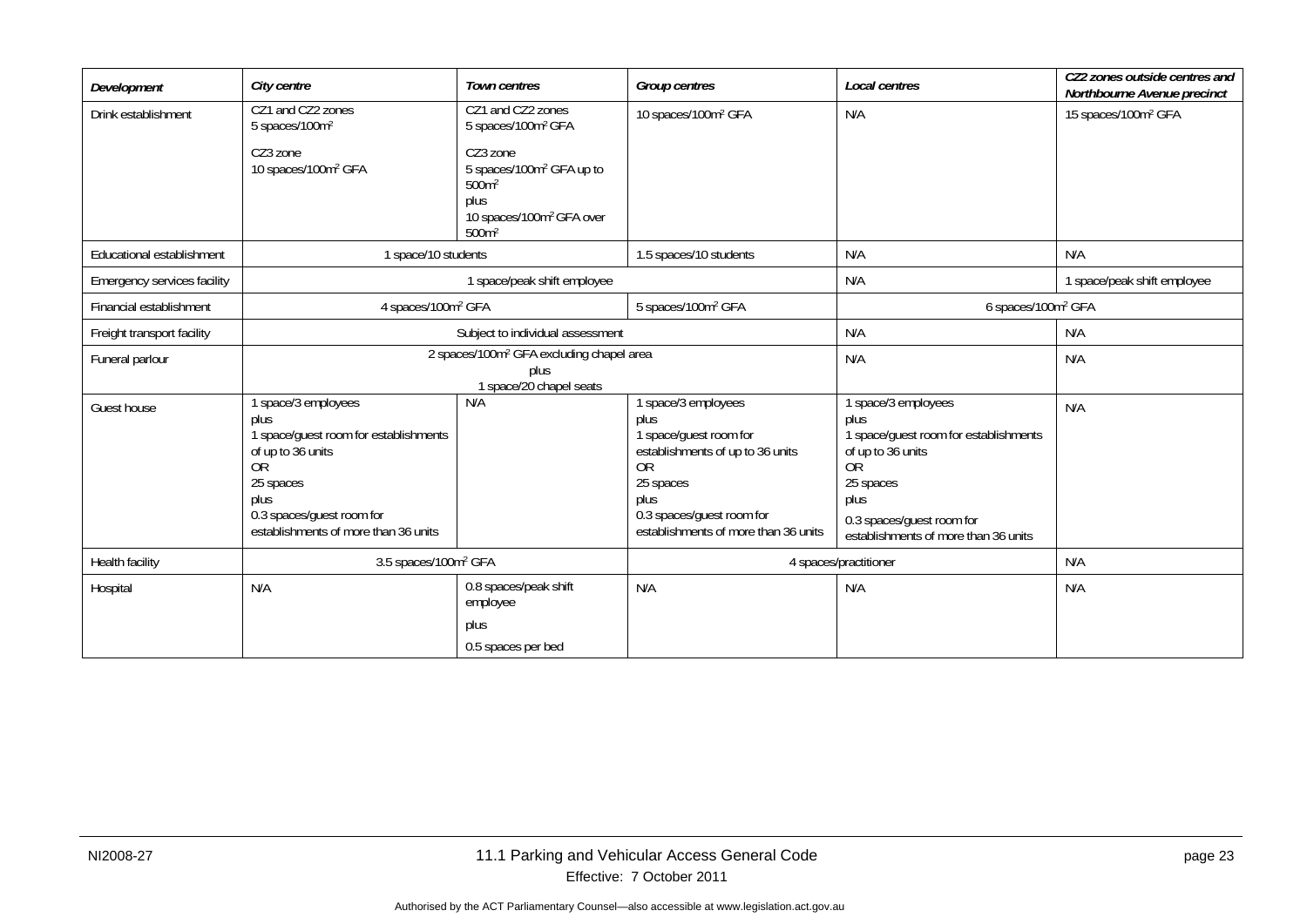| *Development* | *City centre* | *Town centres* | *Group centres* | *Local centres* | *CZ2 zones outside centres and Northbourne Avenue precinct* |
|---|---|---|---|---|---|
| Drink establishment | CZ1 and CZ2 zones<br>5 spaces/100m²<br><br>CZ3 zone<br>10 spaces/100m² GFA | CZ1 and CZ2 zones<br>5 spaces/100m² GFA<br><br>CZ3 zone<br>5 spaces/100m² GFA up to 500m²<br>plus<br>10 spaces/100m² GFA over 500m² | 10 spaces/100m² GFA | N/A | 15 spaces/100m² GFA |
| Educational establishment | 1 space/10 students | | 1.5 spaces/10 students | N/A | N/A |
| Emergency services facility | 1 space/peak shift employee | | | N/A | 1 space/peak shift employee |
| Financial establishment | 4 spaces/100m² GFA | | 5 spaces/100m² GFA | 6 spaces/100m² GFA | |
| Freight transport facility | Subject to individual assessment | | | N/A | N/A |
| Funeral parlour | 2 spaces/100m² GFA excluding chapel area<br>plus<br>1 space/20 chapel seats | | | N/A | N/A |
| Guest house | 1 space/3 employees<br>plus<br>1 space/guest room for establishments of up to 36 units<br>OR<br>25 spaces<br>plus<br>0.3 spaces/guest room for establishments of more than 36 units | N/A | 1 space/3 employees<br>plus<br>1 space/guest room for establishments of up to 36 units<br>OR<br>25 spaces<br>plus<br>0.3 spaces/guest room for establishments of more than 36 units | 1 space/3 employees<br>plus<br>1 space/guest room for establishments of up to 36 units<br>OR<br>25 spaces<br>plus<br>0.3 spaces/guest room for establishments of more than 36 units | N/A |
| Health facility | 3.5 spaces/100m² GFA | | 4 spaces/practitioner | | N/A |
| Hospital | N/A | 0.8 spaces/peak shift employee<br><br>plus<br><br>0.5 spaces per bed | N/A | N/A | N/A |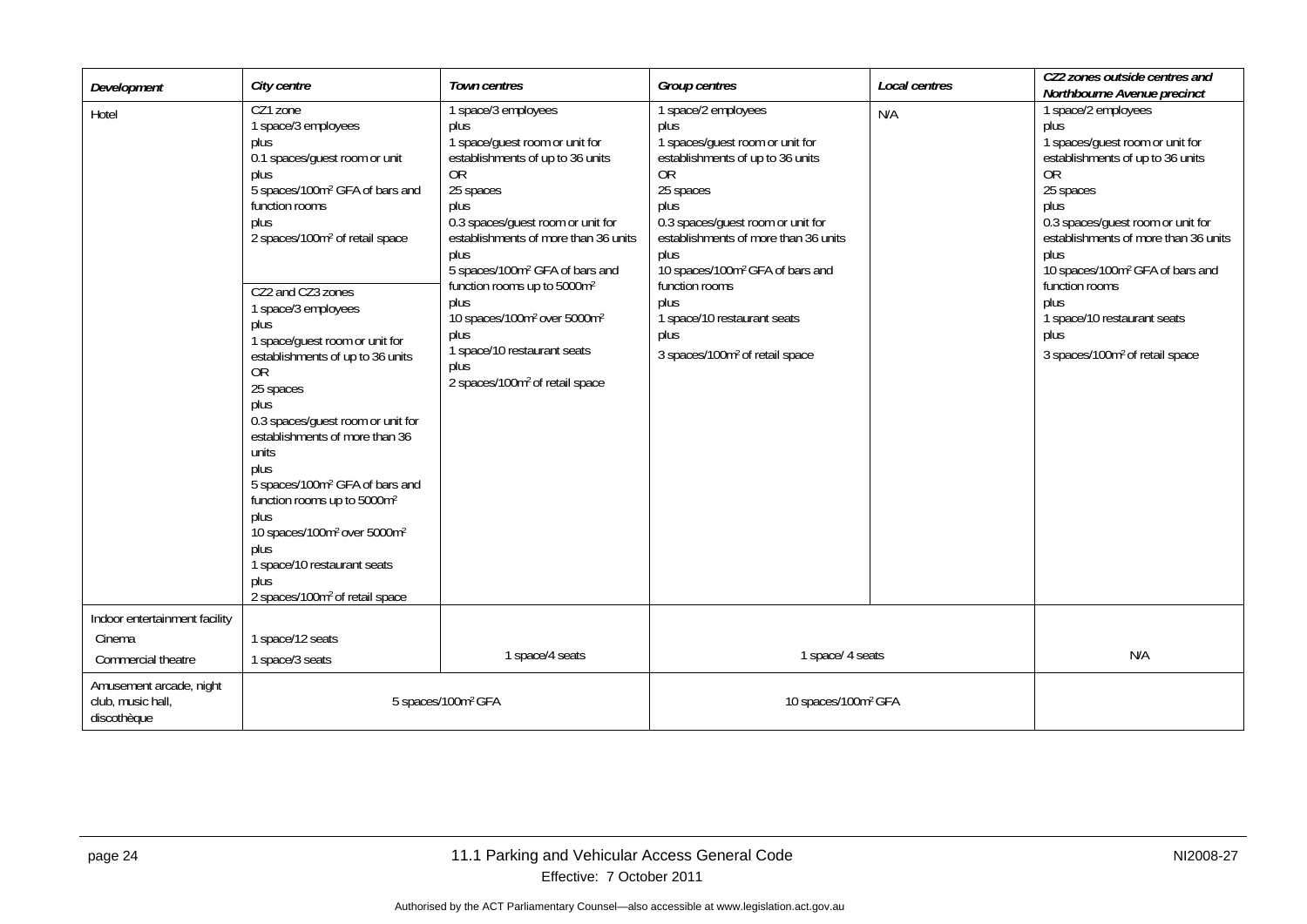| *Development* | *City centre* | *Town centres* | *Group centres* | *Local centres* | *CZ2 zones outside centres and Northbourne Avenue precinct* |
|---|---|---|---|---|---|
| Hotel | CZ1 zone<br>1 space/3 employees<br>plus<br>0.1 spaces/guest room or unit<br>plus<br>5 spaces/100m² GFA of bars and function rooms<br>plus<br>2 spaces/100m² of retail space<br><br>CZ2 and CZ3 zones<br>1 space/3 employees<br>plus<br>1 space/guest room or unit for establishments of up to 36 units<br>OR<br>25 spaces<br>plus<br>0.3 spaces/guest room or unit for establishments of more than 36 units<br>plus<br>5 spaces/100m² GFA of bars and function rooms up to 5000m²<br>plus<br>10 spaces/100m² over 5000m²<br>plus<br>1 space/10 restaurant seats<br>plus<br>2 spaces/100m² of retail space | 1 space/3 employees<br>plus<br>1 space/guest room or unit for establishments of up to 36 units<br>OR<br>25 spaces<br>plus<br>0.3 spaces/guest room or unit for establishments of more than 36 units<br>plus<br>5 spaces/100m² GFA of bars and function rooms up to 5000m²<br>plus<br>10 spaces/100m² over 5000m²<br>plus<br>1 space/10 restaurant seats<br>plus<br>2 spaces/100m² of retail space | 1 space/2 employees<br>plus<br>1 spaces/guest room or unit for establishments of up to 36 units<br>OR<br>25 spaces<br>plus<br>0.3 spaces/guest room or unit for establishments of more than 36 units<br>plus<br>10 spaces/100m² GFA of bars and function rooms<br>plus<br>1 space/10 restaurant seats<br>plus<br>3 spaces/100m² of retail space | N/A | 1 space/2 employees<br>plus<br>1 spaces/guest room or unit for establishments of up to 36 units<br>OR<br>25 spaces<br>plus<br>0.3 spaces/guest room or unit for establishments of more than 36 units<br>plus<br>10 spaces/100m² GFA of bars and function rooms<br>plus<br>1 space/10 restaurant seats<br>plus<br>3 spaces/100m² of retail space |
| Indoor entertainment facility<br>Cinema<br>Commercial theatre | <br>1 space/12 seats<br>1 space/3 seats | 1 space/4 seats | 1 space/ 4 seats | | N/A |
| Amusement arcade, night club, music hall, discothèque | 5 spaces/100m² GFA | | 10 spaces/100m² GFA | | |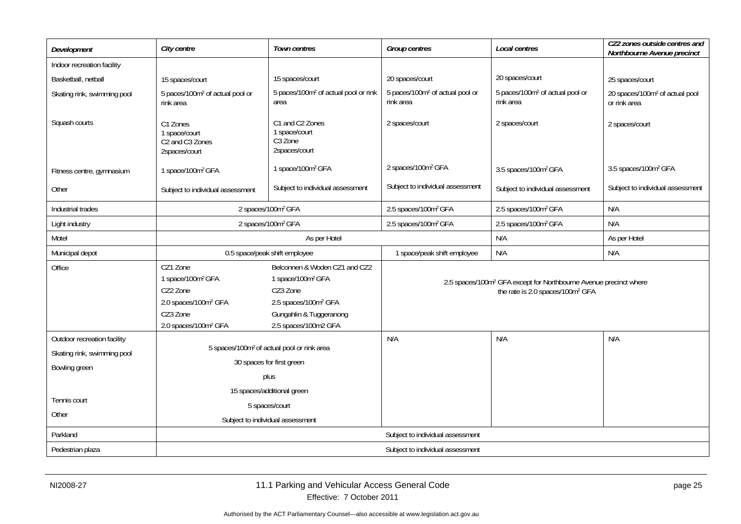| *Development* | *City centre* | *Town centres* | *Group centres* | *Local centres* | *CZ2 zones outside centres and Northbourne Avenue precinct* |
|---|---|---|---|---|---|
| Indoor recreation facility | | | | | |
| Basketball, netball | 15 spaces/court | 15 spaces/court | 20 spaces/court | 20 spaces/court | 25 spaces/court |
| Skating rink, swimming pool | 5 paces/100m² of actual pool or rink area | 5 paces/100m² of actual pool or rink area | 5 paces/100m² of actual pool or rink area | 5 paces/100m² of actual pool or rink area | 20 spaces/100m² of actual pool or rink area |
| Squash courts | C1 Zones<br>1 space/court<br>C2 and C3 Zones<br>2spaces/court | C1 and C2 Zones<br>1 space/court<br>C3 Zone<br>2spaces/court | 2 spaces/court | 2 spaces/court | 2 spaces/court |
| Fitness centre, gymnasium | 1 space/100m² GFA | 1 space/100m² GFA | 2 spaces/100m² GFA | 3.5 spaces/100m² GFA | 3.5 spaces/100m² GFA |
| Other | Subject to individual assessment | Subject to individual assessment | Subject to individual assessment | Subject to individual assessment | Subject to individual assessment |
| Industrial trades | 2 spaces/100m² GFA | | 2.5 spaces/100m² GFA | 2.5 spaces/100m² GFA | N/A |
| Light industry | 2 spaces/100m² GFA | | 2.5 spaces/100m² GFA | 2.5 spaces/100m² GFA | N/A |
| Motel | As per Hotel | | | N/A | As per Hotel |
| Municipal depot | 0.5 space/peak shift employee | | 1 space/peak shift employee | N/A | N/A |
| Office | CZ1 Zone<br>1 space/100m² GFA<br>CZ2 Zone<br>2.0 spaces/100m² GFA<br>CZ3 Zone<br>2.0 spaces/100m² GFA | Belconnen & Woden CZ1 and CZ2<br>1 space/100m² GFA<br>CZ3 Zone<br>2.5 spaces/100m² GFA<br>Gungahlin & Tuggeranong<br>2.5 spaces/100m2 GFA | 2.5 spaces/100m² GFA except for Northbourne Avenue precinct where the rate is 2.0 spaces/100m² GFA | | |
| Outdoor recreation facility | | | N/A | N/A | N/A |
| Skating rink, swimming pool | 5 spaces/100m² of actual pool or rink area | | | | |
| Bowling green | 30 spaces for first green<br>plus<br>15 spaces/additional green | | | | |
| Tennis court | 5 spaces/court | | | | |
| Other | Subject to individual assessment | | | | |
| Parkland | Subject to individual assessment | | | | |
| Pedestrian plaza | Subject to individual assessment | | | | |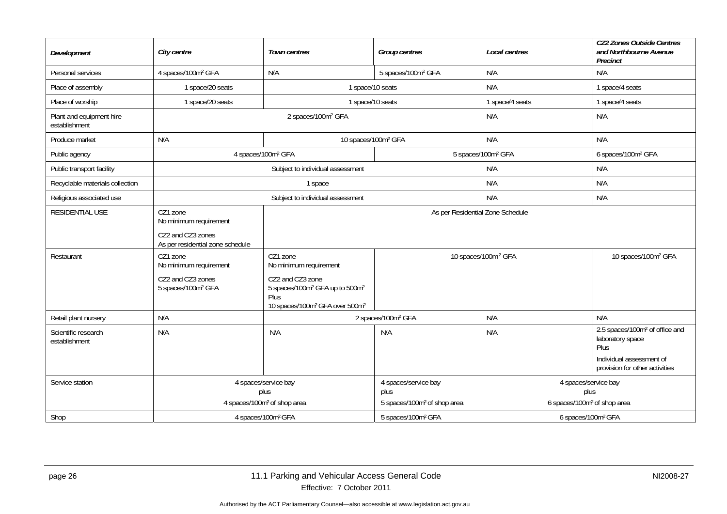| *Development* | *City centre* | *Town centres* | *Group centres* | *Local centres* | *CZ2 Zones Outside Centres and Northbourne Avenue Precinct* |
|---|---|---|---|---|---|
| Personal services | 4 spaces/100m$^2$ GFA | N/A | 5 spaces/100m$^2$ GFA | N/A | N/A |
| Place of assembly | 1 space/20 seats | 1 space/10 seats | | N/A | 1 space/4 seats |
| Place of worship | 1 space/20 seats | 1 space/10 seats | | 1 space/4 seats | 1 space/4 seats |
| Plant and equipment hire establishment | 2 spaces/100m$^2$ GFA | | | N/A | N/A |
| Produce market | N/A | 10 spaces/100m$^2$ GFA | | N/A | N/A |
| Public agency | 4 spaces/100m$^2$ GFA | | 5 spaces/100m$^2$ GFA | | 6 spaces/100m$^2$ GFA |
| Public transport facility | Subject to individual assessment | | | N/A | N/A |
| Recyclable materials collection | 1 space | | | N/A | N/A |
| Religious associated use | Subject to individual assessment | | | N/A | N/A |
| RESIDENTIAL USE | CZ1 zone<br>No minimum requirement<br>CZ2 and CZ3 zones<br>As per residential zone schedule | As per Residential Zone Schedule | | | |
| Restaurant | CZ1 zone<br>No minimum requirement<br>CZ2 and CZ3 zones<br>5 spaces/100m$^2$ GFA | CZ1 zone<br>No minimum requirement<br>CZ2 and CZ3 zone<br>5 spaces/100m$^2$ GFA up to 500m$^2$<br>Plus<br>10 spaces/100m$^2$ GFA over 500m$^2$ | 10 spaces/100m$^2$ GFA | | 10 spaces/100m$^2$ GFA |
| Retail plant nursery | N/A | 2 spaces/100m$^2$ GFA | | N/A | N/A |
| Scientific research establishment | N/A | N/A | N/A | N/A | 2.5 spaces/100m$^2$ of office and laboratory space<br>Plus<br>Individual assessment of provision for other activities |
| Service station | 4 spaces/service bay<br>plus<br>4 spaces/100m$^2$ of shop area | | 4 spaces/service bay<br>plus<br>5 spaces/100m$^2$ of shop area | 4 spaces/service bay<br>plus<br>6 spaces/100m$^2$ of shop area | |
| Shop | 4 spaces/100m$^2$ GFA | | 5 spaces/100m$^2$ GFA | 6 spaces/100m$^2$ GFA | |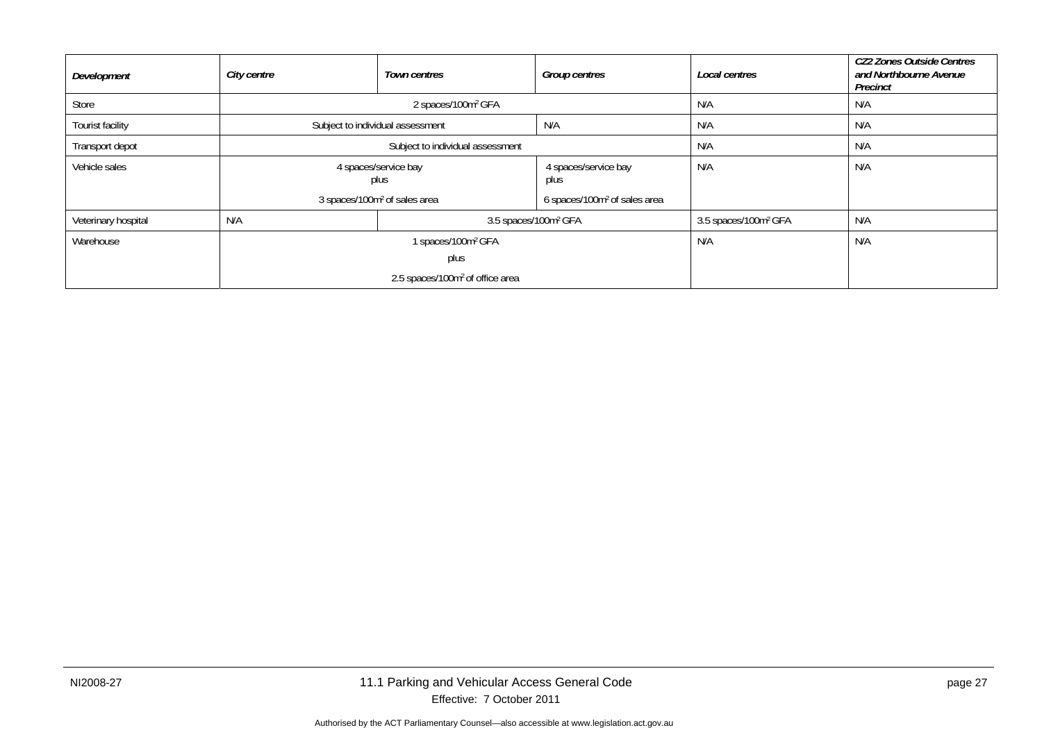| *Development* | *City centre* | *Town centres* | *Group centres* | *Local centres* | *CZ2 Zones Outside Centres and Northbourne Avenue Precinct* |
|---|---|---|---|---|---|
| Store | 2 spaces/100m² GFA | | | N/A | N/A |
| Tourist facility | Subject to individual assessment | | N/A | N/A | N/A |
| Transport depot | Subject to individual assessment | | | N/A | N/A |
| Vehicle sales | 4 spaces/service bay plus 3 spaces/100m² of sales area | | 4 spaces/service bay plus 6 spaces/100m² of sales area | N/A | N/A |
| Veterinary hospital | N/A | 3.5 spaces/100m² GFA | | 3.5 spaces/100m² GFA | N/A |
| Warehouse | 1 spaces/100m² GFA plus 2.5 spaces/100m² of office area | | | N/A | N/A |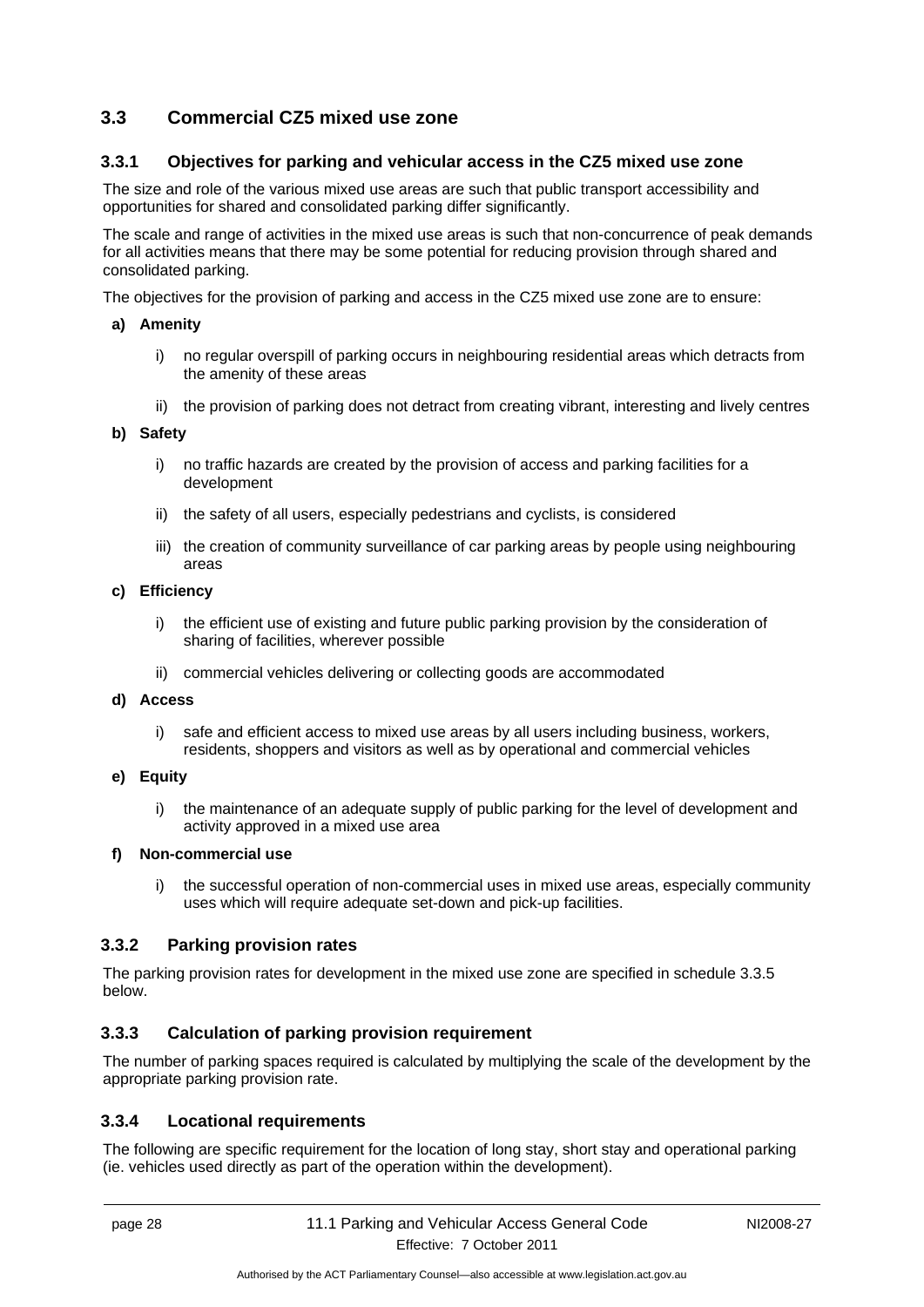## 3.3 Commercial CZ5 mixed use zone

### 3.3.1 Objectives for parking and vehicular access in the CZ5 mixed use zone

The size and role of the various mixed use areas are such that public transport accessibility and opportunities for shared and consolidated parking differ significantly.

The scale and range of activities in the mixed use areas is such that non-concurrence of peak demands for all activities means that there may be some potential for reducing provision through shared and consolidated parking.

The objectives for the provision of parking and access in the CZ5 mixed use zone are to ensure:

**a) Amenity**

i) no regular overspill of parking occurs in neighbouring residential areas which detracts from the amenity of these areas

ii) the provision of parking does not detract from creating vibrant, interesting and lively centres

**b) Safety**

i) no traffic hazards are created by the provision of access and parking facilities for a development

ii) the safety of all users, especially pedestrians and cyclists, is considered

iii) the creation of community surveillance of car parking areas by people using neighbouring areas

**c) Efficiency**

i) the efficient use of existing and future public parking provision by the consideration of sharing of facilities, wherever possible

ii) commercial vehicles delivering or collecting goods are accommodated

**d) Access**

i) safe and efficient access to mixed use areas by all users including business, workers, residents, shoppers and visitors as well as by operational and commercial vehicles

**e) Equity**

i) the maintenance of an adequate supply of public parking for the level of development and activity approved in a mixed use area

**f) Non-commercial use**

i) the successful operation of non-commercial uses in mixed use areas, especially community uses which will require adequate set-down and pick-up facilities.

### 3.3.2 Parking provision rates

The parking provision rates for development in the mixed use zone are specified in schedule 3.3.5 below.

### 3.3.3 Calculation of parking provision requirement

The number of parking spaces required is calculated by multiplying the scale of the development by the appropriate parking provision rate.

### 3.3.4 Locational requirements

The following are specific requirement for the location of long stay, short stay and operational parking (ie. vehicles used directly as part of the operation within the development).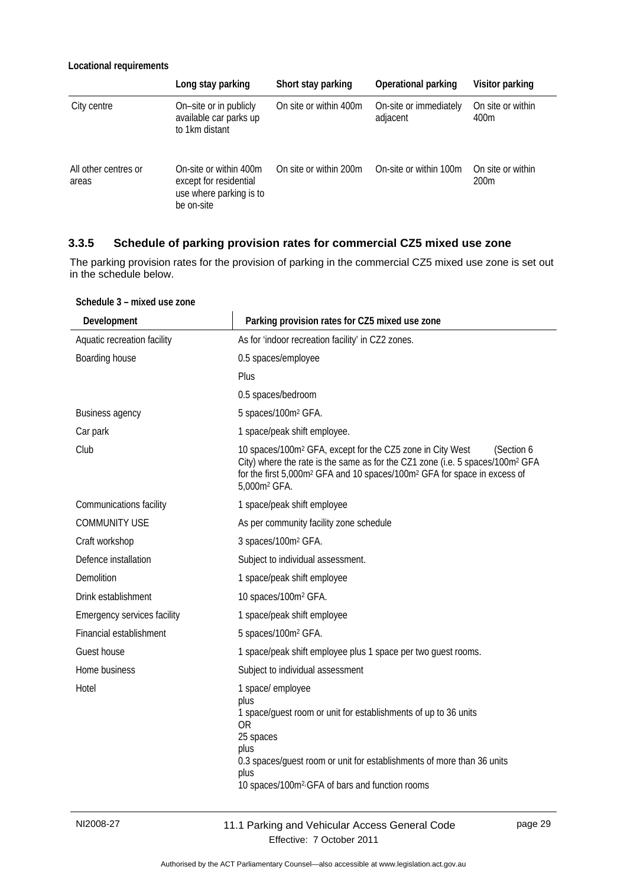**Locational requirements**

| | Long stay parking | Short stay parking | Operational parking | Visitor parking |
|---|---|---|---|---|
| City centre | On–site or in publicly available car parks up to 1km distant | On site or within 400m | On-site or immediately adjacent | On site or within 400m |
| All other centres or areas | On-site or within 400m except for residential use where parking is to be on-site | On site or within 200m | On-site or within 100m | On site or within 200m |

### 3.3.5 Schedule of parking provision rates for commercial CZ5 mixed use zone

The parking provision rates for the provision of parking in the commercial CZ5 mixed use zone is set out in the schedule below.

**Schedule 3 – mixed use zone**

| Development | Parking provision rates for CZ5 mixed use zone |
|---|---|
| Aquatic recreation facility | As for 'indoor recreation facility' in CZ2 zones. |
| Boarding house | 0.5 spaces/employee |
| | Plus |
| | 0.5 spaces/bedroom |
| Business agency | 5 spaces/100m² GFA. |
| Car park | 1 space/peak shift employee. |
| Club | 10 spaces/100m² GFA, except for the CZ5 zone in City West (Section 6 City) where the rate is the same as for the CZ1 zone (i.e. 5 spaces/100m² GFA for the first 5,000m² GFA and 10 spaces/100m² GFA for space in excess of 5,000m² GFA. |
| Communications facility | 1 space/peak shift employee |
| COMMUNITY USE | As per community facility zone schedule |
| Craft workshop | 3 spaces/100m² GFA. |
| Defence installation | Subject to individual assessment. |
| Demolition | 1 space/peak shift employee |
| Drink establishment | 10 spaces/100m² GFA. |
| Emergency services facility | 1 space/peak shift employee |
| Financial establishment | 5 spaces/100m² GFA. |
| Guest house | 1 space/peak shift employee plus 1 space per two guest rooms. |
| Home business | Subject to individual assessment |
| Hotel | 1 space/ employee<br>plus<br>1 space/guest room or unit for establishments of up to 36 units<br>OR<br>25 spaces<br>plus<br>0.3 spaces/guest room or unit for establishments of more than 36 units<br>plus<br>10 spaces/100m² GFA of bars and function rooms |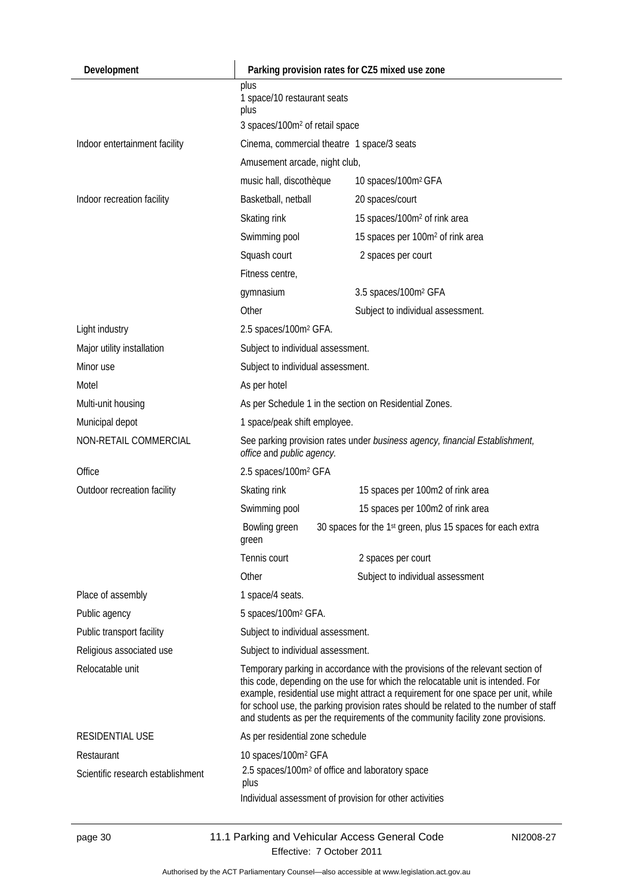| Development | Parking provision rates for CZ5 mixed use zone | |
|---|---|---|
| | plus<br>1 space/10 restaurant seats<br>plus<br>3 spaces/100m² of retail space | |
| Indoor entertainment facility | Cinema, commercial theatre | 1 space/3 seats |
| | Amusement arcade, night club, music hall, discothèque | 10 spaces/100m² GFA |
| Indoor recreation facility | Basketball, netball | 20 spaces/court |
| | Skating rink | 15 spaces/100m² of rink area |
| | Swimming pool | 15 spaces per 100m² of rink area |
| | Squash court | 2 spaces per court |
| | Fitness centre, gymnasium | 3.5 spaces/100m² GFA |
| | Other | Subject to individual assessment. |
| Light industry | 2.5 spaces/100m² GFA. | |
| Major utility installation | Subject to individual assessment. | |
| Minor use | Subject to individual assessment. | |
| Motel | As per hotel | |
| Multi-unit housing | As per Schedule 1 in the section on Residential Zones. | |
| Municipal depot | 1 space/peak shift employee. | |
| NON-RETAIL COMMERCIAL | See parking provision rates under *business agency, financial Establishment, office* and *public agency.* | |
| Office | 2.5 spaces/100m² GFA | |
| Outdoor recreation facility | Skating rink | 15 spaces per 100m2 of rink area |
| | Swimming pool | 15 spaces per 100m2 of rink area |
| | Bowling green | 30 spaces for the 1st green, plus 15 spaces for each extra green |
| | Tennis court | 2 spaces per court |
| | Other | Subject to individual assessment |
| Place of assembly | 1 space/4 seats. | |
| Public agency | 5 spaces/100m² GFA. | |
| Public transport facility | Subject to individual assessment. | |
| Religious associated use | Subject to individual assessment. | |
| Relocatable unit | Temporary parking in accordance with the provisions of the relevant section of this code, depending on the use for which the relocatable unit is intended. For example, residential use might attract a requirement for one space per unit, while for school use, the parking provision rates should be related to the number of staff and students as per the requirements of the community facility zone provisions. | |
| RESIDENTIAL USE | As per residential zone schedule | |
| Restaurant | 10 spaces/100m² GFA | |
| Scientific research establishment | 2.5 spaces/100m² of office and laboratory space<br>plus<br>Individual assessment of provision for other activities | |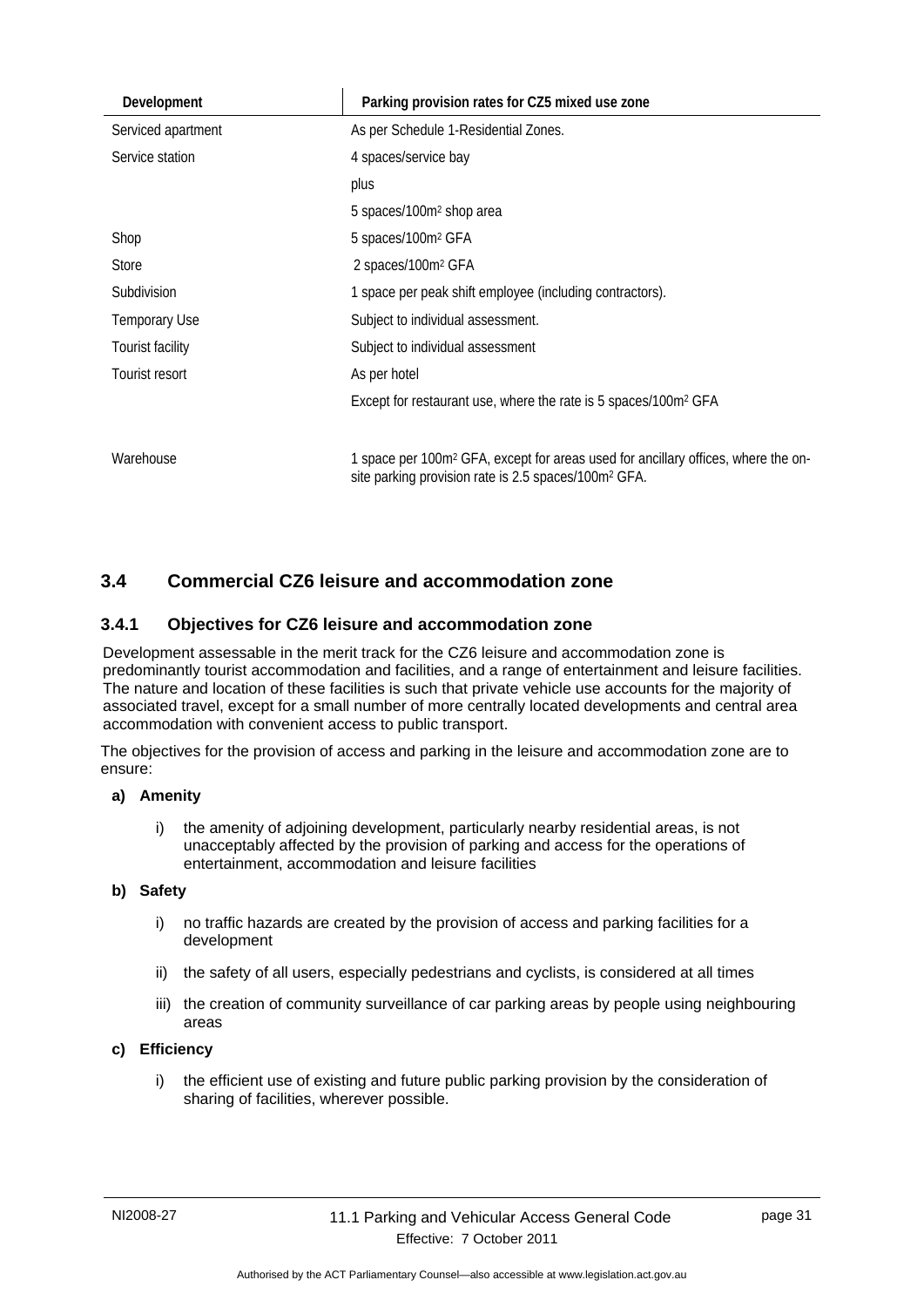| Development | Parking provision rates for CZ5 mixed use zone |
|---|---|
| Serviced apartment | As per Schedule 1-Residential Zones. |
| Service station | 4 spaces/service bay |
| | plus |
| | 5 spaces/100m² shop area |
| Shop | 5 spaces/100m² GFA |
| Store | 2 spaces/100m² GFA |
| Subdivision | 1 space per peak shift employee (including contractors). |
| Temporary Use | Subject to individual assessment. |
| Tourist facility | Subject to individual assessment |
| Tourist resort | As per hotel |
| | Except for restaurant use, where the rate is 5 spaces/100m² GFA |
| Warehouse | 1 space per 100m² GFA, except for areas used for ancillary offices, where the on-site parking provision rate is 2.5 spaces/100m² GFA. |

## 3.4 Commercial CZ6 leisure and accommodation zone

### 3.4.1 Objectives for CZ6 leisure and accommodation zone

Development assessable in the merit track for the CZ6 leisure and accommodation zone is predominantly tourist accommodation and facilities, and a range of entertainment and leisure facilities. The nature and location of these facilities is such that private vehicle use accounts for the majority of associated travel, except for a small number of more centrally located developments and central area accommodation with convenient access to public transport.

The objectives for the provision of access and parking in the leisure and accommodation zone are to ensure:

**a) Amenity**

i) the amenity of adjoining development, particularly nearby residential areas, is not unacceptably affected by the provision of parking and access for the operations of entertainment, accommodation and leisure facilities

**b) Safety**

i) no traffic hazards are created by the provision of access and parking facilities for a development

ii) the safety of all users, especially pedestrians and cyclists, is considered at all times

iii) the creation of community surveillance of car parking areas by people using neighbouring areas

**c) Efficiency**

i) the efficient use of existing and future public parking provision by the consideration of sharing of facilities, wherever possible.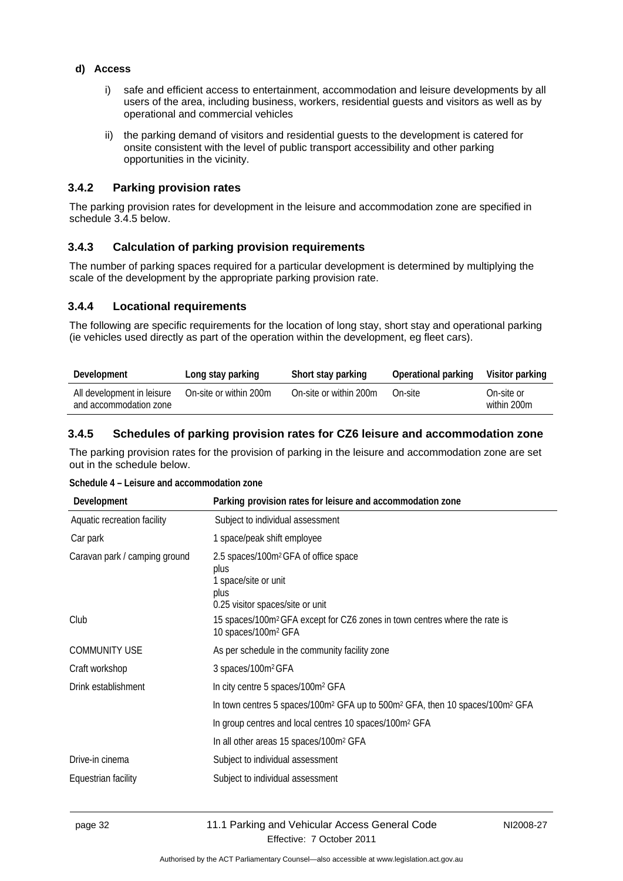**d) Access**

i) safe and efficient access to entertainment, accommodation and leisure developments by all users of the area, including business, workers, residential guests and visitors as well as by operational and commercial vehicles

ii) the parking demand of visitors and residential guests to the development is catered for onsite consistent with the level of public transport accessibility and other parking opportunities in the vicinity.

### 3.4.2 Parking provision rates

The parking provision rates for development in the leisure and accommodation zone are specified in schedule 3.4.5 below.

### 3.4.3 Calculation of parking provision requirements

The number of parking spaces required for a particular development is determined by multiplying the scale of the development by the appropriate parking provision rate.

### 3.4.4 Locational requirements

The following are specific requirements for the location of long stay, short stay and operational parking (ie vehicles used directly as part of the operation within the development, eg fleet cars).

| Development | Long stay parking | Short stay parking | Operational parking | Visitor parking |
|---|---|---|---|---|
| All development in leisure and accommodation zone | On-site or within 200m | On-site or within 200m | On-site | On-site or within 200m |

### 3.4.5 Schedules of parking provision rates for CZ6 leisure and accommodation zone

The parking provision rates for the provision of parking in the leisure and accommodation zone are set out in the schedule below.

**Schedule 4 – Leisure and accommodation zone**

| Development | Parking provision rates for leisure and accommodation zone |
|---|---|
| Aquatic recreation facility | Subject to individual assessment |
| Car park | 1 space/peak shift employee |
| Caravan park / camping ground | 2.5 spaces/100m² GFA of office space<br>plus<br>1 space/site or unit<br>plus<br>0.25 visitor spaces/site or unit |
| Club | 15 spaces/100m² GFA except for CZ6 zones in town centres where the rate is 10 spaces/100m² GFA |
| COMMUNITY USE | As per schedule in the community facility zone |
| Craft workshop | 3 spaces/100m² GFA |
| Drink establishment | In city centre 5 spaces/100m² GFA |
| | In town centres 5 spaces/100m² GFA up to 500m² GFA, then 10 spaces/100m² GFA |
| | In group centres and local centres 10 spaces/100m² GFA |
| | In all other areas 15 spaces/100m² GFA |
| Drive-in cinema | Subject to individual assessment |
| Equestrian facility | Subject to individual assessment |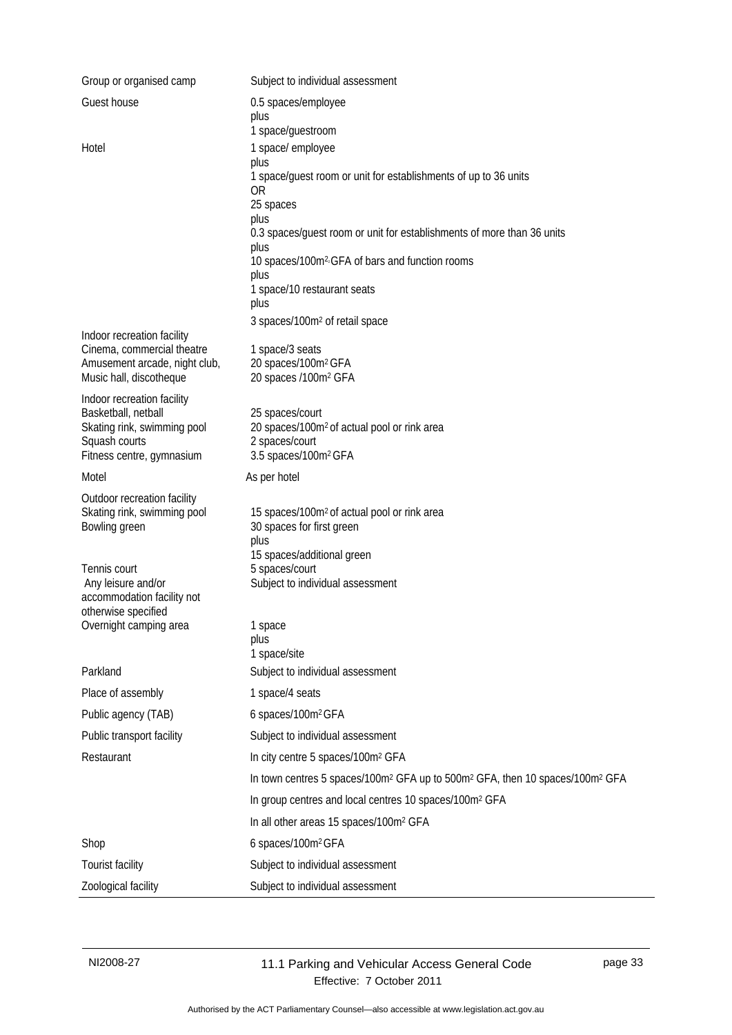| | |
|---|---|
| Group or organised camp | Subject to individual assessment |
| Guest house | 0.5 spaces/employee<br>plus<br>1 space/guestroom |
| Hotel | 1 space/ employee<br>plus<br>1 space/guest room or unit for establishments of up to 36 units<br>OR<br>25 spaces<br>plus<br>0.3 spaces/guest room or unit for establishments of more than 36 units<br>plus<br>10 spaces/100m² GFA of bars and function rooms<br>plus<br>1 space/10 restaurant seats<br>plus<br>3 spaces/100m² of retail space |
| Indoor recreation facility<br>Cinema, commercial theatre<br>Amusement arcade, night club,<br>Music hall, discotheque | <br>1 space/3 seats<br>20 spaces/100m² GFA<br>20 spaces /100m² GFA |
| Indoor recreation facility<br>Basketball, netball<br>Skating rink, swimming pool<br>Squash courts<br>Fitness centre, gymnasium | <br>25 spaces/court<br>20 spaces/100m² of actual pool or rink area<br>2 spaces/court<br>3.5 spaces/100m² GFA |
| Motel | As per hotel |
| Outdoor recreation facility<br>Skating rink, swimming pool<br>Bowling green | <br>15 spaces/100m² of actual pool or rink area<br>30 spaces for first green<br>plus<br>15 spaces/additional green |
| Tennis court | 5 spaces/court |
| Any leisure and/or accommodation facility not otherwise specified | Subject to individual assessment |
| Overnight camping area | 1 space<br>plus<br>1 space/site |
| Parkland | Subject to individual assessment |
| Place of assembly | 1 space/4 seats |
| Public agency (TAB) | 6 spaces/100m² GFA |
| Public transport facility | Subject to individual assessment |
| Restaurant | In city centre 5 spaces/100m² GFA |
| | In town centres 5 spaces/100m² GFA up to 500m² GFA, then 10 spaces/100m² GFA |
| | In group centres and local centres 10 spaces/100m² GFA |
| | In all other areas 15 spaces/100m² GFA |
| Shop | 6 spaces/100m² GFA |
| Tourist facility | Subject to individual assessment |
| Zoological facility | Subject to individual assessment |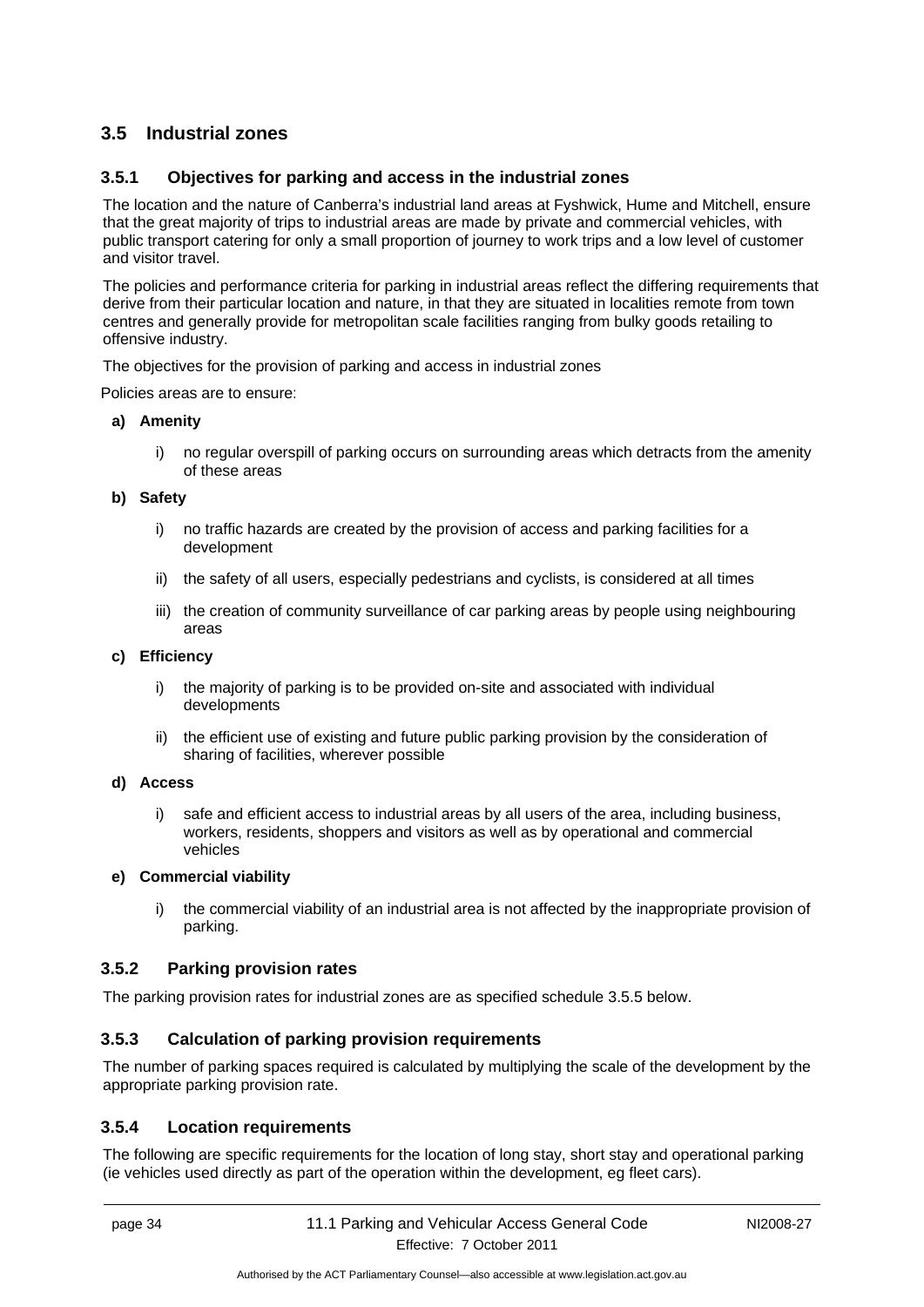## 3.5 Industrial zones

### 3.5.1 Objectives for parking and access in the industrial zones

The location and the nature of Canberra's industrial land areas at Fyshwick, Hume and Mitchell, ensure that the great majority of trips to industrial areas are made by private and commercial vehicles, with public transport catering for only a small proportion of journey to work trips and a low level of customer and visitor travel.

The policies and performance criteria for parking in industrial areas reflect the differing requirements that derive from their particular location and nature, in that they are situated in localities remote from town centres and generally provide for metropolitan scale facilities ranging from bulky goods retailing to offensive industry.

The objectives for the provision of parking and access in industrial zones

Policies areas are to ensure:

**a) Amenity**

i) no regular overspill of parking occurs on surrounding areas which detracts from the amenity of these areas

**b) Safety**

i) no traffic hazards are created by the provision of access and parking facilities for a development

ii) the safety of all users, especially pedestrians and cyclists, is considered at all times

iii) the creation of community surveillance of car parking areas by people using neighbouring areas

**c) Efficiency**

i) the majority of parking is to be provided on-site and associated with individual developments

ii) the efficient use of existing and future public parking provision by the consideration of sharing of facilities, wherever possible

**d) Access**

i) safe and efficient access to industrial areas by all users of the area, including business, workers, residents, shoppers and visitors as well as by operational and commercial vehicles

**e) Commercial viability**

i) the commercial viability of an industrial area is not affected by the inappropriate provision of parking.

### 3.5.2 Parking provision rates

The parking provision rates for industrial zones are as specified schedule 3.5.5 below.

### 3.5.3 Calculation of parking provision requirements

The number of parking spaces required is calculated by multiplying the scale of the development by the appropriate parking provision rate.

### 3.5.4 Location requirements

The following are specific requirements for the location of long stay, short stay and operational parking (ie vehicles used directly as part of the operation within the development, eg fleet cars).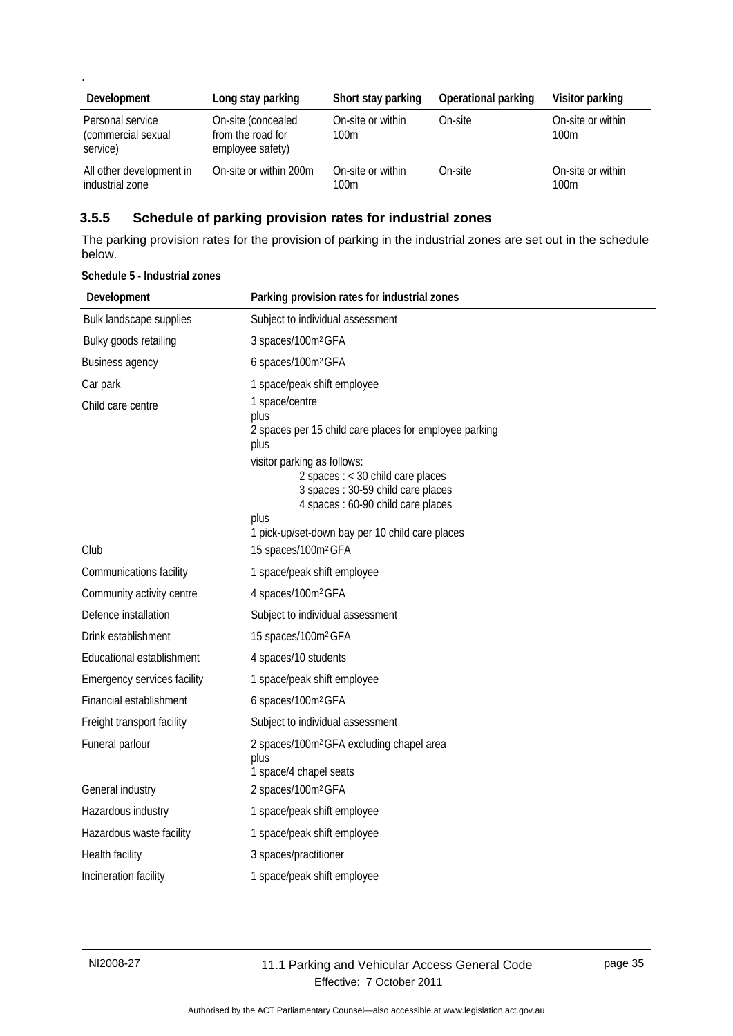.

| Development | Long stay parking | Short stay parking | Operational parking | Visitor parking |
|---|---|---|---|---|
| Personal service (commercial sexual service) | On-site (concealed from the road for employee safety) | On-site or within 100m | On-site | On-site or within 100m |
| All other development in industrial zone | On-site or within 200m | On-site or within 100m | On-site | On-site or within 100m |

### 3.5.5 Schedule of parking provision rates for industrial zones

The parking provision rates for the provision of parking in the industrial zones are set out in the schedule below.

**Schedule 5 - Industrial zones**

| Development | Parking provision rates for industrial zones |
|---|---|
| Bulk landscape supplies | Subject to individual assessment |
| Bulky goods retailing | 3 spaces/100m² GFA |
| Business agency | 6 spaces/100m² GFA |
| Car park | 1 space/peak shift employee |
| Child care centre | 1 space/centre<br>plus<br>2 spaces per 15 child care places for employee parking<br>plus<br>visitor parking as follows:<br>2 spaces : < 30 child care places<br>3 spaces : 30-59 child care places<br>4 spaces : 60-90 child care places<br>plus<br>1 pick-up/set-down bay per 10 child care places |
| Club | 15 spaces/100m² GFA |
| Communications facility | 1 space/peak shift employee |
| Community activity centre | 4 spaces/100m² GFA |
| Defence installation | Subject to individual assessment |
| Drink establishment | 15 spaces/100m² GFA |
| Educational establishment | 4 spaces/10 students |
| Emergency services facility | 1 space/peak shift employee |
| Financial establishment | 6 spaces/100m² GFA |
| Freight transport facility | Subject to individual assessment |
| Funeral parlour | 2 spaces/100m² GFA excluding chapel area<br>plus<br>1 space/4 chapel seats |
| General industry | 2 spaces/100m² GFA |
| Hazardous industry | 1 space/peak shift employee |
| Hazardous waste facility | 1 space/peak shift employee |
| Health facility | 3 spaces/practitioner |
| Incineration facility | 1 space/peak shift employee |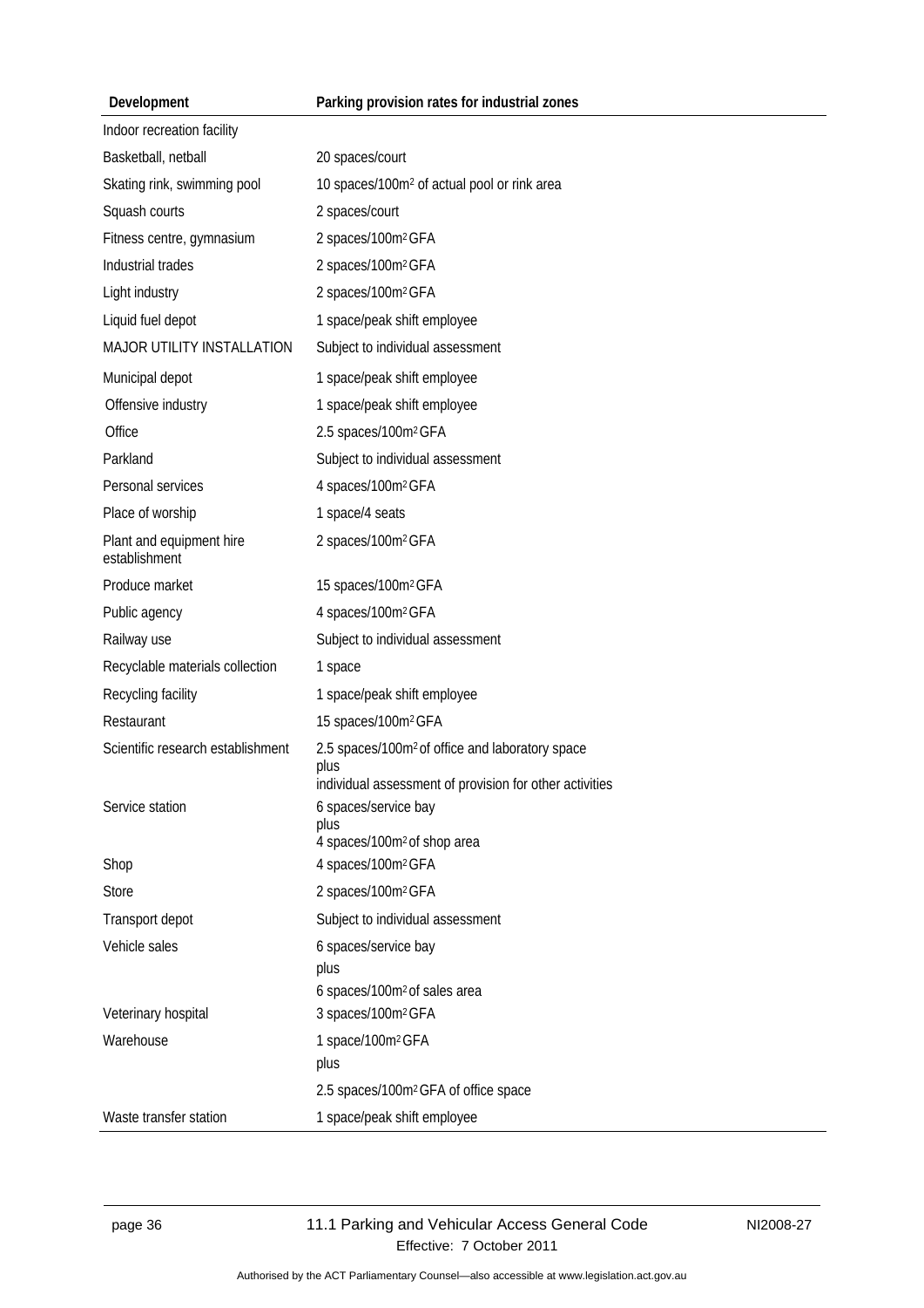| Development | Parking provision rates for industrial zones |
|---|---|
| Indoor recreation facility | |
| Basketball, netball | 20 spaces/court |
| Skating rink, swimming pool | 10 spaces/100m$^2$ of actual pool or rink area |
| Squash courts | 2 spaces/court |
| Fitness centre, gymnasium | 2 spaces/100m$^2$ GFA |
| Industrial trades | 2 spaces/100m$^2$ GFA |
| Light industry | 2 spaces/100m$^2$ GFA |
| Liquid fuel depot | 1 space/peak shift employee |
| MAJOR UTILITY INSTALLATION | Subject to individual assessment |
| Municipal depot | 1 space/peak shift employee |
| Offensive industry | 1 space/peak shift employee |
| Office | 2.5 spaces/100m$^2$ GFA |
| Parkland | Subject to individual assessment |
| Personal services | 4 spaces/100m$^2$ GFA |
| Place of worship | 1 space/4 seats |
| Plant and equipment hire establishment | 2 spaces/100m$^2$ GFA |
| Produce market | 15 spaces/100m$^2$ GFA |
| Public agency | 4 spaces/100m$^2$ GFA |
| Railway use | Subject to individual assessment |
| Recyclable materials collection | 1 space |
| Recycling facility | 1 space/peak shift employee |
| Restaurant | 15 spaces/100m$^2$ GFA |
| Scientific research establishment | 2.5 spaces/100m$^2$ of office and laboratory space plus individual assessment of provision for other activities |
| Service station | 6 spaces/service bay plus 4 spaces/100m$^2$ of shop area |
| Shop | 4 spaces/100m$^2$ GFA |
| Store | 2 spaces/100m$^2$ GFA |
| Transport depot | Subject to individual assessment |
| Vehicle sales | 6 spaces/service bay plus 6 spaces/100m$^2$ of sales area |
| Veterinary hospital | 3 spaces/100m$^2$ GFA |
| Warehouse | 1 space/100m$^2$ GFA plus 2.5 spaces/100m$^2$ GFA of office space |
| Waste transfer station | 1 space/peak shift employee |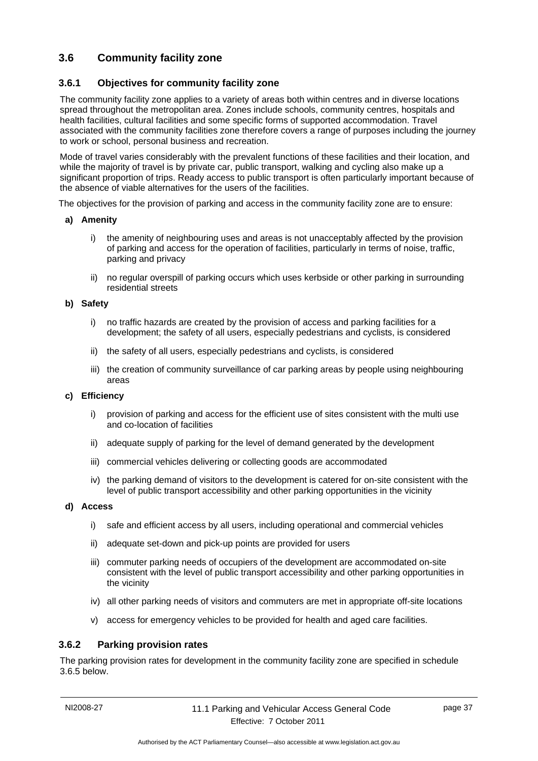## 3.6 Community facility zone

### 3.6.1 Objectives for community facility zone

The community facility zone applies to a variety of areas both within centres and in diverse locations spread throughout the metropolitan area. Zones include schools, community centres, hospitals and health facilities, cultural facilities and some specific forms of supported accommodation. Travel associated with the community facilities zone therefore covers a range of purposes including the journey to work or school, personal business and recreation.

Mode of travel varies considerably with the prevalent functions of these facilities and their location, and while the majority of travel is by private car, public transport, walking and cycling also make up a significant proportion of trips. Ready access to public transport is often particularly important because of the absence of viable alternatives for the users of the facilities.

The objectives for the provision of parking and access in the community facility zone are to ensure:

**a) Amenity**

i) the amenity of neighbouring uses and areas is not unacceptably affected by the provision of parking and access for the operation of facilities, particularly in terms of noise, traffic, parking and privacy

ii) no regular overspill of parking occurs which uses kerbside or other parking in surrounding residential streets

**b) Safety**

i) no traffic hazards are created by the provision of access and parking facilities for a development; the safety of all users, especially pedestrians and cyclists, is considered

ii) the safety of all users, especially pedestrians and cyclists, is considered

iii) the creation of community surveillance of car parking areas by people using neighbouring areas

**c) Efficiency**

i) provision of parking and access for the efficient use of sites consistent with the multi use and co-location of facilities

ii) adequate supply of parking for the level of demand generated by the development

iii) commercial vehicles delivering or collecting goods are accommodated

iv) the parking demand of visitors to the development is catered for on-site consistent with the level of public transport accessibility and other parking opportunities in the vicinity

**d) Access**

i) safe and efficient access by all users, including operational and commercial vehicles

ii) adequate set-down and pick-up points are provided for users

iii) commuter parking needs of occupiers of the development are accommodated on-site consistent with the level of public transport accessibility and other parking opportunities in the vicinity

iv) all other parking needs of visitors and commuters are met in appropriate off-site locations

v) access for emergency vehicles to be provided for health and aged care facilities.

### 3.6.2 Parking provision rates

The parking provision rates for development in the community facility zone are specified in schedule 3.6.5 below.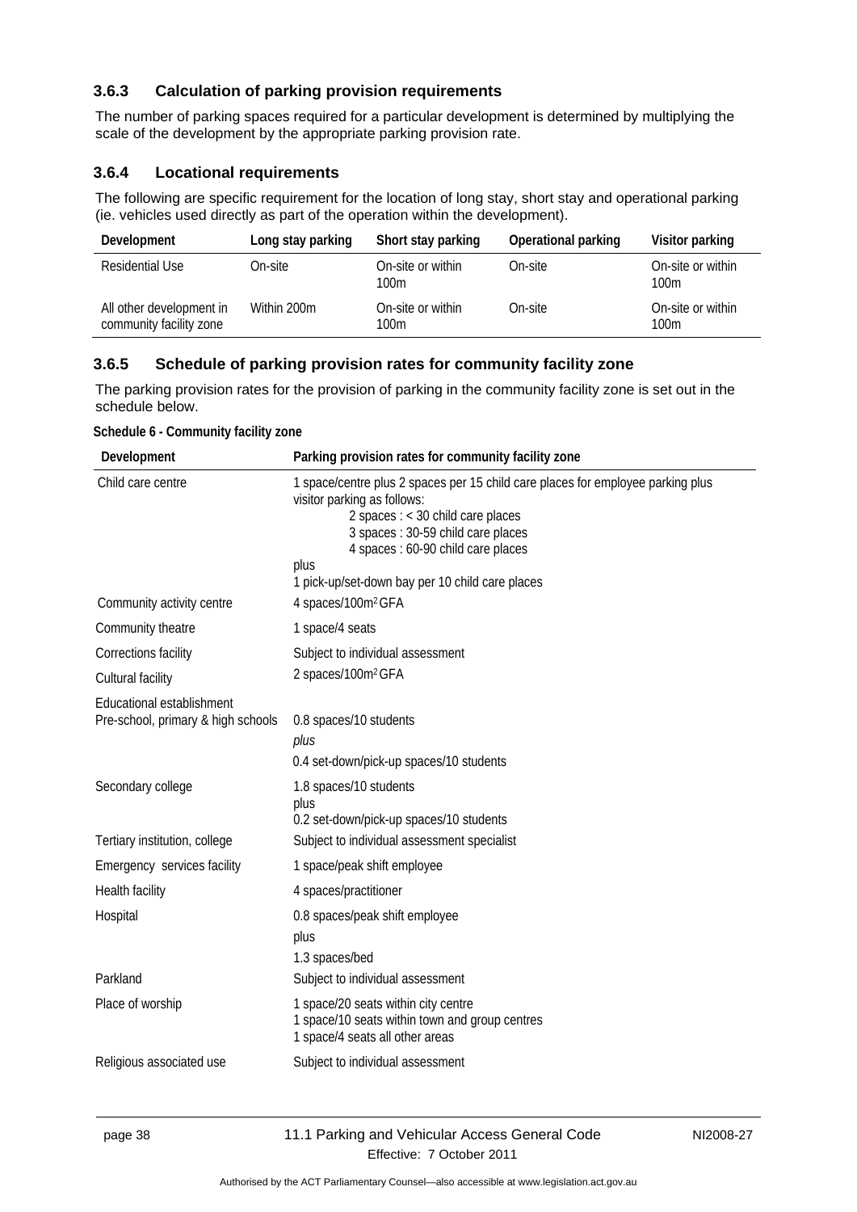### 3.6.3 Calculation of parking provision requirements

The number of parking spaces required for a particular development is determined by multiplying the scale of the development by the appropriate parking provision rate.

### 3.6.4 Locational requirements

The following are specific requirement for the location of long stay, short stay and operational parking (ie. vehicles used directly as part of the operation within the development).

| Development | Long stay parking | Short stay parking | Operational parking | Visitor parking |
|---|---|---|---|---|
| Residential Use | On-site | On-site or within 100m | On-site | On-site or within 100m |
| All other development in community facility zone | Within 200m | On-site or within 100m | On-site | On-site or within 100m |

### 3.6.5 Schedule of parking provision rates for community facility zone

The parking provision rates for the provision of parking in the community facility zone is set out in the schedule below.

**Schedule 6 - Community facility zone**

| Development | Parking provision rates for community facility zone |
|---|---|
| Child care centre | 1 space/centre plus 2 spaces per 15 child care places for employee parking plus visitor parking as follows:<br>2 spaces : < 30 child care places<br>3 spaces : 30-59 child care places<br>4 spaces : 60-90 child care places<br>plus<br>1 pick-up/set-down bay per 10 child care places |
| Community activity centre | 4 spaces/100m² GFA |
| Community theatre | 1 space/4 seats |
| Corrections facility | Subject to individual assessment |
| Cultural facility | 2 spaces/100m² GFA |
| Educational establishment<br>Pre-school, primary & high schools | 0.8 spaces/10 students<br>*plus*<br>0.4 set-down/pick-up spaces/10 students |
| Secondary college | 1.8 spaces/10 students<br>plus<br>0.2 set-down/pick-up spaces/10 students |
| Tertiary institution, college | Subject to individual assessment specialist |
| Emergency services facility | 1 space/peak shift employee |
| Health facility | 4 spaces/practitioner |
| Hospital | 0.8 spaces/peak shift employee<br>plus<br>1.3 spaces/bed |
| Parkland | Subject to individual assessment |
| Place of worship | 1 space/20 seats within city centre<br>1 space/10 seats within town and group centres<br>1 space/4 seats all other areas |
| Religious associated use | Subject to individual assessment |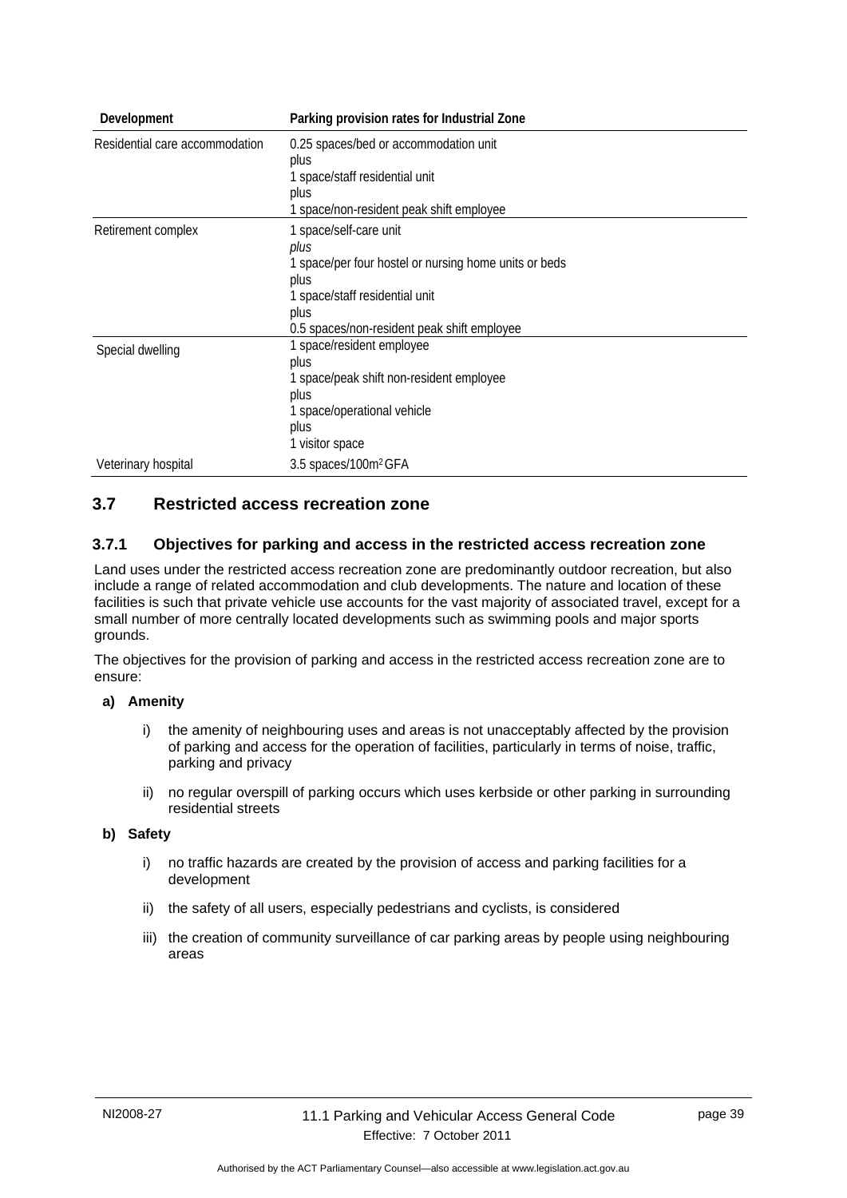| Development | Parking provision rates for Industrial Zone |
| --- | --- |
| Residential care accommodation | 0.25 spaces/bed or accommodation unit<br>plus<br>1 space/staff residential unit<br>plus<br>1 space/non-resident peak shift employee |
| Retirement complex | 1 space/self-care unit<br>*plus*<br>1 space/per four hostel or nursing home units or beds<br>plus<br>1 space/staff residential unit<br>plus<br>0.5 spaces/non-resident peak shift employee |
| Special dwelling | 1 space/resident employee<br>plus<br>1 space/peak shift non-resident employee<br>plus<br>1 space/operational vehicle<br>plus<br>1 visitor space |
| Veterinary hospital | 3.5 spaces/100m² GFA |

## 3.7 Restricted access recreation zone

### 3.7.1 Objectives for parking and access in the restricted access recreation zone

Land uses under the restricted access recreation zone are predominantly outdoor recreation, but also include a range of related accommodation and club developments. The nature and location of these facilities is such that private vehicle use accounts for the vast majority of associated travel, except for a small number of more centrally located developments such as swimming pools and major sports grounds.

The objectives for the provision of parking and access in the restricted access recreation zone are to ensure:

**a) Amenity**

- i) the amenity of neighbouring uses and areas is not unacceptably affected by the provision of parking and access for the operation of facilities, particularly in terms of noise, traffic, parking and privacy
- ii) no regular overspill of parking occurs which uses kerbside or other parking in surrounding residential streets

**b) Safety**

- i) no traffic hazards are created by the provision of access and parking facilities for a development
- ii) the safety of all users, especially pedestrians and cyclists, is considered
- iii) the creation of community surveillance of car parking areas by people using neighbouring areas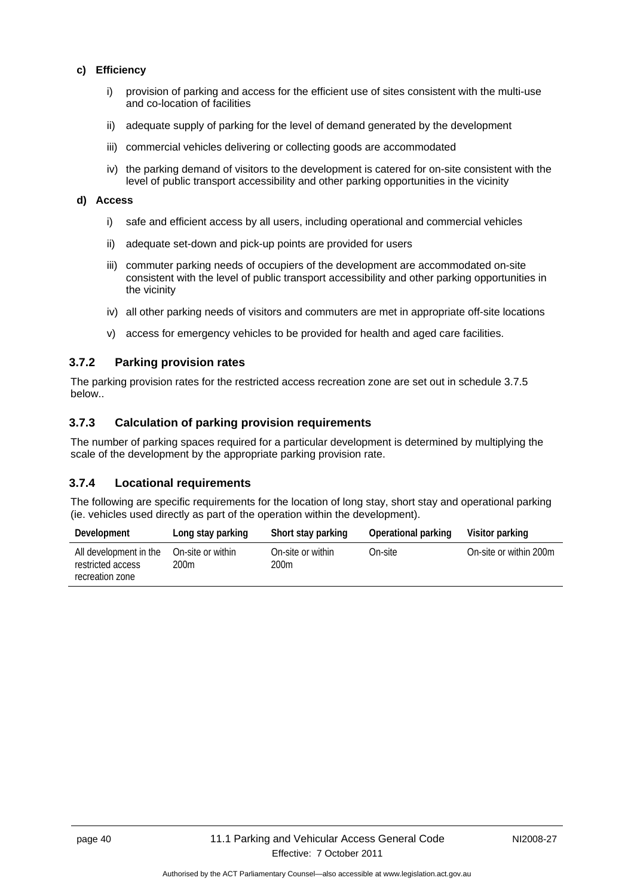**c) Efficiency**

i) provision of parking and access for the efficient use of sites consistent with the multi-use and co-location of facilities

ii) adequate supply of parking for the level of demand generated by the development

iii) commercial vehicles delivering or collecting goods are accommodated

iv) the parking demand of visitors to the development is catered for on-site consistent with the level of public transport accessibility and other parking opportunities in the vicinity

**d) Access**

i) safe and efficient access by all users, including operational and commercial vehicles

ii) adequate set-down and pick-up points are provided for users

iii) commuter parking needs of occupiers of the development are accommodated on-site consistent with the level of public transport accessibility and other parking opportunities in the vicinity

iv) all other parking needs of visitors and commuters are met in appropriate off-site locations

v) access for emergency vehicles to be provided for health and aged care facilities.

### 3.7.2 Parking provision rates

The parking provision rates for the restricted access recreation zone are set out in schedule 3.7.5 below..

### 3.7.3 Calculation of parking provision requirements

The number of parking spaces required for a particular development is determined by multiplying the scale of the development by the appropriate parking provision rate.

### 3.7.4 Locational requirements

The following are specific requirements for the location of long stay, short stay and operational parking (ie. vehicles used directly as part of the operation within the development).

| Development | Long stay parking | Short stay parking | Operational parking | Visitor parking |
|---|---|---|---|---|
| All development in the restricted access recreation zone | On-site or within 200m | On-site or within 200m | On-site | On-site or within 200m |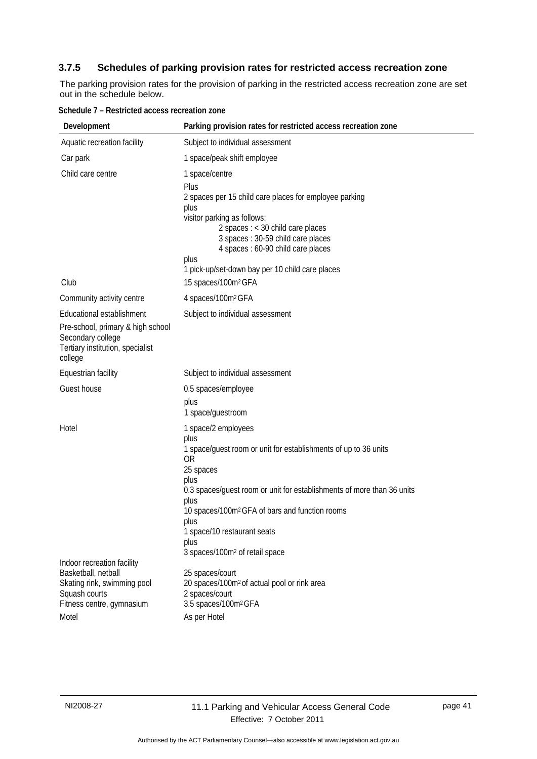### 3.7.5 Schedules of parking provision rates for restricted access recreation zone

The parking provision rates for the provision of parking in the restricted access recreation zone are set out in the schedule below.

**Schedule 7 – Restricted access recreation zone**

| Development | Parking provision rates for restricted access recreation zone |
|---|---|
| Aquatic recreation facility | Subject to individual assessment |
| Car park | 1 space/peak shift employee |
| Child care centre | 1 space/centre<br>Plus<br>2 spaces per 15 child care places for employee parking<br>plus<br>visitor parking as follows:<br>2 spaces : < 30 child care places<br>3 spaces : 30-59 child care places<br>4 spaces : 60-90 child care places<br>plus<br>1 pick-up/set-down bay per 10 child care places |
| Club | 15 spaces/100m² GFA |
| Community activity centre | 4 spaces/100m² GFA |
| Educational establishment<br>Pre-school, primary & high school<br>Secondary college<br>Tertiary institution, specialist college | Subject to individual assessment |
| Equestrian facility | Subject to individual assessment |
| Guest house | 0.5 spaces/employee<br>plus<br>1 space/guestroom |
| Hotel | 1 space/2 employees<br>plus<br>1 space/guest room or unit for establishments of up to 36 units<br>OR<br>25 spaces<br>plus<br>0.3 spaces/guest room or unit for establishments of more than 36 units<br>plus<br>10 spaces/100m² GFA of bars and function rooms<br>plus<br>1 space/10 restaurant seats<br>plus<br>3 spaces/100m² of retail space |
| Indoor recreation facility<br>Basketball, netball<br>Skating rink, swimming pool<br>Squash courts<br>Fitness centre, gymnasium | <br>25 spaces/court<br>20 spaces/100m² of actual pool or rink area<br>2 spaces/court<br>3.5 spaces/100m² GFA |
| Motel | As per Hotel |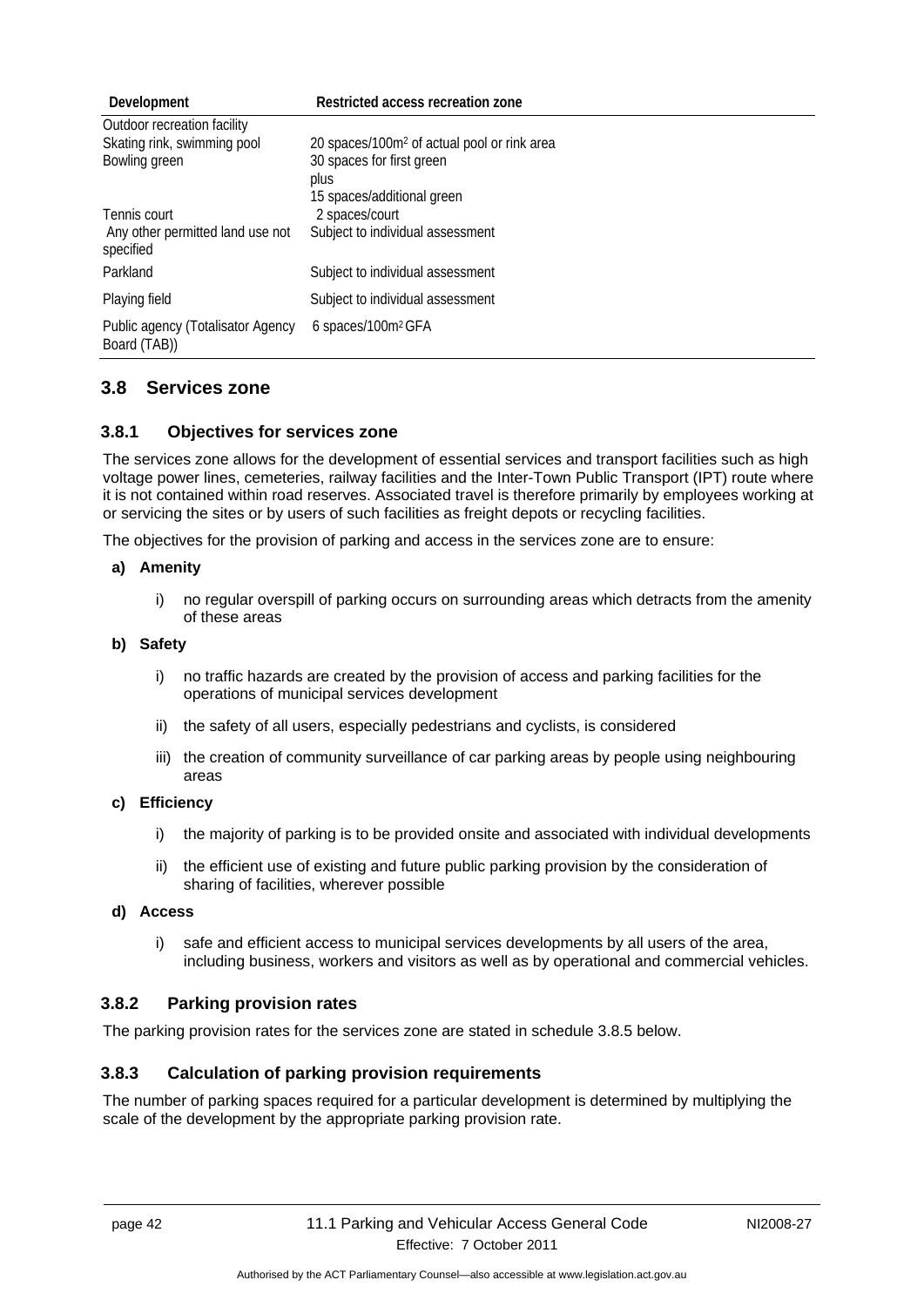| Development | Restricted access recreation zone |
|---|---|
| Outdoor recreation facility | |
| Skating rink, swimming pool | 20 spaces/100m$^2$ of actual pool or rink area |
| Bowling green | 30 spaces for first green<br>plus<br>15 spaces/additional green |
| Tennis court | 2 spaces/court |
| Any other permitted land use not specified | Subject to individual assessment |
| Parkland | Subject to individual assessment |
| Playing field | Subject to individual assessment |
| Public agency (Totalisator Agency Board (TAB)) | 6 spaces/100m$^2$ GFA |

## 3.8 Services zone

### 3.8.1 Objectives for services zone

The services zone allows for the development of essential services and transport facilities such as high voltage power lines, cemeteries, railway facilities and the Inter-Town Public Transport (IPT) route where it is not contained within road reserves. Associated travel is therefore primarily by employees working at or servicing the sites or by users of such facilities as freight depots or recycling facilities.

The objectives for the provision of parking and access in the services zone are to ensure:

**a) Amenity**

i) no regular overspill of parking occurs on surrounding areas which detracts from the amenity of these areas

**b) Safety**

i) no traffic hazards are created by the provision of access and parking facilities for the operations of municipal services development

ii) the safety of all users, especially pedestrians and cyclists, is considered

iii) the creation of community surveillance of car parking areas by people using neighbouring areas

**c) Efficiency**

i) the majority of parking is to be provided onsite and associated with individual developments

ii) the efficient use of existing and future public parking provision by the consideration of sharing of facilities, wherever possible

**d) Access**

i) safe and efficient access to municipal services developments by all users of the area, including business, workers and visitors as well as by operational and commercial vehicles.

### 3.8.2 Parking provision rates

The parking provision rates for the services zone are stated in schedule 3.8.5 below.

### 3.8.3 Calculation of parking provision requirements

The number of parking spaces required for a particular development is determined by multiplying the scale of the development by the appropriate parking provision rate.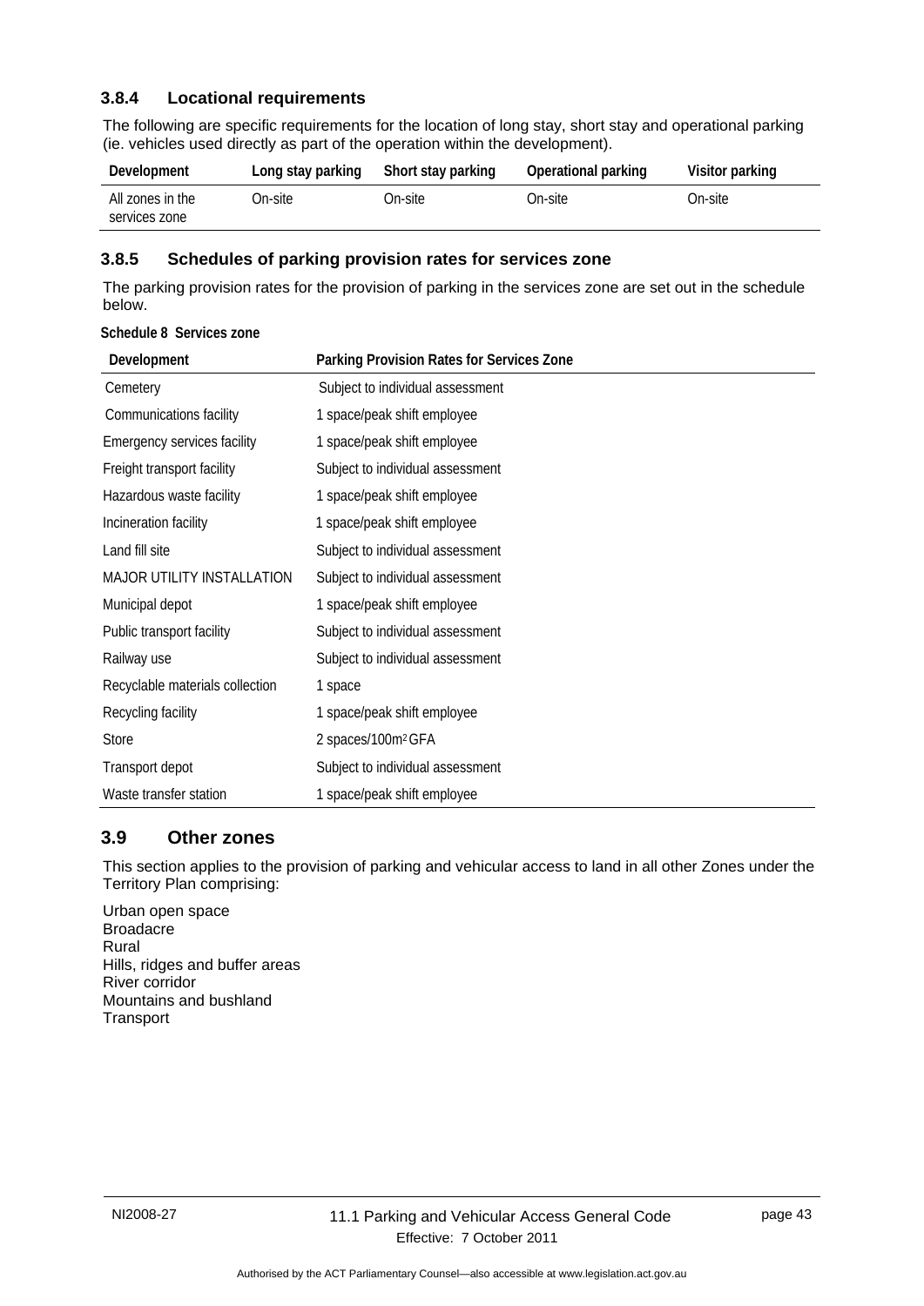### 3.8.4 Locational requirements

The following are specific requirements for the location of long stay, short stay and operational parking (ie. vehicles used directly as part of the operation within the development).

| Development | Long stay parking | Short stay parking | Operational parking | Visitor parking |
|---|---|---|---|---|
| All zones in the services zone | On-site | On-site | On-site | On-site |

### 3.8.5 Schedules of parking provision rates for services zone

The parking provision rates for the provision of parking in the services zone are set out in the schedule below.

**Schedule 8 Services zone**

| Development | Parking Provision Rates for Services Zone |
|---|---|
| Cemetery | Subject to individual assessment |
| Communications facility | 1 space/peak shift employee |
| Emergency services facility | 1 space/peak shift employee |
| Freight transport facility | Subject to individual assessment |
| Hazardous waste facility | 1 space/peak shift employee |
| Incineration facility | 1 space/peak shift employee |
| Land fill site | Subject to individual assessment |
| MAJOR UTILITY INSTALLATION | Subject to individual assessment |
| Municipal depot | 1 space/peak shift employee |
| Public transport facility | Subject to individual assessment |
| Railway use | Subject to individual assessment |
| Recyclable materials collection | 1 space |
| Recycling facility | 1 space/peak shift employee |
| Store | 2 spaces/100m$^2$ GFA |
| Transport depot | Subject to individual assessment |
| Waste transfer station | 1 space/peak shift employee |

## 3.9 Other zones

This section applies to the provision of parking and vehicular access to land in all other Zones under the Territory Plan comprising:

Urban open space
Broadacre
Rural
Hills, ridges and buffer areas
River corridor
Mountains and bushland
Transport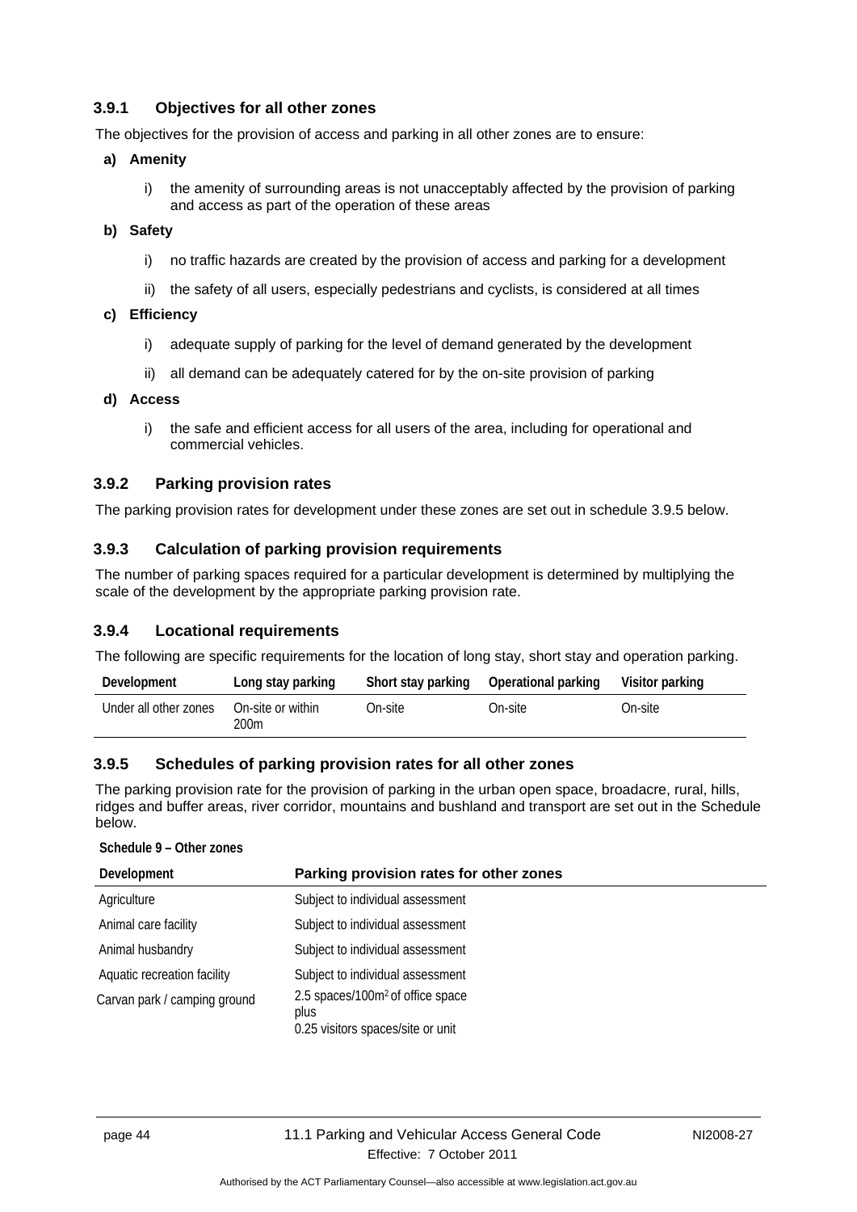### 3.9.1 Objectives for all other zones

The objectives for the provision of access and parking in all other zones are to ensure:

**a) Amenity**

i) the amenity of surrounding areas is not unacceptably affected by the provision of parking and access as part of the operation of these areas

**b) Safety**

i) no traffic hazards are created by the provision of access and parking for a development

ii) the safety of all users, especially pedestrians and cyclists, is considered at all times

**c) Efficiency**

i) adequate supply of parking for the level of demand generated by the development

ii) all demand can be adequately catered for by the on-site provision of parking

**d) Access**

i) the safe and efficient access for all users of the area, including for operational and commercial vehicles.

### 3.9.2 Parking provision rates

The parking provision rates for development under these zones are set out in schedule 3.9.5 below.

### 3.9.3 Calculation of parking provision requirements

The number of parking spaces required for a particular development is determined by multiplying the scale of the development by the appropriate parking provision rate.

### 3.9.4 Locational requirements

The following are specific requirements for the location of long stay, short stay and operation parking.

| Development | Long stay parking | Short stay parking | Operational parking | Visitor parking |
|---|---|---|---|---|
| Under all other zones | On-site or within 200m | On-site | On-site | On-site |

### 3.9.5 Schedules of parking provision rates for all other zones

The parking provision rate for the provision of parking in the urban open space, broadacre, rural, hills, ridges and buffer areas, river corridor, mountains and bushland and transport are set out in the Schedule below.

**Schedule 9 – Other zones**

| Development | Parking provision rates for other zones |
|---|---|
| Agriculture | Subject to individual assessment |
| Animal care facility | Subject to individual assessment |
| Animal husbandry | Subject to individual assessment |
| Aquatic recreation facility | Subject to individual assessment |
| Carvan park / camping ground | 2.5 spaces/100m$^2$ of office space<br>plus<br>0.25 visitors spaces/site or unit |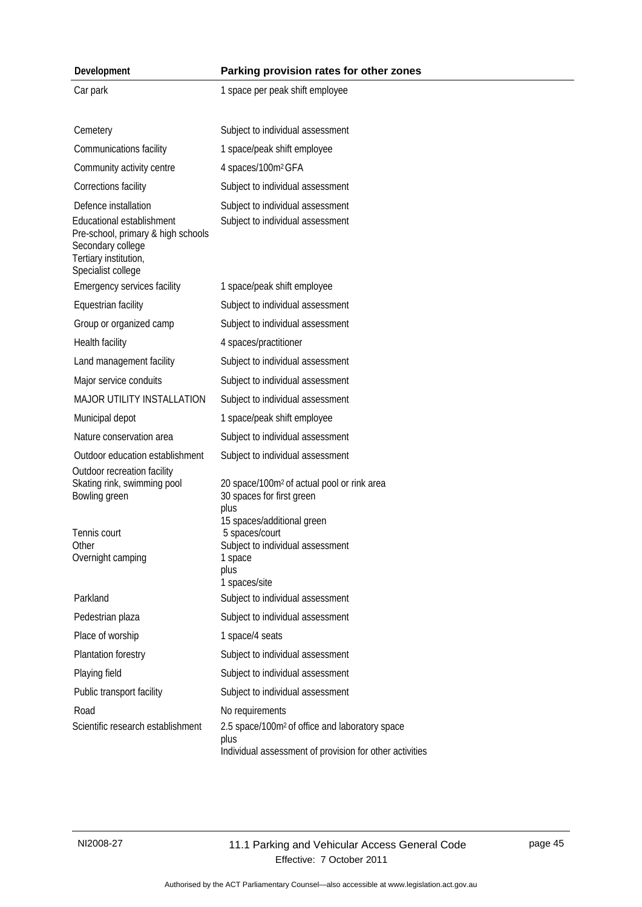| Development | Parking provision rates for other zones |
|---|---|
| Car park | 1 space per peak shift employee |
| Cemetery | Subject to individual assessment |
| Communications facility | 1 space/peak shift employee |
| Community activity centre | 4 spaces/100m² GFA |
| Corrections facility | Subject to individual assessment |
| Defence installation | Subject to individual assessment |
| Educational establishment<br>Pre-school, primary & high schools<br>Secondary college<br>Tertiary institution,<br>Specialist college | Subject to individual assessment |
| Emergency services facility | 1 space/peak shift employee |
| Equestrian facility | Subject to individual assessment |
| Group or organized camp | Subject to individual assessment |
| Health facility | 4 spaces/practitioner |
| Land management facility | Subject to individual assessment |
| Major service conduits | Subject to individual assessment |
| MAJOR UTILITY INSTALLATION | Subject to individual assessment |
| Municipal depot | 1 space/peak shift employee |
| Nature conservation area | Subject to individual assessment |
| Outdoor education establishment | Subject to individual assessment |
| Outdoor recreation facility | |
| Skating rink, swimming pool | 20 space/100m² of actual pool or rink area |
| Bowling green | 30 spaces for first green<br>plus<br>15 spaces/additional green |
| Tennis court | 5 spaces/court |
| Other | Subject to individual assessment |
| Overnight camping | 1 space<br>plus<br>1 spaces/site |
| Parkland | Subject to individual assessment |
| Pedestrian plaza | Subject to individual assessment |
| Place of worship | 1 space/4 seats |
| Plantation forestry | Subject to individual assessment |
| Playing field | Subject to individual assessment |
| Public transport facility | Subject to individual assessment |
| Road | No requirements |
| Scientific research establishment | 2.5 space/100m² of office and laboratory space<br>plus<br>Individual assessment of provision for other activities |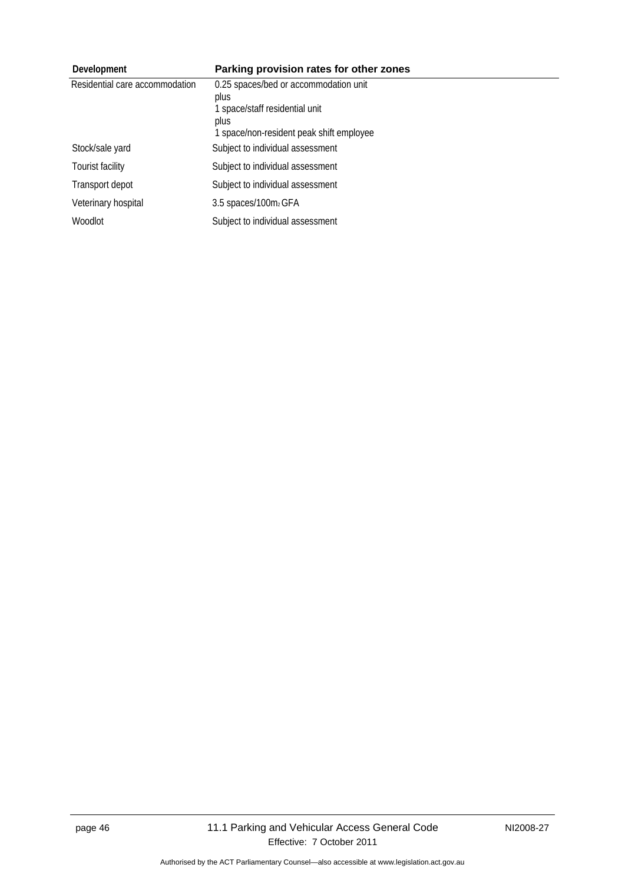| Development | Parking provision rates for other zones |
|---|---|
| Residential care accommodation | 0.25 spaces/bed or accommodation unit<br>plus<br>1 space/staff residential unit<br>plus<br>1 space/non-resident peak shift employee |
| Stock/sale yard | Subject to individual assessment |
| Tourist facility | Subject to individual assessment |
| Transport depot | Subject to individual assessment |
| Veterinary hospital | 3.5 spaces/100m$^2$ GFA |
| Woodlot | Subject to individual assessment |